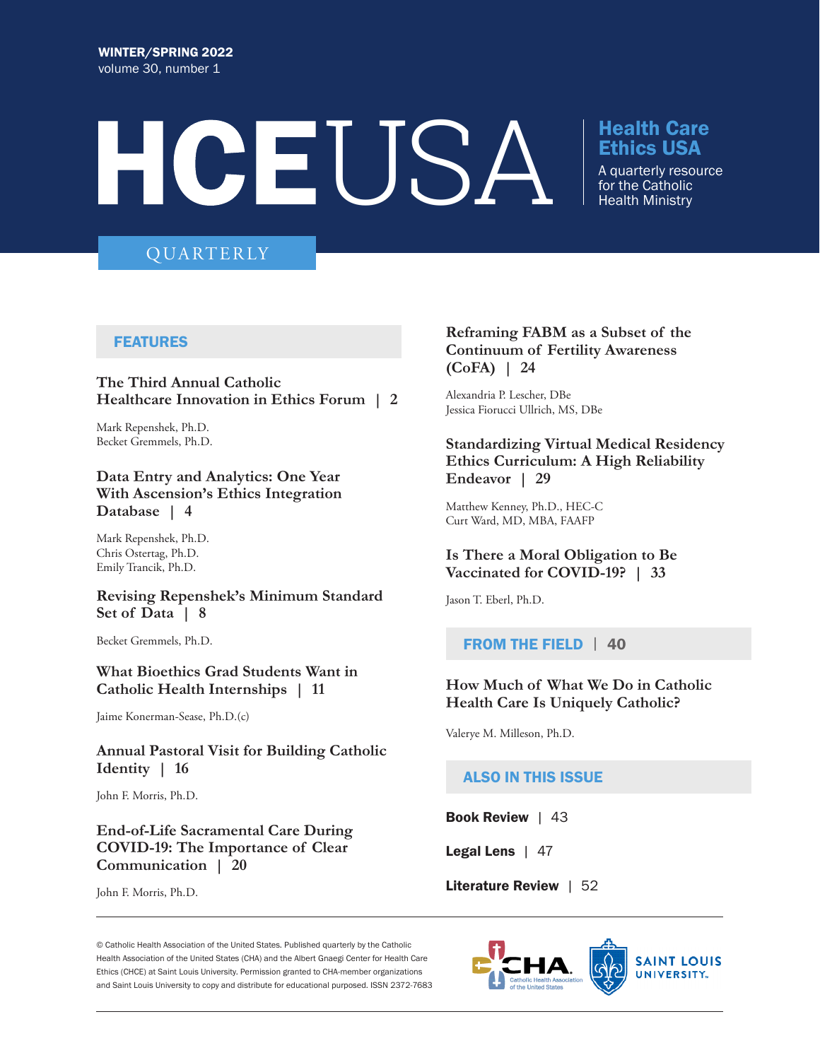WINTER/SPRING 2022
volume 30, number 1

# HCEUSA

**Health Care Ethics USA**
A quarterly resource for the Catholic Health Ministry

QUARTERLY

## FEATURES

### The Third Annual Catholic Healthcare Innovation in Ethics Forum | 2

Mark Repenshek, Ph.D.
Becket Gremmels, Ph.D.

### Data Entry and Analytics: One Year With Ascension's Ethics Integration Database | 4

Mark Repenshek, Ph.D.
Chris Ostertag, Ph.D.
Emily Trancik, Ph.D.

### Revising Repenshek's Minimum Standard Set of Data | 8

Becket Gremmels, Ph.D.

### What Bioethics Grad Students Want in Catholic Health Internships | 11

Jaime Konerman-Sease, Ph.D.(c)

### Annual Pastoral Visit for Building Catholic Identity | 16

John F. Morris, Ph.D.

### End-of-Life Sacramental Care During COVID-19: The Importance of Clear Communication | 20

John F. Morris, Ph.D.

### Reframing FABM as a Subset of the Continuum of Fertility Awareness (CoFA) | 24

Alexandria P. Lescher, DBe
Jessica Fiorucci Ullrich, MS, DBe

### Standardizing Virtual Medical Residency Ethics Curriculum: A High Reliability Endeavor | 29

Matthew Kenney, Ph.D., HEC-C
Curt Ward, MD, MBA, FAAFP

### Is There a Moral Obligation to Be Vaccinated for COVID-19? | 33

Jason T. Eberl, Ph.D.

## FROM THE FIELD | 40

### How Much of What We Do in Catholic Health Care Is Uniquely Catholic?

Valerye M. Milleson, Ph.D.

## ALSO IN THIS ISSUE

**Book Review** | 43

**Legal Lens** | 47

**Literature Review** | 52

© Catholic Health Association of the United States. Published quarterly by the Catholic Health Association of the United States (CHA) and the Albert Gnaegi Center for Health Care Ethics (CHCE) at Saint Louis University. Permission granted to CHA-member organizations and Saint Louis University to copy and distribute for educational purposed. ISSN 2372-7683

CHA Catholic Health Association of the United States

SAINT LOUIS UNIVERSITY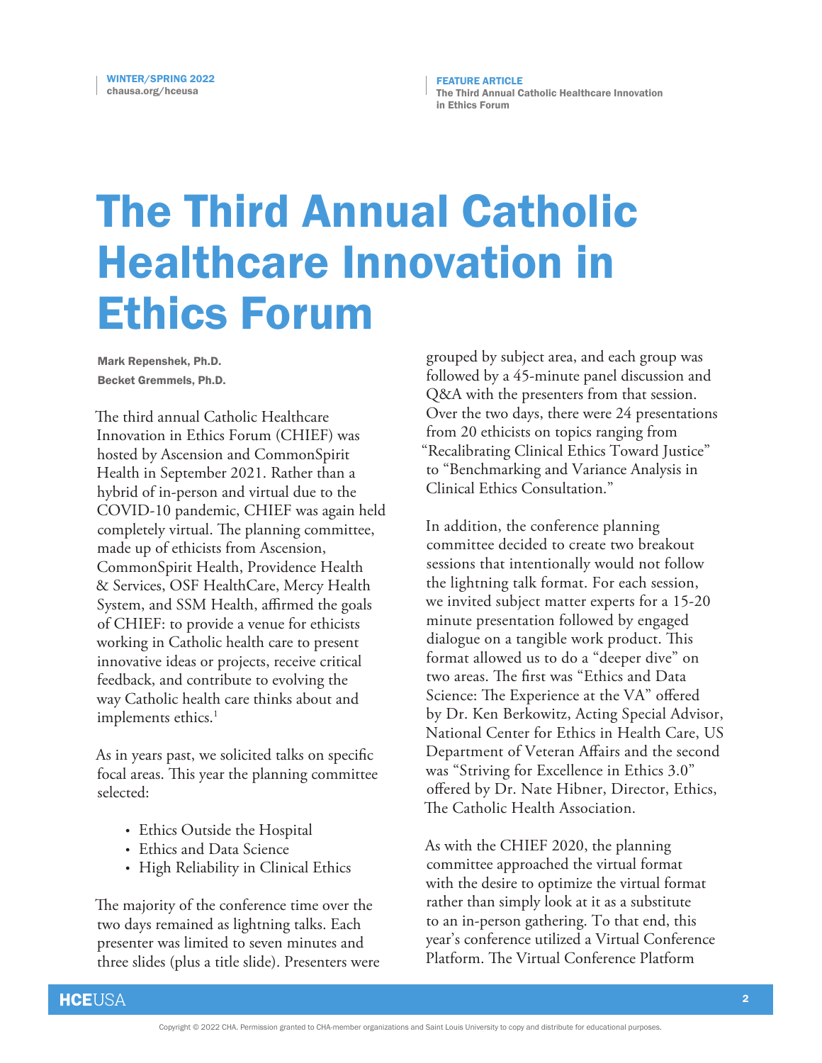# The Third Annual Catholic Healthcare Innovation in Ethics Forum

**Mark Repenshek, Ph.D.**
**Becket Gremmels, Ph.D.**

The third annual Catholic Healthcare Innovation in Ethics Forum (CHIEF) was hosted by Ascension and CommonSpirit Health in September 2021. Rather than a hybrid of in-person and virtual due to the COVID-10 pandemic, CHIEF was again held completely virtual. The planning committee, made up of ethicists from Ascension, CommonSpirit Health, Providence Health & Services, OSF HealthCare, Mercy Health System, and SSM Health, affirmed the goals of CHIEF: to provide a venue for ethicists working in Catholic health care to present innovative ideas or projects, receive critical feedback, and contribute to evolving the way Catholic health care thinks about and implements ethics.[1]

As in years past, we solicited talks on specific focal areas. This year the planning committee selected:

- Ethics Outside the Hospital
- Ethics and Data Science
- High Reliability in Clinical Ethics

The majority of the conference time over the two days remained as lightning talks. Each presenter was limited to seven minutes and three slides (plus a title slide). Presenters were grouped by subject area, and each group was followed by a 45-minute panel discussion and Q&A with the presenters from that session. Over the two days, there were 24 presentations from 20 ethicists on topics ranging from "Recalibrating Clinical Ethics Toward Justice" to "Benchmarking and Variance Analysis in Clinical Ethics Consultation."

In addition, the conference planning committee decided to create two breakout sessions that intentionally would not follow the lightning talk format. For each session, we invited subject matter experts for a 15-20 minute presentation followed by engaged dialogue on a tangible work product. This format allowed us to do a "deeper dive" on two areas. The first was "Ethics and Data Science: The Experience at the VA" offered by Dr. Ken Berkowitz, Acting Special Advisor, National Center for Ethics in Health Care, US Department of Veteran Affairs and the second was "Striving for Excellence in Ethics 3.0" offered by Dr. Nate Hibner, Director, Ethics, The Catholic Health Association.

As with the CHIEF 2020, the planning committee approached the virtual format with the desire to optimize the virtual format rather than simply look at it as a substitute to an in-person gathering. To that end, this year's conference utilized a Virtual Conference Platform. The Virtual Conference Platform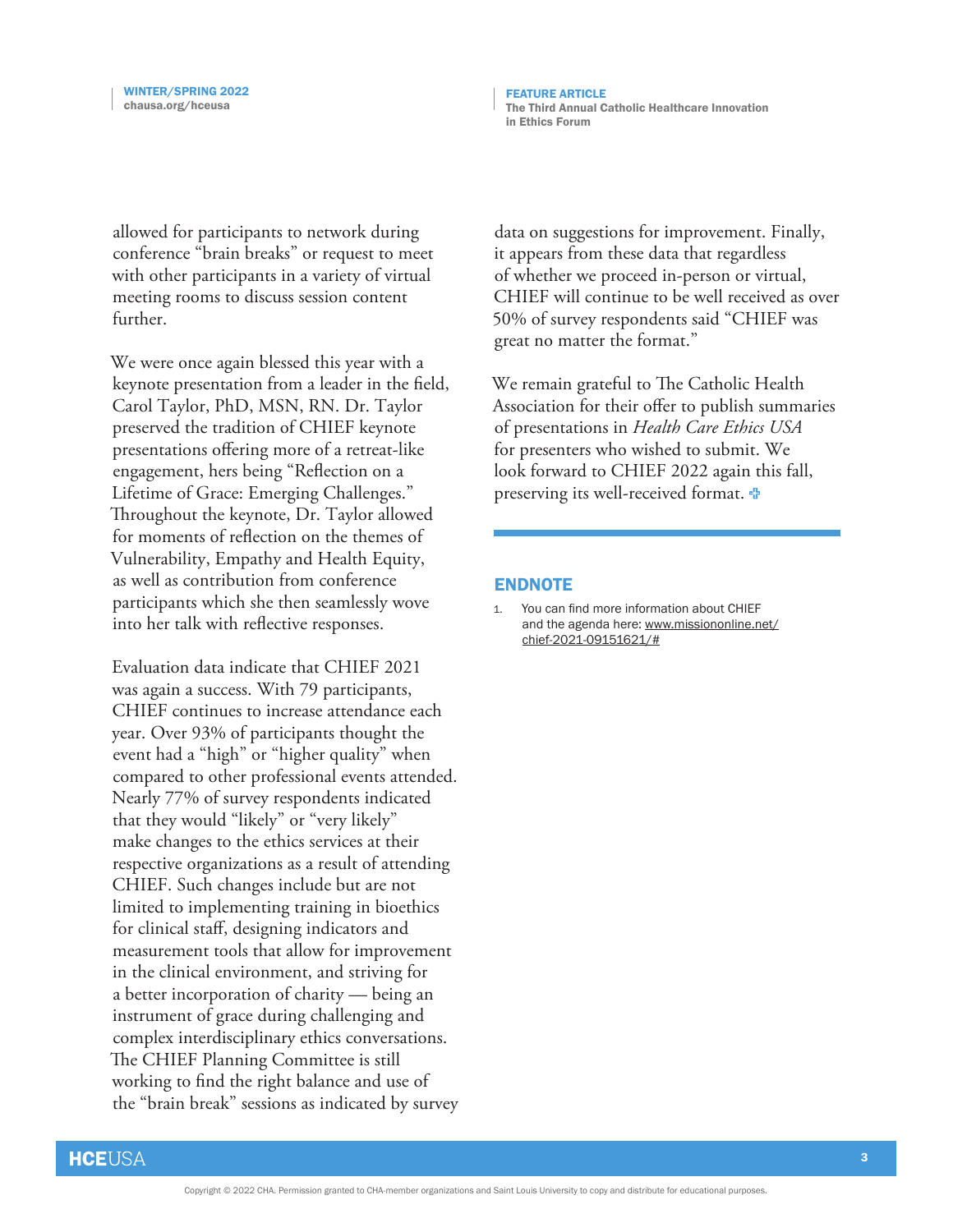allowed for participants to network during conference "brain breaks" or request to meet with other participants in a variety of virtual meeting rooms to discuss session content further.

We were once again blessed this year with a keynote presentation from a leader in the field, Carol Taylor, PhD, MSN, RN. Dr. Taylor preserved the tradition of CHIEF keynote presentations offering more of a retreat-like engagement, hers being "Reflection on a Lifetime of Grace: Emerging Challenges." Throughout the keynote, Dr. Taylor allowed for moments of reflection on the themes of Vulnerability, Empathy and Health Equity, as well as contribution from conference participants which she then seamlessly wove into her talk with reflective responses.

Evaluation data indicate that CHIEF 2021 was again a success. With 79 participants, CHIEF continues to increase attendance each year. Over 93% of participants thought the event had a "high" or "higher quality" when compared to other professional events attended. Nearly 77% of survey respondents indicated that they would "likely" or "very likely" make changes to the ethics services at their respective organizations as a result of attending CHIEF. Such changes include but are not limited to implementing training in bioethics for clinical staff, designing indicators and measurement tools that allow for improvement in the clinical environment, and striving for a better incorporation of charity — being an instrument of grace during challenging and complex interdisciplinary ethics conversations. The CHIEF Planning Committee is still working to find the right balance and use of the "brain break" sessions as indicated by survey data on suggestions for improvement. Finally, it appears from these data that regardless of whether we proceed in-person or virtual, CHIEF will continue to be well received as over 50% of survey respondents said "CHIEF was great no matter the format."

We remain grateful to The Catholic Health Association for their offer to publish summaries of presentations in *Health Care Ethics USA* for presenters who wished to submit. We look forward to CHIEF 2022 again this fall, preserving its well-received format.

## ENDNOTE

1. You can find more information about CHIEF and the agenda here: www.missiononline.net/chief-2021-09151621/#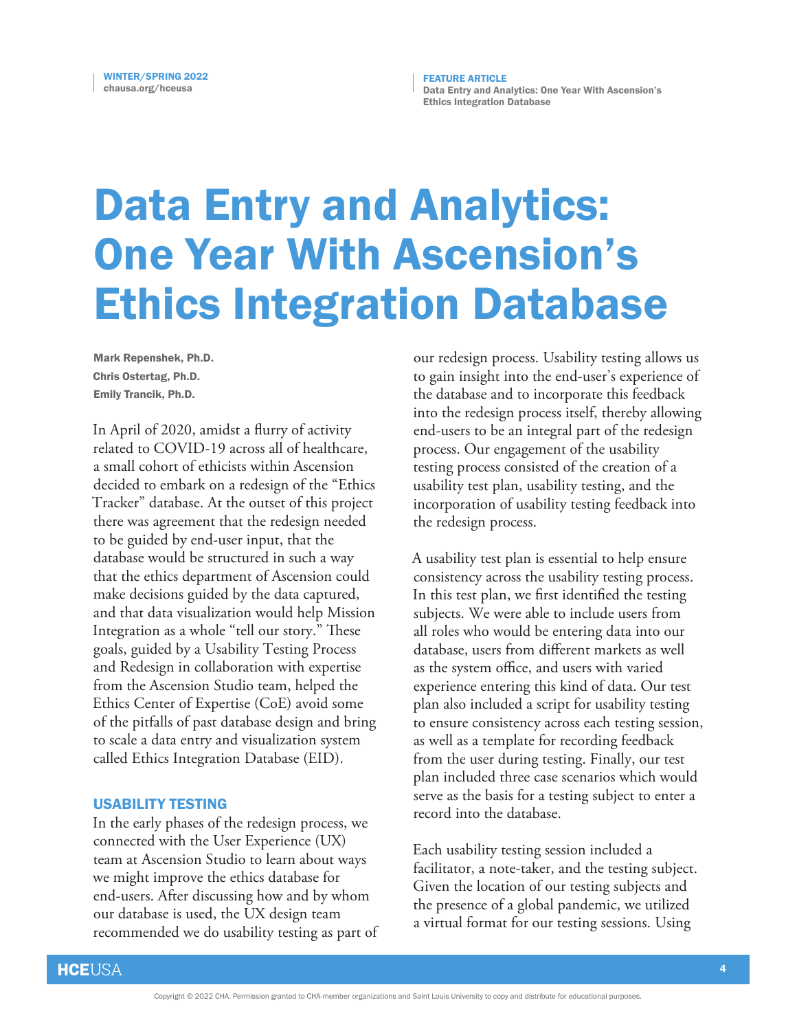# Data Entry and Analytics: One Year With Ascension's Ethics Integration Database

Mark Repenshek, Ph.D.
Chris Ostertag, Ph.D.
Emily Trancik, Ph.D.

In April of 2020, amidst a flurry of activity related to COVID-19 across all of healthcare, a small cohort of ethicists within Ascension decided to embark on a redesign of the "Ethics Tracker" database. At the outset of this project there was agreement that the redesign needed to be guided by end-user input, that the database would be structured in such a way that the ethics department of Ascension could make decisions guided by the data captured, and that data visualization would help Mission Integration as a whole "tell our story." These goals, guided by a Usability Testing Process and Redesign in collaboration with expertise from the Ascension Studio team, helped the Ethics Center of Expertise (CoE) avoid some of the pitfalls of past database design and bring to scale a data entry and visualization system called Ethics Integration Database (EID).

## USABILITY TESTING

In the early phases of the redesign process, we connected with the User Experience (UX) team at Ascension Studio to learn about ways we might improve the ethics database for end-users. After discussing how and by whom our database is used, the UX design team recommended we do usability testing as part of our redesign process. Usability testing allows us to gain insight into the end-user's experience of the database and to incorporate this feedback into the redesign process itself, thereby allowing end-users to be an integral part of the redesign process. Our engagement of the usability testing process consisted of the creation of a usability test plan, usability testing, and the incorporation of usability testing feedback into the redesign process.

A usability test plan is essential to help ensure consistency across the usability testing process. In this test plan, we first identified the testing subjects. We were able to include users from all roles who would be entering data into our database, users from different markets as well as the system office, and users with varied experience entering this kind of data. Our test plan also included a script for usability testing to ensure consistency across each testing session, as well as a template for recording feedback from the user during testing. Finally, our test plan included three case scenarios which would serve as the basis for a testing subject to enter a record into the database.

Each usability testing session included a facilitator, a note-taker, and the testing subject. Given the location of our testing subjects and the presence of a global pandemic, we utilized a virtual format for our testing sessions. Using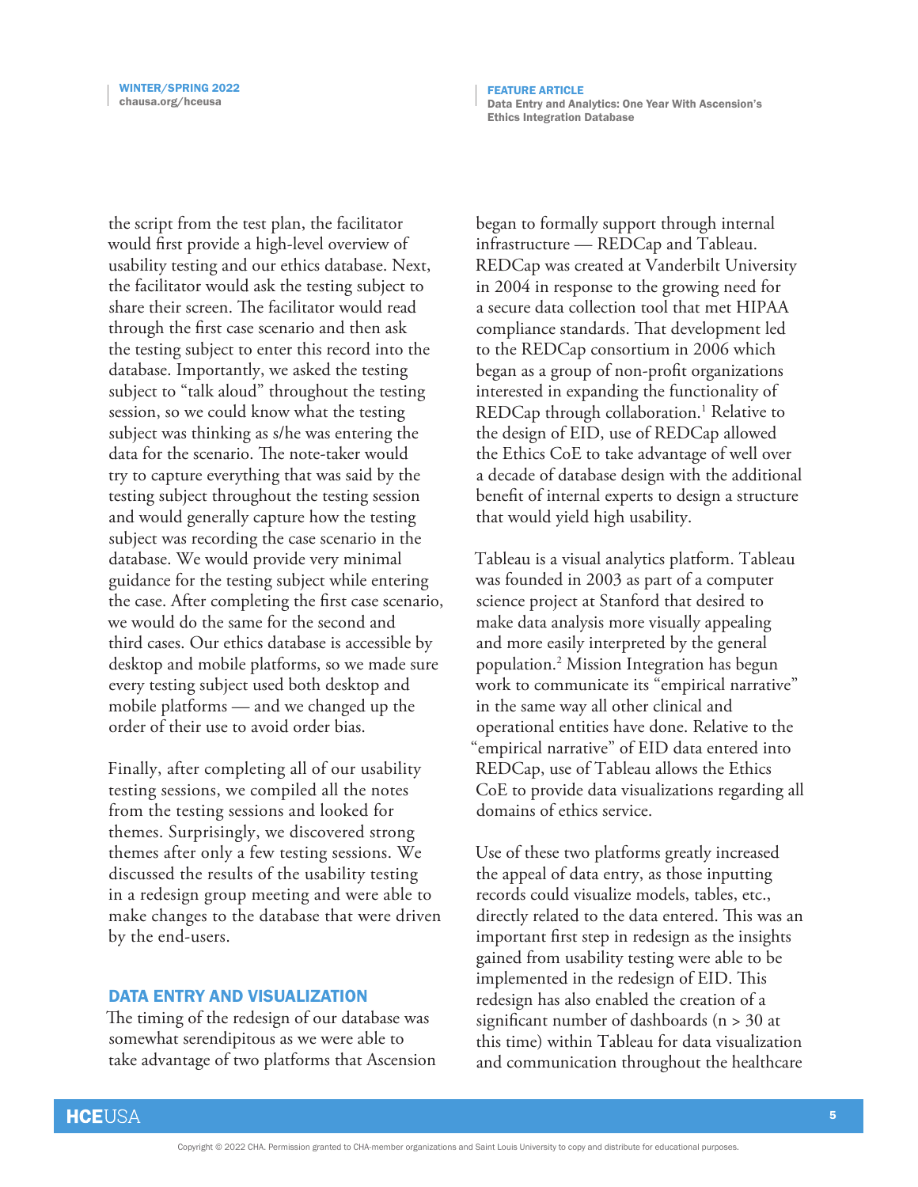the script from the test plan, the facilitator would first provide a high-level overview of usability testing and our ethics database. Next, the facilitator would ask the testing subject to share their screen. The facilitator would read through the first case scenario and then ask the testing subject to enter this record into the database. Importantly, we asked the testing subject to "talk aloud" throughout the testing session, so we could know what the testing subject was thinking as s/he was entering the data for the scenario. The note-taker would try to capture everything that was said by the testing subject throughout the testing session and would generally capture how the testing subject was recording the case scenario in the database. We would provide very minimal guidance for the testing subject while entering the case. After completing the first case scenario, we would do the same for the second and third cases. Our ethics database is accessible by desktop and mobile platforms, so we made sure every testing subject used both desktop and mobile platforms — and we changed up the order of their use to avoid order bias.

Finally, after completing all of our usability testing sessions, we compiled all the notes from the testing sessions and looked for themes. Surprisingly, we discovered strong themes after only a few testing sessions. We discussed the results of the usability testing in a redesign group meeting and were able to make changes to the database that were driven by the end-users.

## DATA ENTRY AND VISUALIZATION

The timing of the redesign of our database was somewhat serendipitous as we were able to take advantage of two platforms that Ascension began to formally support through internal infrastructure — REDCap and Tableau. REDCap was created at Vanderbilt University in 2004 in response to the growing need for a secure data collection tool that met HIPAA compliance standards. That development led to the REDCap consortium in 2006 which began as a group of non-profit organizations interested in expanding the functionality of REDCap through collaboration.[1] Relative to the design of EID, use of REDCap allowed the Ethics CoE to take advantage of well over a decade of database design with the additional benefit of internal experts to design a structure that would yield high usability.

Tableau is a visual analytics platform. Tableau was founded in 2003 as part of a computer science project at Stanford that desired to make data analysis more visually appealing and more easily interpreted by the general population.[2] Mission Integration has begun work to communicate its "empirical narrative" in the same way all other clinical and operational entities have done. Relative to the "empirical narrative" of EID data entered into REDCap, use of Tableau allows the Ethics CoE to provide data visualizations regarding all domains of ethics service.

Use of these two platforms greatly increased the appeal of data entry, as those inputting records could visualize models, tables, etc., directly related to the data entered. This was an important first step in redesign as the insights gained from usability testing were able to be implemented in the redesign of EID. This redesign has also enabled the creation of a significant number of dashboards (n > 30 at this time) within Tableau for data visualization and communication throughout the healthcare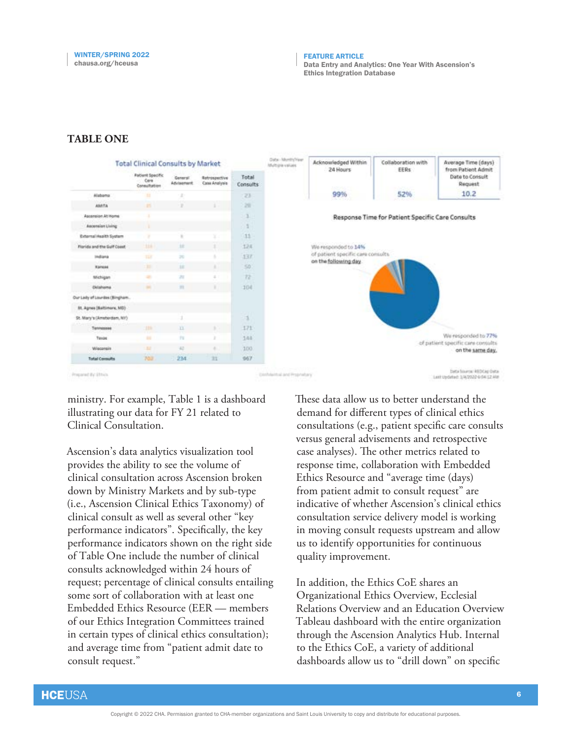## TABLE ONE

**Total Clinical Consults by Market**

| | Patient Specific Care Consultation | General Advisement | Retrospective Case Analysis | Total Consults |
|---|---|---|---|---|
| Alabama | 21 | 2 | | 23 |
| AMITA | 25 | 3 | 1 | 29 |
| Ascension At Home | 1 | | | 1 |
| Ascension Living | 1 | | | 1 |
| External Health System | 2 | 8 | 1 | 11 |
| Florida and the Gulf Coast | 114 | 10 | 1 | 124 |
| Indiana | 112 | 20 | 5 | 137 |
| Kansas | 35 | 10 | 5 | 50 |
| Michigan | 48 | 20 | 4 | 72 |
| Oklahoma | 84 | 15 | 5 | 104 |
| Our Lady of Lourdes (Bingham... | | | | |
| St. Agnes (Baltimore, MD) | | | | |
| St. Mary's (Amsterdam, NY) | | 1 | | 1 |
| Tennessee | 155 | 11 | 5 | 171 |
| Texas | 66 | 76 | 2 | 144 |
| Wisconsin | 52 | 42 | 6 | 100 |
| **Total Consults** | 702 | 234 | 31 | 967 |

| Acknowledged Within 24 Hours | Collaboration with EERs | Average Time (days) from Patient Admit Date to Consult Request |
|---|---|---|
| 99% | 52% | 10.2 |

**Response Time for Patient Specific Care Consults**

We responded to 14% of patient specific care consults on the following day.

We responded to 77% of patient specific care consults on the same day.

Prepared By: Ethics — Confidential and Proprietary — Data Source: REDCap Data. Last Updated: 1/4/2022 6:04:12 AM

ministry. For example, Table 1 is a dashboard illustrating our data for FY 21 related to Clinical Consultation.

Ascension's data analytics visualization tool provides the ability to see the volume of clinical consultation across Ascension broken down by Ministry Markets and by sub-type (i.e., Ascension Clinical Ethics Taxonomy) of clinical consult as well as several other "key performance indicators". Specifically, the key performance indicators shown on the right side of Table One include the number of clinical consults acknowledged within 24 hours of request; percentage of clinical consults entailing some sort of collaboration with at least one Embedded Ethics Resource (EER — members of our Ethics Integration Committees trained in certain types of clinical ethics consultation); and average time from "patient admit date to consult request."

These data allow us to better understand the demand for different types of clinical ethics consultations (e.g., patient specific care consults versus general advisements and retrospective case analyses). The other metrics related to response time, collaboration with Embedded Ethics Resource and "average time (days) from patient admit to consult request" are indicative of whether Ascension's clinical ethics consultation service delivery model is working in moving consult requests upstream and allow us to identify opportunities for continuous quality improvement.

In addition, the Ethics CoE shares an Organizational Ethics Overview, Ecclesial Relations Overview and an Education Overview Tableau dashboard with the entire organization through the Ascension Analytics Hub. Internal to the Ethics CoE, a variety of additional dashboards allow us to "drill down" on specific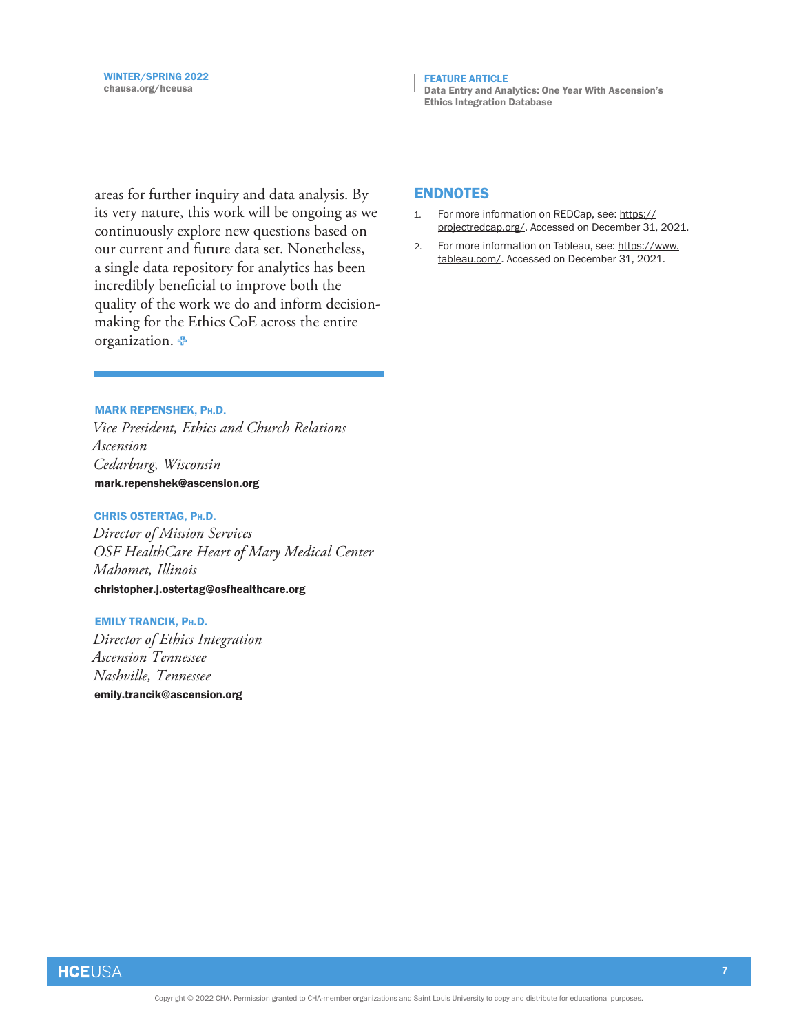areas for further inquiry and data analysis. By its very nature, this work will be ongoing as we continuously explore new questions based on our current and future data set. Nonetheless, a single data repository for analytics has been incredibly beneficial to improve both the quality of the work we do and inform decision-making for the Ethics CoE across the entire organization.

---

**MARK REPENSHEK, PH.D.**
*Vice President, Ethics and Church Relations*
*Ascension*
*Cedarburg, Wisconsin*
**mark.repenshek@ascension.org**

**CHRIS OSTERTAG, PH.D.**
*Director of Mission Services*
*OSF HealthCare Heart of Mary Medical Center*
*Mahomet, Illinois*
**christopher.j.ostertag@osfhealthcare.org**

**EMILY TRANCIK, PH.D.**
*Director of Ethics Integration*
*Ascension Tennessee*
*Nashville, Tennessee*
**emily.trancik@ascension.org**

## ENDNOTES

1. For more information on REDCap, see: https://projectredcap.org/. Accessed on December 31, 2021.
2. For more information on Tableau, see: https://www.tableau.com/. Accessed on December 31, 2021.

Copyright © 2022 CHA. Permission granted to CHA-member organizations and Saint Louis University to copy and distribute for educational purposes.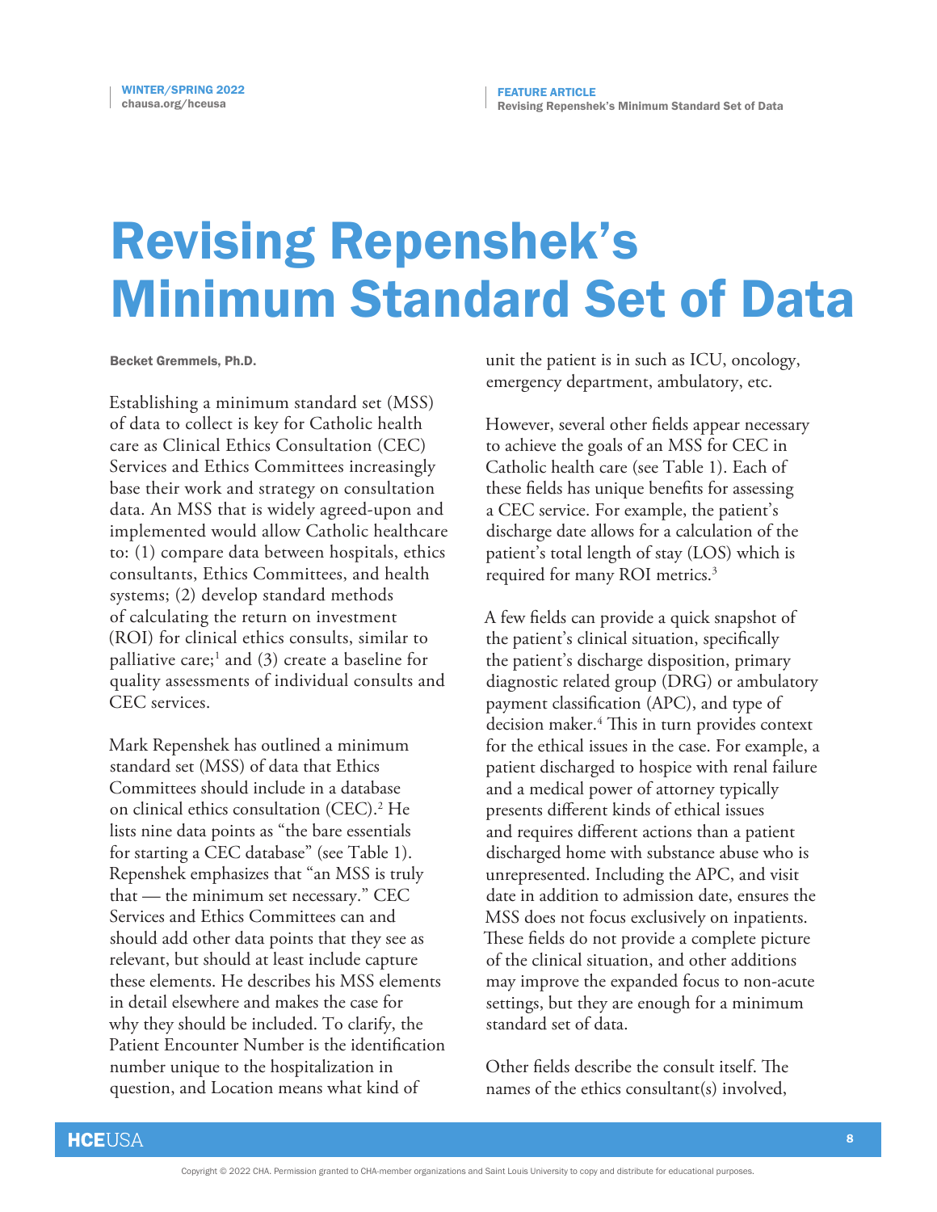# Revising Repenshek's Minimum Standard Set of Data

**Becket Gremmels, Ph.D.**

Establishing a minimum standard set (MSS) of data to collect is key for Catholic health care as Clinical Ethics Consultation (CEC) Services and Ethics Committees increasingly base their work and strategy on consultation data. An MSS that is widely agreed-upon and implemented would allow Catholic healthcare to: (1) compare data between hospitals, ethics consultants, Ethics Committees, and health systems; (2) develop standard methods of calculating the return on investment (ROI) for clinical ethics consults, similar to palliative care;[1] and (3) create a baseline for quality assessments of individual consults and CEC services.

Mark Repenshek has outlined a minimum standard set (MSS) of data that Ethics Committees should include in a database on clinical ethics consultation (CEC).[2] He lists nine data points as "the bare essentials for starting a CEC database" (see Table 1). Repenshek emphasizes that "an MSS is truly that — the minimum set necessary." CEC Services and Ethics Committees can and should add other data points that they see as relevant, but should at least include capture these elements. He describes his MSS elements in detail elsewhere and makes the case for why they should be included. To clarify, the Patient Encounter Number is the identification number unique to the hospitalization in question, and Location means what kind of unit the patient is in such as ICU, oncology, emergency department, ambulatory, etc.

However, several other fields appear necessary to achieve the goals of an MSS for CEC in Catholic health care (see Table 1). Each of these fields has unique benefits for assessing a CEC service. For example, the patient's discharge date allows for a calculation of the patient's total length of stay (LOS) which is required for many ROI metrics.[3]

A few fields can provide a quick snapshot of the patient's clinical situation, specifically the patient's discharge disposition, primary diagnostic related group (DRG) or ambulatory payment classification (APC), and type of decision maker.[4] This in turn provides context for the ethical issues in the case. For example, a patient discharged to hospice with renal failure and a medical power of attorney typically presents different kinds of ethical issues and requires different actions than a patient discharged home with substance abuse who is unrepresented. Including the APC, and visit date in addition to admission date, ensures the MSS does not focus exclusively on inpatients. These fields do not provide a complete picture of the clinical situation, and other additions may improve the expanded focus to non-acute settings, but they are enough for a minimum standard set of data.

Other fields describe the consult itself. The names of the ethics consultant(s) involved,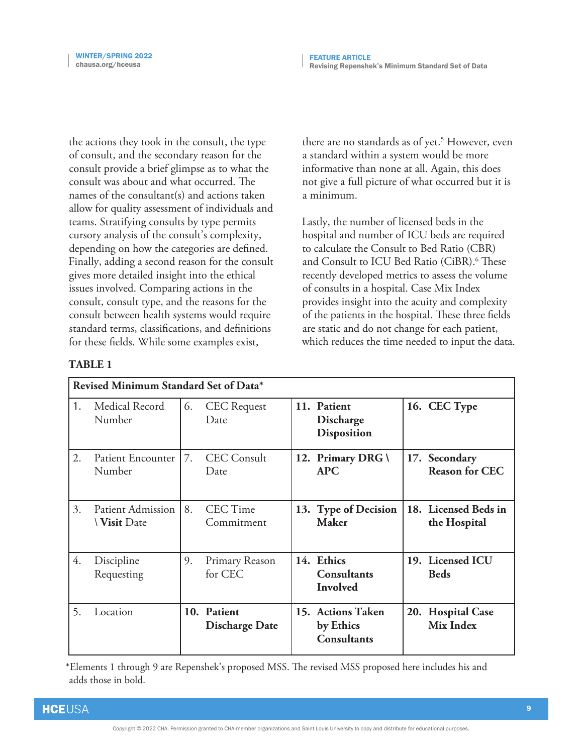the actions they took in the consult, the type of consult, and the secondary reason for the consult provide a brief glimpse as to what the consult was about and what occurred. The names of the consultant(s) and actions taken allow for quality assessment of individuals and teams. Stratifying consults by type permits cursory analysis of the consult's complexity, depending on how the categories are defined. Finally, adding a second reason for the consult gives more detailed insight into the ethical issues involved. Comparing actions in the consult, consult type, and the reasons for the consult between health systems would require standard terms, classifications, and definitions for these fields. While some examples exist, there are no standards as of yet.[5] However, even a standard within a system would be more informative than none at all. Again, this does not give a full picture of what occurred but it is a minimum.

Lastly, the number of licensed beds in the hospital and number of ICU beds are required to calculate the Consult to Bed Ratio (CBR) and Consult to ICU Bed Ratio (CiBR).[6] These recently developed metrics to assess the volume of consults in a hospital. Case Mix Index provides insight into the acuity and complexity of the patients in the hospital. These three fields are static and do not change for each patient, which reduces the time needed to input the data.

**TABLE 1**

| **Revised Minimum Standard Set of Data*** | | | |
|---|---|---|---|
| 1. Medical Record Number | 6. CEC Request Date | **11. Patient Discharge Disposition** | **16. CEC Type** |
| 2. Patient Encounter Number | 7. CEC Consult Date | **12. Primary DRG \ APC** | **17. Secondary Reason for CEC** |
| 3. Patient Admission \ **Visit** Date | 8. CEC Time Commitment | **13. Type of Decision Maker** | **18. Licensed Beds in the Hospital** |
| 4. Discipline Requesting | 9. Primary Reason for CEC | **14. Ethics Consultants Involved** | **19. Licensed ICU Beds** |
| 5. Location | **10. Patient Discharge Date** | **15. Actions Taken by Ethics Consultants** | **20. Hospital Case Mix Index** |

*Elements 1 through 9 are Repenshek's proposed MSS. The revised MSS proposed here includes his and adds those in bold.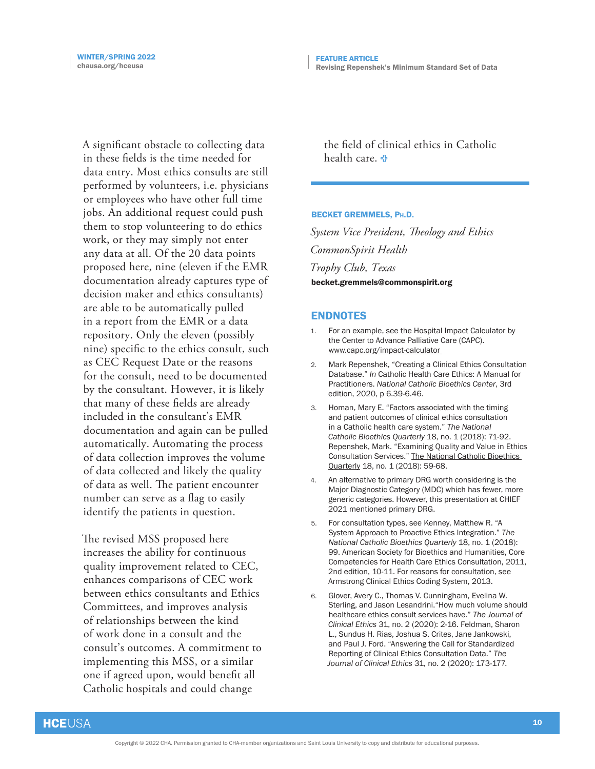A significant obstacle to collecting data in these fields is the time needed for data entry. Most ethics consults are still performed by volunteers, i.e. physicians or employees who have other full time jobs. An additional request could push them to stop volunteering to do ethics work, or they may simply not enter any data at all. Of the 20 data points proposed here, nine (eleven if the EMR documentation already captures type of decision maker and ethics consultants) are able to be automatically pulled in a report from the EMR or a data repository. Only the eleven (possibly nine) specific to the ethics consult, such as CEC Request Date or the reasons for the consult, need to be documented by the consultant. However, it is likely that many of these fields are already included in the consultant's EMR documentation and again can be pulled automatically. Automating the process of data collection improves the volume of data collected and likely the quality of data as well. The patient encounter number can serve as a flag to easily identify the patients in question.

The revised MSS proposed here increases the ability for continuous quality improvement related to CEC, enhances comparisons of CEC work between ethics consultants and Ethics Committees, and improves analysis of relationships between the kind of work done in a consult and the consult's outcomes. A commitment to implementing this MSS, or a similar one if agreed upon, would benefit all Catholic hospitals and could change the field of clinical ethics in Catholic health care. ✠

**BECKET GREMMELS, Ph.D.**

*System Vice President, Theology and Ethics*

*CommonSpirit Health*

*Trophy Club, Texas*

**becket.gremmels@commonspirit.org**

## ENDNOTES

1. For an example, see the Hospital Impact Calculator by the Center to Advance Palliative Care (CAPC). www.capc.org/impact-calculator
2. Mark Repenshek, "Creating a Clinical Ethics Consultation Database." *In* Catholic Health Care Ethics: A Manual for Practitioners. *National Catholic Bioethics Center*, 3rd edition, 2020, p 6.39-6.46.
3. Homan, Mary E. "Factors associated with the timing and patient outcomes of clinical ethics consultation in a Catholic health care system." *The National Catholic Bioethics Quarterly* 18, no. 1 (2018): 71-92. Repenshek, Mark. "Examining Quality and Value in Ethics Consultation Services." The National Catholic Bioethics Quarterly 18, no. 1 (2018): 59-68.
4. An alternative to primary DRG worth considering is the Major Diagnostic Category (MDC) which has fewer, more generic categories. However, this presentation at CHIEF 2021 mentioned primary DRG.
5. For consultation types, see Kenney, Matthew R. "A System Approach to Proactive Ethics Integration." *The National Catholic Bioethics Quarterly* 18, no. 1 (2018): 99. American Society for Bioethics and Humanities, Core Competencies for Health Care Ethics Consultation, 2011, 2nd edition, 10-11. For reasons for consultation, see Armstrong Clinical Ethics Coding System, 2013.
6. Glover, Avery C., Thomas V. Cunningham, Evelina W. Sterling, and Jason Lesandrini."How much volume should healthcare ethics consult services have." *The Journal of Clinical Ethics* 31, no. 2 (2020): 2-16. Feldman, Sharon L., Sundus H. Rias, Joshua S. Crites, Jane Jankowski, and Paul J. Ford. "Answering the Call for Standardized Reporting of Clinical Ethics Consultation Data." *The Journal of Clinical Ethics* 31, no. 2 (2020): 173-177.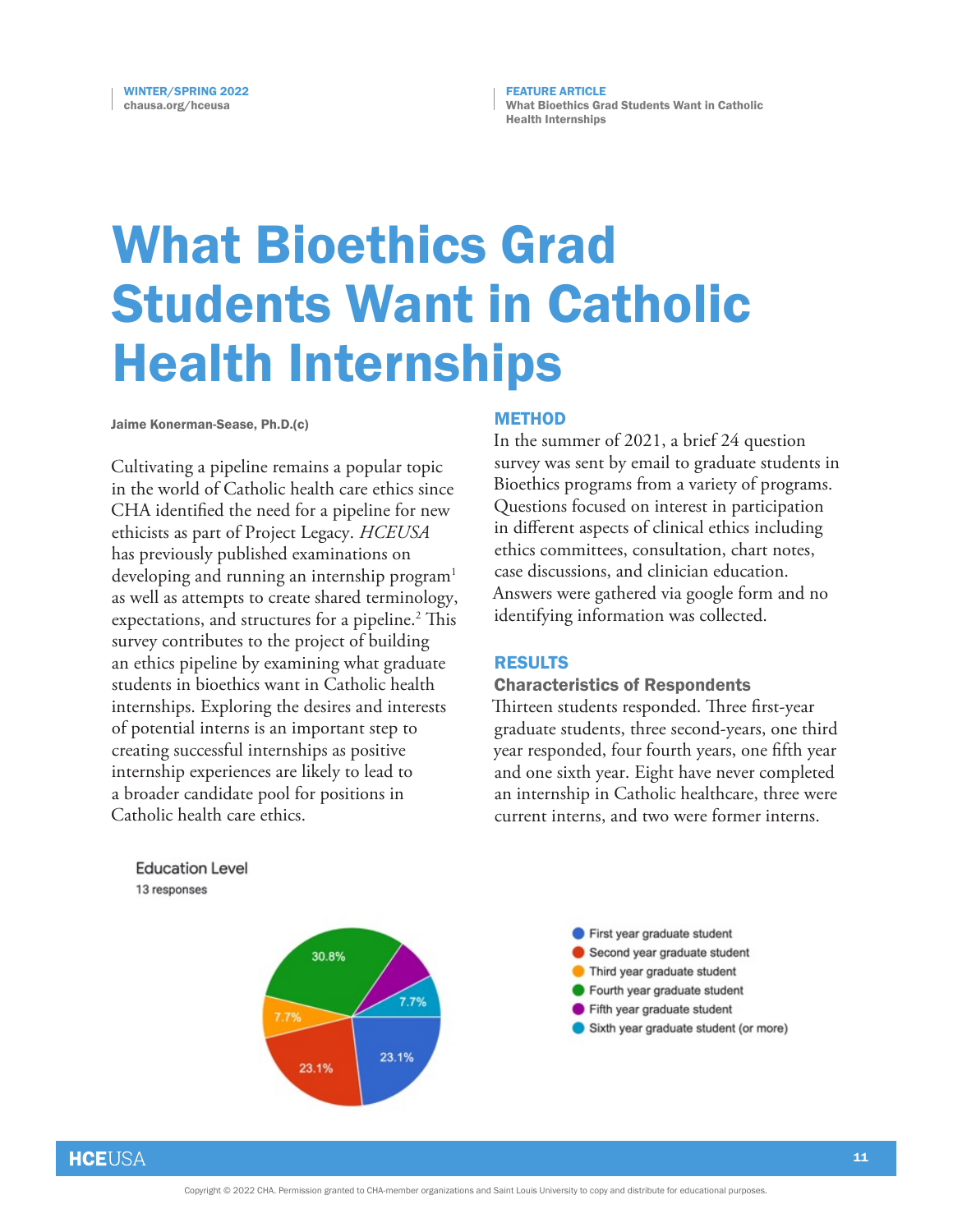# What Bioethics Grad Students Want in Catholic Health Internships

Jaime Konerman-Sease, Ph.D.(c)

Cultivating a pipeline remains a popular topic in the world of Catholic health care ethics since CHA identified the need for a pipeline for new ethicists as part of Project Legacy. *HCEUSA* has previously published examinations on developing and running an internship program[1] as well as attempts to create shared terminology, expectations, and structures for a pipeline.[2] This survey contributes to the project of building an ethics pipeline by examining what graduate students in bioethics want in Catholic health internships. Exploring the desires and interests of potential interns is an important step to creating successful internships as positive internship experiences are likely to lead to a broader candidate pool for positions in Catholic health care ethics.

## METHOD

In the summer of 2021, a brief 24 question survey was sent by email to graduate students in Bioethics programs from a variety of programs. Questions focused on interest in participation in different aspects of clinical ethics including ethics committees, consultation, chart notes, case discussions, and clinician education. Answers were gathered via google form and no identifying information was collected.

## RESULTS

### Characteristics of Respondents

Thirteen students responded. Three first-year graduate students, three second-years, one third year responded, four fourth years, one fifth year and one sixth year. Eight have never completed an internship in Catholic healthcare, three were current interns, and two were former interns.

Education Level
13 responses

| Education Level | Percentage |
|---|---|
| First year graduate student | 23.1% |
| Second year graduate student | 23.1% |
| Third year graduate student | 7.7% |
| Fourth year graduate student | 30.8% |
| Fifth year graduate student | |
| Sixth year graduate student (or more) | 7.7% |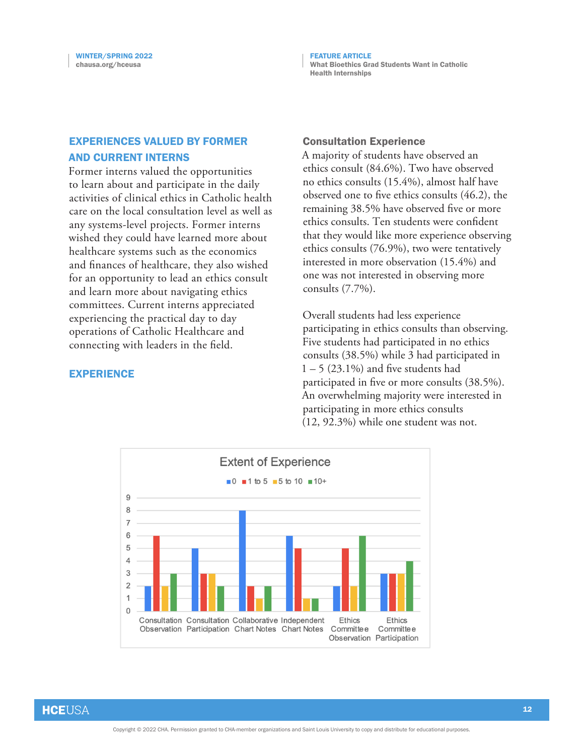## EXPERIENCES VALUED BY FORMER AND CURRENT INTERNS

Former interns valued the opportunities to learn about and participate in the daily activities of clinical ethics in Catholic health care on the local consultation level as well as any systems-level projects. Former interns wished they could have learned more about healthcare systems such as the economics and finances of healthcare, they also wished for an opportunity to lead an ethics consult and learn more about navigating ethics committees. Current interns appreciated experiencing the practical day to day operations of Catholic Healthcare and connecting with leaders in the field.

## EXPERIENCE

### Consultation Experience

A majority of students have observed an ethics consult (84.6%). Two have observed no ethics consults (15.4%), almost half have observed one to five ethics consults (46.2), the remaining 38.5% have observed five or more ethics consults. Ten students were confident that they would like more experience observing ethics consults (76.9%), two were tentatively interested in more observation (15.4%) and one was not interested in observing more consults (7.7%).

Overall students had less experience participating in ethics consults than observing. Five students had participated in no ethics consults (38.5%) while 3 had participated in 1 – 5 (23.1%) and five students had participated in five or more consults (38.5%). An overwhelming majority were interested in participating in more ethics consults (12, 92.3%) while one student was not.

**Extent of Experience**

| | 0 | 1 to 5 | 5 to 10 | 10+ |
|---|---|---|---|---|
| Consultation Observation | 2 | 6 | 2 | 3 |
| Consultation Participation | 5 | 3 | 3 | 2 |
| Collaborative Chart Notes | 8 | 2 | 1 | 2 |
| Independent Chart Notes | 6 | 5 | 1 | 1 |
| Ethics Committee Observation | 2 | 5 | 2 | 6 |
| Ethics Committee Participation | 3 | 3 | 3 | 4 |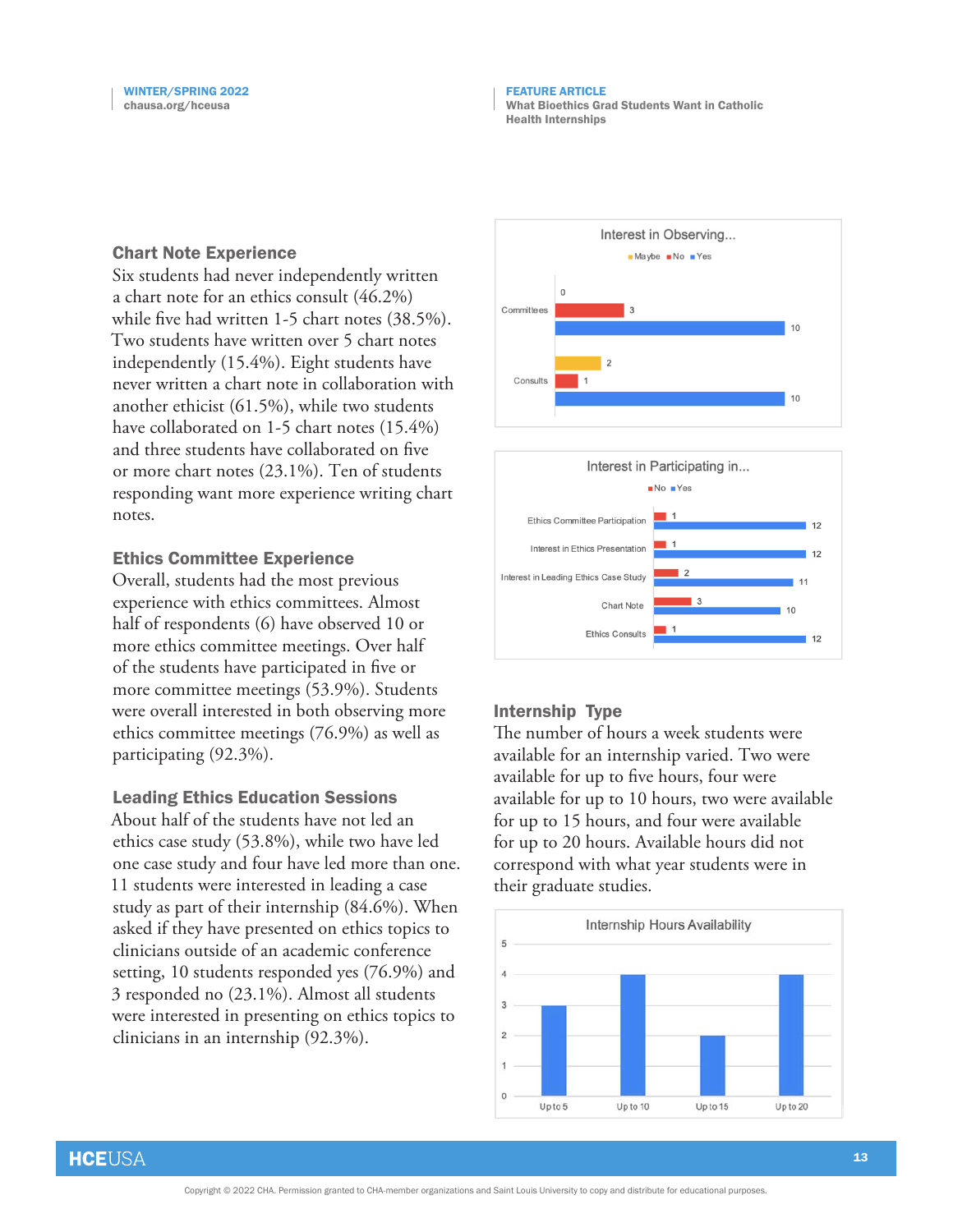## Chart Note Experience

Six students had never independently written a chart note for an ethics consult (46.2%) while five had written 1-5 chart notes (38.5%). Two students have written over 5 chart notes independently (15.4%). Eight students have never written a chart note in collaboration with another ethicist (61.5%), while two students have collaborated on 1-5 chart notes (15.4%) and three students have collaborated on five or more chart notes (23.1%). Ten of students responding want more experience writing chart notes.

## Ethics Committee Experience

Overall, students had the most previous experience with ethics committees. Almost half of respondents (6) have observed 10 or more ethics committee meetings. Over half of the students have participated in five or more committee meetings (53.9%). Students were overall interested in both observing more ethics committee meetings (76.9%) as well as participating (92.3%).

## Leading Ethics Education Sessions

About half of the students have not led an ethics case study (53.8%), while two have led one case study and four have led more than one. 11 students were interested in leading a case study as part of their internship (84.6%). When asked if they have presented on ethics topics to clinicians outside of an academic conference setting, 10 students responded yes (76.9%) and 3 responded no (23.1%). Almost all students were interested in presenting on ethics topics to clinicians in an internship (92.3%).

**Interest in Observing...**

| | Maybe | No | Yes |
|---|---|---|---|
| Committees | 0 | 3 | 10 |
| Consults | 2 | 1 | 10 |

**Interest in Participating in...**

| | No | Yes |
|---|---|---|
| Ethics Committee Participation | 1 | 12 |
| Interest in Ethics Presentation | 1 | 12 |
| Interest in Leading Ethics Case Study | 2 | 11 |
| Chart Note | 3 | 10 |
| Ethics Consults | 1 | 12 |

## Internship Type

The number of hours a week students were available for an internship varied. Two were available for up to five hours, four were available for up to 10 hours, two were available for up to 15 hours, and four were available for up to 20 hours. Available hours did not correspond with what year students were in their graduate studies.

**Internship Hours Availability**

| Up to 5 | Up to 10 | Up to 15 | Up to 20 |
|---|---|---|---|
| 3 | 4 | 2 | 4 |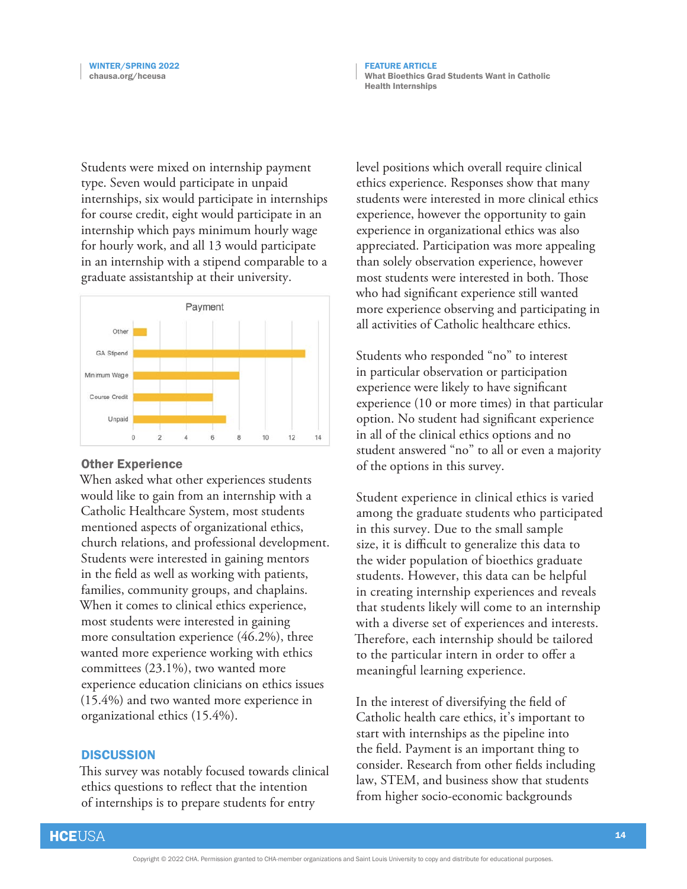Students were mixed on internship payment type. Seven would participate in unpaid internships, six would participate in internships for course credit, eight would participate in an internship which pays minimum hourly wage for hourly work, and all 13 would participate in an internship with a stipend comparable to a graduate assistantship at their university.

**Payment**

| Payment type | Responses |
|---|---|
| Other | 1 |
| GA Stipend | 13 |
| Minimum Wage | 8 |
| Course Credit | 6 |
| Unpaid | 7 |

### Other Experience

When asked what other experiences students would like to gain from an internship with a Catholic Healthcare System, most students mentioned aspects of organizational ethics, church relations, and professional development. Students were interested in gaining mentors in the field as well as working with patients, families, community groups, and chaplains. When it comes to clinical ethics experience, most students were interested in gaining more consultation experience (46.2%), three wanted more experience working with ethics committees (23.1%), two wanted more experience education clinicians on ethics issues (15.4%) and two wanted more experience in organizational ethics (15.4%).

## DISCUSSION

This survey was notably focused towards clinical ethics questions to reflect that the intention of internships is to prepare students for entry level positions which overall require clinical ethics experience. Responses show that many students were interested in more clinical ethics experience, however the opportunity to gain experience in organizational ethics was also appreciated. Participation was more appealing than solely observation experience, however most students were interested in both. Those who had significant experience still wanted more experience observing and participating in all activities of Catholic healthcare ethics.

Students who responded "no" to interest in particular observation or participation experience were likely to have significant experience (10 or more times) in that particular option. No student had significant experience in all of the clinical ethics options and no student answered "no" to all or even a majority of the options in this survey.

Student experience in clinical ethics is varied among the graduate students who participated in this survey. Due to the small sample size, it is difficult to generalize this data to the wider population of bioethics graduate students. However, this data can be helpful in creating internship experiences and reveals that students likely will come to an internship with a diverse set of experiences and interests. Therefore, each internship should be tailored to the particular intern in order to offer a meaningful learning experience.

In the interest of diversifying the field of Catholic health care ethics, it's important to start with internships as the pipeline into the field. Payment is an important thing to consider. Research from other fields including law, STEM, and business show that students from higher socio-economic backgrounds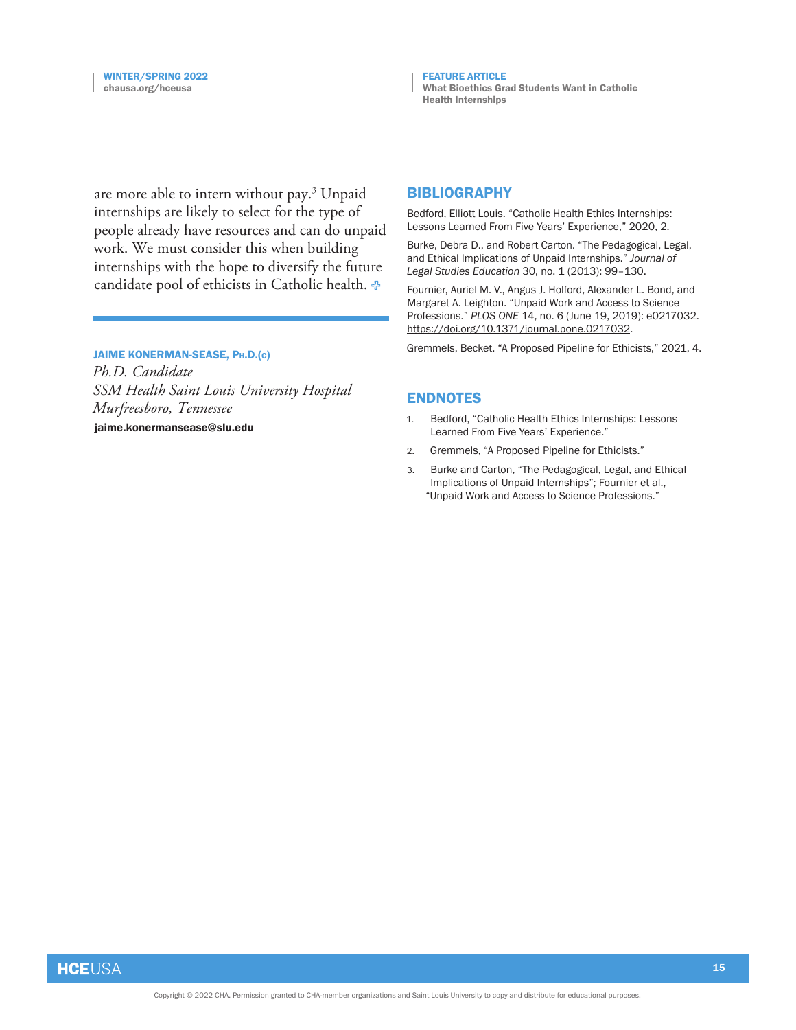are more able to intern without pay.[3] Unpaid internships are likely to select for the type of people already have resources and can do unpaid work. We must consider this when building internships with the hope to diversify the future candidate pool of ethicists in Catholic health.

**JAIME KONERMAN-SEASE, PH.D.(c)**
*Ph.D. Candidate*
*SSM Health Saint Louis University Hospital*
*Murfreesboro, Tennessee*
**jaime.konermansease@slu.edu**

## BIBLIOGRAPHY

Bedford, Elliott Louis. "Catholic Health Ethics Internships: Lessons Learned From Five Years' Experience," 2020, 2.

Burke, Debra D., and Robert Carton. "The Pedagogical, Legal, and Ethical Implications of Unpaid Internships." *Journal of Legal Studies Education* 30, no. 1 (2013): 99–130.

Fournier, Auriel M. V., Angus J. Holford, Alexander L. Bond, and Margaret A. Leighton. "Unpaid Work and Access to Science Professions." *PLOS ONE* 14, no. 6 (June 19, 2019): e0217032. https://doi.org/10.1371/journal.pone.0217032.

Gremmels, Becket. "A Proposed Pipeline for Ethicists," 2021, 4.

## ENDNOTES

1. Bedford, "Catholic Health Ethics Internships: Lessons Learned From Five Years' Experience."
2. Gremmels, "A Proposed Pipeline for Ethicists."
3. Burke and Carton, "The Pedagogical, Legal, and Ethical Implications of Unpaid Internships"; Fournier et al., "Unpaid Work and Access to Science Professions."

Copyright © 2022 CHA. Permission granted to CHA-member organizations and Saint Louis University to copy and distribute for educational purposes.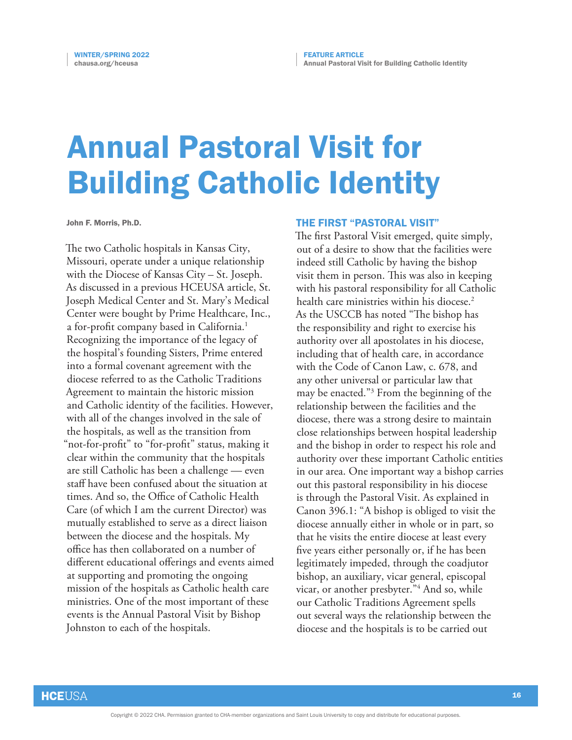# Annual Pastoral Visit for Building Catholic Identity

**John F. Morris, Ph.D.**

The two Catholic hospitals in Kansas City, Missouri, operate under a unique relationship with the Diocese of Kansas City – St. Joseph. As discussed in a previous HCEUSA article, St. Joseph Medical Center and St. Mary's Medical Center were bought by Prime Healthcare, Inc., a for-profit company based in California.[1] Recognizing the importance of the legacy of the hospital's founding Sisters, Prime entered into a formal covenant agreement with the diocese referred to as the Catholic Traditions Agreement to maintain the historic mission and Catholic identity of the facilities. However, with all of the changes involved in the sale of the hospitals, as well as the transition from "not-for-profit" to "for-profit" status, making it clear within the community that the hospitals are still Catholic has been a challenge — even staff have been confused about the situation at times. And so, the Office of Catholic Health Care (of which I am the current Director) was mutually established to serve as a direct liaison between the diocese and the hospitals. My office has then collaborated on a number of different educational offerings and events aimed at supporting and promoting the ongoing mission of the hospitals as Catholic health care ministries. One of the most important of these events is the Annual Pastoral Visit by Bishop Johnston to each of the hospitals.

## THE FIRST "PASTORAL VISIT"

The first Pastoral Visit emerged, quite simply, out of a desire to show that the facilities were indeed still Catholic by having the bishop visit them in person. This was also in keeping with his pastoral responsibility for all Catholic health care ministries within his diocese.[2] As the USCCB has noted "The bishop has the responsibility and right to exercise his authority over all apostolates in his diocese, including that of health care, in accordance with the Code of Canon Law, c. 678, and any other universal or particular law that may be enacted."[3] From the beginning of the relationship between the facilities and the diocese, there was a strong desire to maintain close relationships between hospital leadership and the bishop in order to respect his role and authority over these important Catholic entities in our area. One important way a bishop carries out this pastoral responsibility in his diocese is through the Pastoral Visit. As explained in Canon 396.1: "A bishop is obliged to visit the diocese annually either in whole or in part, so that he visits the entire diocese at least every five years either personally or, if he has been legitimately impeded, through the coadjutor bishop, an auxiliary, vicar general, episcopal vicar, or another presbyter."[4] And so, while our Catholic Traditions Agreement spells out several ways the relationship between the diocese and the hospitals is to be carried out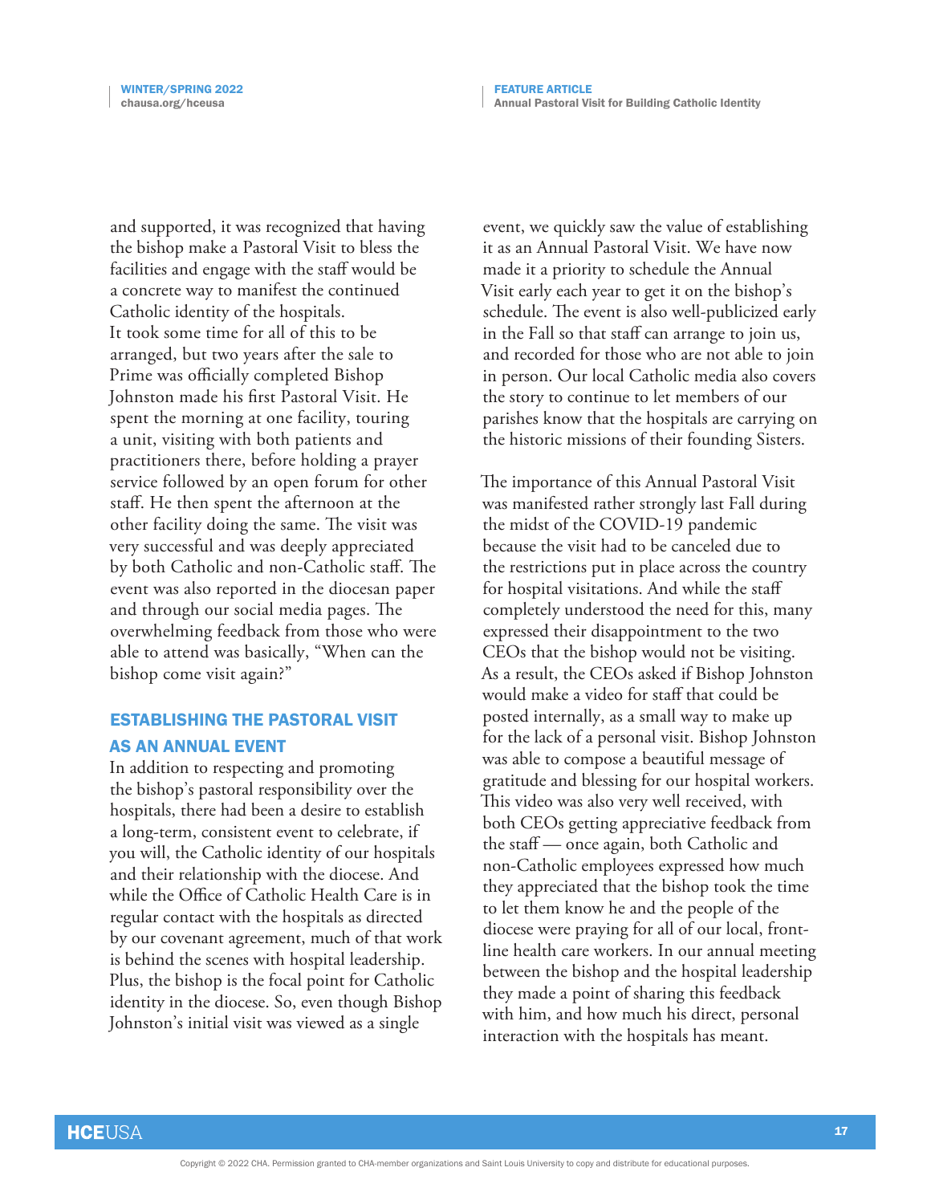and supported, it was recognized that having the bishop make a Pastoral Visit to bless the facilities and engage with the staff would be a concrete way to manifest the continued Catholic identity of the hospitals.
It took some time for all of this to be arranged, but two years after the sale to Prime was officially completed Bishop Johnston made his first Pastoral Visit. He spent the morning at one facility, touring a unit, visiting with both patients and practitioners there, before holding a prayer service followed by an open forum for other staff. He then spent the afternoon at the other facility doing the same. The visit was very successful and was deeply appreciated by both Catholic and non-Catholic staff. The event was also reported in the diocesan paper and through our social media pages. The overwhelming feedback from those who were able to attend was basically, "When can the bishop come visit again?"

## ESTABLISHING THE PASTORAL VISIT AS AN ANNUAL EVENT

In addition to respecting and promoting the bishop's pastoral responsibility over the hospitals, there had been a desire to establish a long-term, consistent event to celebrate, if you will, the Catholic identity of our hospitals and their relationship with the diocese. And while the Office of Catholic Health Care is in regular contact with the hospitals as directed by our covenant agreement, much of that work is behind the scenes with hospital leadership. Plus, the bishop is the focal point for Catholic identity in the diocese. So, even though Bishop Johnston's initial visit was viewed as a single event, we quickly saw the value of establishing it as an Annual Pastoral Visit. We have now made it a priority to schedule the Annual Visit early each year to get it on the bishop's schedule. The event is also well-publicized early in the Fall so that staff can arrange to join us, and recorded for those who are not able to join in person. Our local Catholic media also covers the story to continue to let members of our parishes know that the hospitals are carrying on the historic missions of their founding Sisters.

The importance of this Annual Pastoral Visit was manifested rather strongly last Fall during the midst of the COVID-19 pandemic because the visit had to be canceled due to the restrictions put in place across the country for hospital visitations. And while the staff completely understood the need for this, many expressed their disappointment to the two CEOs that the bishop would not be visiting. As a result, the CEOs asked if Bishop Johnston would make a video for staff that could be posted internally, as a small way to make up for the lack of a personal visit. Bishop Johnston was able to compose a beautiful message of gratitude and blessing for our hospital workers. This video was also very well received, with both CEOs getting appreciative feedback from the staff — once again, both Catholic and non-Catholic employees expressed how much they appreciated that the bishop took the time to let them know he and the people of the diocese were praying for all of our local, front-line health care workers. In our annual meeting between the bishop and the hospital leadership they made a point of sharing this feedback with him, and how much his direct, personal interaction with the hospitals has meant.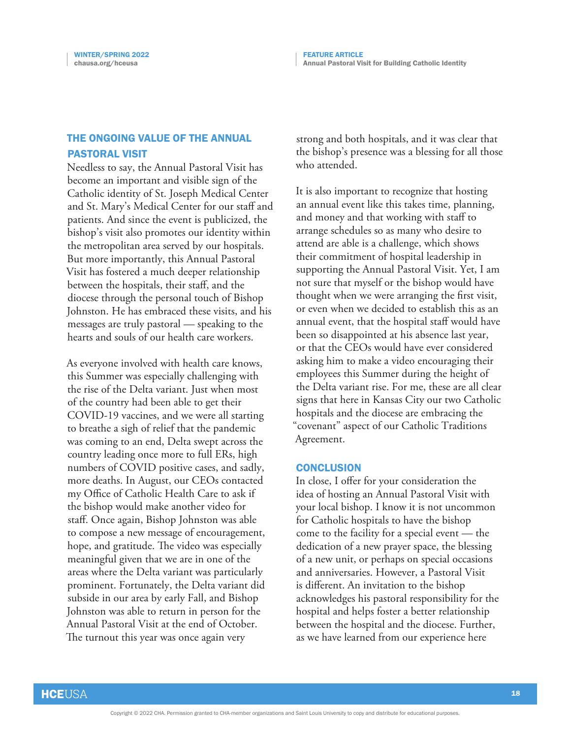## THE ONGOING VALUE OF THE ANNUAL PASTORAL VISIT

Needless to say, the Annual Pastoral Visit has become an important and visible sign of the Catholic identity of St. Joseph Medical Center and St. Mary's Medical Center for our staff and patients. And since the event is publicized, the bishop's visit also promotes our identity within the metropolitan area served by our hospitals. But more importantly, this Annual Pastoral Visit has fostered a much deeper relationship between the hospitals, their staff, and the diocese through the personal touch of Bishop Johnston. He has embraced these visits, and his messages are truly pastoral — speaking to the hearts and souls of our health care workers.

As everyone involved with health care knows, this Summer was especially challenging with the rise of the Delta variant. Just when most of the country had been able to get their COVID-19 vaccines, and we were all starting to breathe a sigh of relief that the pandemic was coming to an end, Delta swept across the country leading once more to full ERs, high numbers of COVID positive cases, and sadly, more deaths. In August, our CEOs contacted my Office of Catholic Health Care to ask if the bishop would make another video for staff. Once again, Bishop Johnston was able to compose a new message of encouragement, hope, and gratitude. The video was especially meaningful given that we are in one of the areas where the Delta variant was particularly prominent. Fortunately, the Delta variant did subside in our area by early Fall, and Bishop Johnston was able to return in person for the Annual Pastoral Visit at the end of October. The turnout this year was once again very strong and both hospitals, and it was clear that the bishop's presence was a blessing for all those who attended.

It is also important to recognize that hosting an annual event like this takes time, planning, and money and that working with staff to arrange schedules so as many who desire to attend are able is a challenge, which shows their commitment of hospital leadership in supporting the Annual Pastoral Visit. Yet, I am not sure that myself or the bishop would have thought when we were arranging the first visit, or even when we decided to establish this as an annual event, that the hospital staff would have been so disappointed at his absence last year, or that the CEOs would have ever considered asking him to make a video encouraging their employees this Summer during the height of the Delta variant rise. For me, these are all clear signs that here in Kansas City our two Catholic hospitals and the diocese are embracing the "covenant" aspect of our Catholic Traditions Agreement.

## CONCLUSION

In close, I offer for your consideration the idea of hosting an Annual Pastoral Visit with your local bishop. I know it is not uncommon for Catholic hospitals to have the bishop come to the facility for a special event — the dedication of a new prayer space, the blessing of a new unit, or perhaps on special occasions and anniversaries. However, a Pastoral Visit is different. An invitation to the bishop acknowledges his pastoral responsibility for the hospital and helps foster a better relationship between the hospital and the diocese. Further, as we have learned from our experience here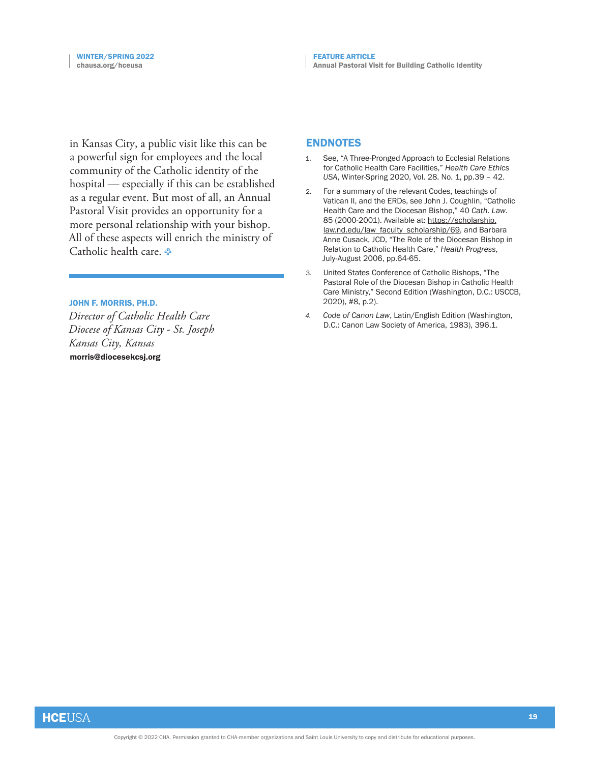in Kansas City, a public visit like this can be a powerful sign for employees and the local community of the Catholic identity of the hospital — especially if this can be established as a regular event. But most of all, an Annual Pastoral Visit provides an opportunity for a more personal relationship with your bishop. All of these aspects will enrich the ministry of Catholic health care.

**JOHN F. MORRIS, PH.D.**
*Director of Catholic Health Care*
*Diocese of Kansas City - St. Joseph*
*Kansas City, Kansas*
**morris@diocesekcsj.org**

## ENDNOTES

1. See, "A Three-Pronged Approach to Ecclesial Relations for Catholic Health Care Facilities," *Health Care Ethics USA*, Winter-Spring 2020, Vol. 28. No. 1, pp.39 – 42.
2. For a summary of the relevant Codes, teachings of Vatican II, and the ERDs, see John J. Coughlin, "Catholic Health Care and the Diocesan Bishop," 40 *Cath. Law*. 85 (2000-2001). Available at: https://scholarship.law.nd.edu/law_faculty_scholarship/69, and Barbara Anne Cusack, JCD, "The Role of the Diocesan Bishop in Relation to Catholic Health Care," *Health Progress*, July-August 2006, pp.64-65.
3. United States Conference of Catholic Bishops, "The Pastoral Role of the Diocesan Bishop in Catholic Health Care Ministry," Second Edition (Washington, D.C.: USCCB, 2020), #8, p.2).
4. *Code of Canon Law*, Latin/English Edition (Washington, D.C.: Canon Law Society of America, 1983), 396.1.

Copyright © 2022 CHA. Permission granted to CHA-member organizations and Saint Louis University to copy and distribute for educational purposes.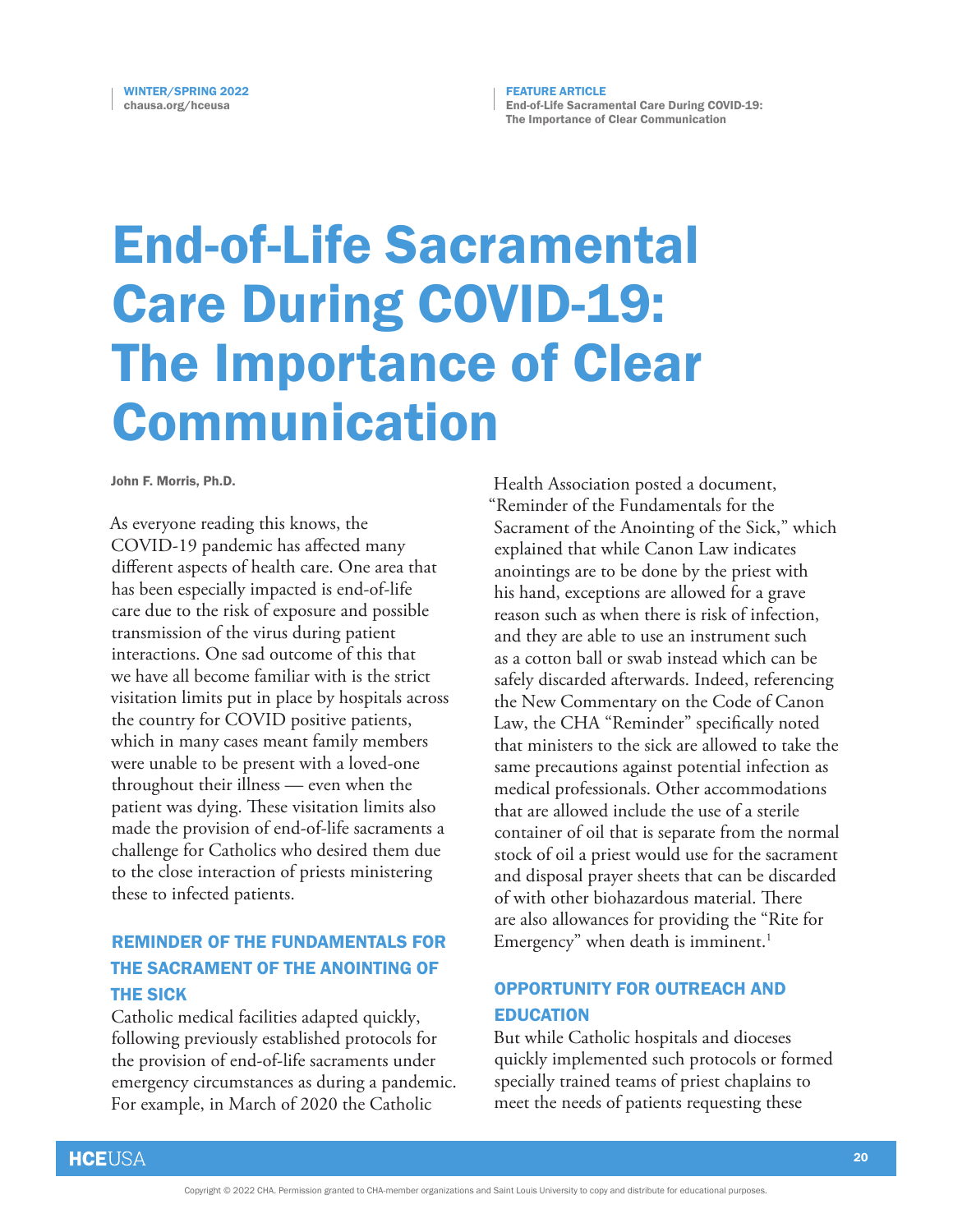# End-of-Life Sacramental Care During COVID-19: The Importance of Clear Communication

**John F. Morris, Ph.D.**

As everyone reading this knows, the COVID-19 pandemic has affected many different aspects of health care. One area that has been especially impacted is end-of-life care due to the risk of exposure and possible transmission of the virus during patient interactions. One sad outcome of this that we have all become familiar with is the strict visitation limits put in place by hospitals across the country for COVID positive patients, which in many cases meant family members were unable to be present with a loved-one throughout their illness — even when the patient was dying. These visitation limits also made the provision of end-of-life sacraments a challenge for Catholics who desired them due to the close interaction of priests ministering these to infected patients.

## REMINDER OF THE FUNDAMENTALS FOR THE SACRAMENT OF THE ANOINTING OF THE SICK

Catholic medical facilities adapted quickly, following previously established protocols for the provision of end-of-life sacraments under emergency circumstances as during a pandemic. For example, in March of 2020 the Catholic Health Association posted a document, "Reminder of the Fundamentals for the Sacrament of the Anointing of the Sick," which explained that while Canon Law indicates anointings are to be done by the priest with his hand, exceptions are allowed for a grave reason such as when there is risk of infection, and they are able to use an instrument such as a cotton ball or swab instead which can be safely discarded afterwards. Indeed, referencing the New Commentary on the Code of Canon Law, the CHA "Reminder" specifically noted that ministers to the sick are allowed to take the same precautions against potential infection as medical professionals. Other accommodations that are allowed include the use of a sterile container of oil that is separate from the normal stock of oil a priest would use for the sacrament and disposal prayer sheets that can be discarded of with other biohazardous material. There are also allowances for providing the "Rite for Emergency" when death is imminent.[1]

## OPPORTUNITY FOR OUTREACH AND EDUCATION

But while Catholic hospitals and dioceses quickly implemented such protocols or formed specially trained teams of priest chaplains to meet the needs of patients requesting these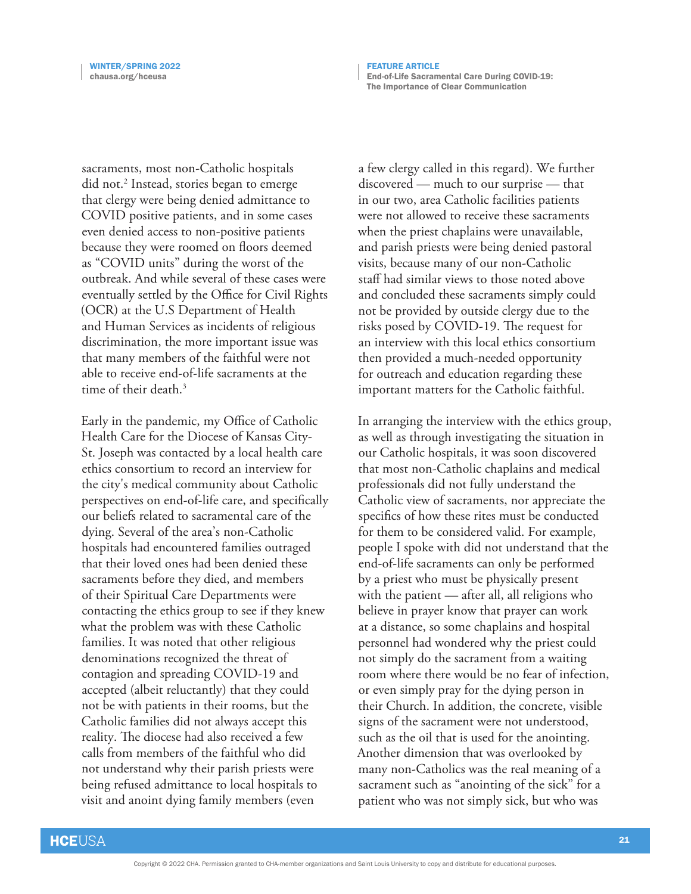sacraments, most non-Catholic hospitals did not.[2] Instead, stories began to emerge that clergy were being denied admittance to COVID positive patients, and in some cases even denied access to non-positive patients because they were roomed on floors deemed as "COVID units" during the worst of the outbreak. And while several of these cases were eventually settled by the Office for Civil Rights (OCR) at the U.S Department of Health and Human Services as incidents of religious discrimination, the more important issue was that many members of the faithful were not able to receive end-of-life sacraments at the time of their death.[3]

Early in the pandemic, my Office of Catholic Health Care for the Diocese of Kansas City-St. Joseph was contacted by a local health care ethics consortium to record an interview for the city's medical community about Catholic perspectives on end-of-life care, and specifically our beliefs related to sacramental care of the dying. Several of the area's non-Catholic hospitals had encountered families outraged that their loved ones had been denied these sacraments before they died, and members of their Spiritual Care Departments were contacting the ethics group to see if they knew what the problem was with these Catholic families. It was noted that other religious denominations recognized the threat of contagion and spreading COVID-19 and accepted (albeit reluctantly) that they could not be with patients in their rooms, but the Catholic families did not always accept this reality. The diocese had also received a few calls from members of the faithful who did not understand why their parish priests were being refused admittance to local hospitals to visit and anoint dying family members (even a few clergy called in this regard). We further discovered — much to our surprise — that in our two, area Catholic facilities patients were not allowed to receive these sacraments when the priest chaplains were unavailable, and parish priests were being denied pastoral visits, because many of our non-Catholic staff had similar views to those noted above and concluded these sacraments simply could not be provided by outside clergy due to the risks posed by COVID-19. The request for an interview with this local ethics consortium then provided a much-needed opportunity for outreach and education regarding these important matters for the Catholic faithful.

In arranging the interview with the ethics group, as well as through investigating the situation in our Catholic hospitals, it was soon discovered that most non-Catholic chaplains and medical professionals did not fully understand the Catholic view of sacraments, nor appreciate the specifics of how these rites must be conducted for them to be considered valid. For example, people I spoke with did not understand that the end-of-life sacraments can only be performed by a priest who must be physically present with the patient — after all, all religions who believe in prayer know that prayer can work at a distance, so some chaplains and hospital personnel had wondered why the priest could not simply do the sacrament from a waiting room where there would be no fear of infection, or even simply pray for the dying person in their Church. In addition, the concrete, visible signs of the sacrament were not understood, such as the oil that is used for the anointing. Another dimension that was overlooked by many non-Catholics was the real meaning of a sacrament such as "anointing of the sick" for a patient who was not simply sick, but who was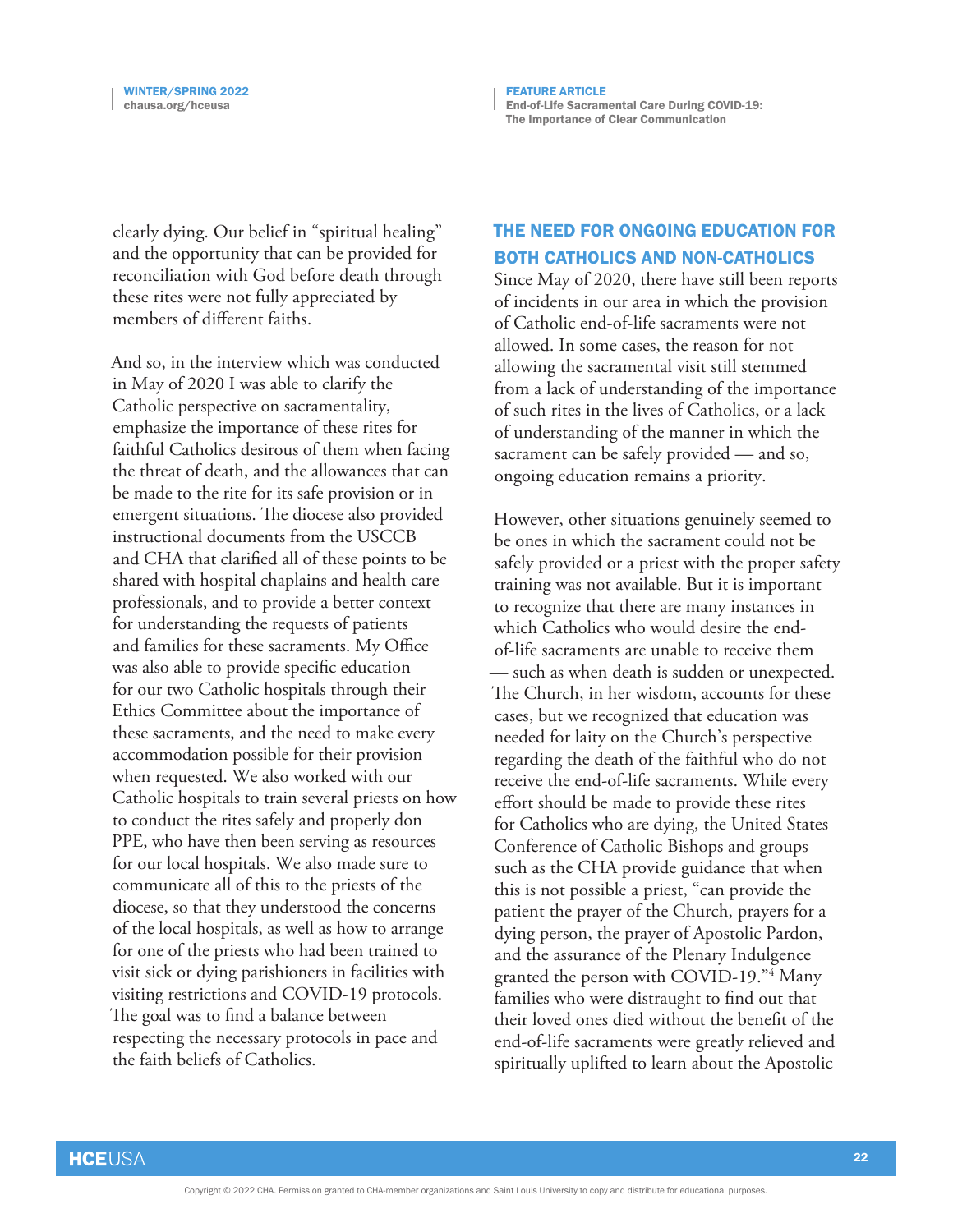clearly dying. Our belief in "spiritual healing" and the opportunity that can be provided for reconciliation with God before death through these rites were not fully appreciated by members of different faiths.

And so, in the interview which was conducted in May of 2020 I was able to clarify the Catholic perspective on sacramentality, emphasize the importance of these rites for faithful Catholics desirous of them when facing the threat of death, and the allowances that can be made to the rite for its safe provision or in emergent situations. The diocese also provided instructional documents from the USCCB and CHA that clarified all of these points to be shared with hospital chaplains and health care professionals, and to provide a better context for understanding the requests of patients and families for these sacraments. My Office was also able to provide specific education for our two Catholic hospitals through their Ethics Committee about the importance of these sacraments, and the need to make every accommodation possible for their provision when requested. We also worked with our Catholic hospitals to train several priests on how to conduct the rites safely and properly don PPE, who have then been serving as resources for our local hospitals. We also made sure to communicate all of this to the priests of the diocese, so that they understood the concerns of the local hospitals, as well as how to arrange for one of the priests who had been trained to visit sick or dying parishioners in facilities with visiting restrictions and COVID-19 protocols. The goal was to find a balance between respecting the necessary protocols in pace and the faith beliefs of Catholics.

## THE NEED FOR ONGOING EDUCATION FOR BOTH CATHOLICS AND NON-CATHOLICS

Since May of 2020, there have still been reports of incidents in our area in which the provision of Catholic end-of-life sacraments were not allowed. In some cases, the reason for not allowing the sacramental visit still stemmed from a lack of understanding of the importance of such rites in the lives of Catholics, or a lack of understanding of the manner in which the sacrament can be safely provided — and so, ongoing education remains a priority.

However, other situations genuinely seemed to be ones in which the sacrament could not be safely provided or a priest with the proper safety training was not available. But it is important to recognize that there are many instances in which Catholics who would desire the end-of-life sacraments are unable to receive them — such as when death is sudden or unexpected. The Church, in her wisdom, accounts for these cases, but we recognized that education was needed for laity on the Church's perspective regarding the death of the faithful who do not receive the end-of-life sacraments. While every effort should be made to provide these rites for Catholics who are dying, the United States Conference of Catholic Bishops and groups such as the CHA provide guidance that when this is not possible a priest, "can provide the patient the prayer of the Church, prayers for a dying person, the prayer of Apostolic Pardon, and the assurance of the Plenary Indulgence granted the person with COVID-19."[4] Many families who were distraught to find out that their loved ones died without the benefit of the end-of-life sacraments were greatly relieved and spiritually uplifted to learn about the Apostolic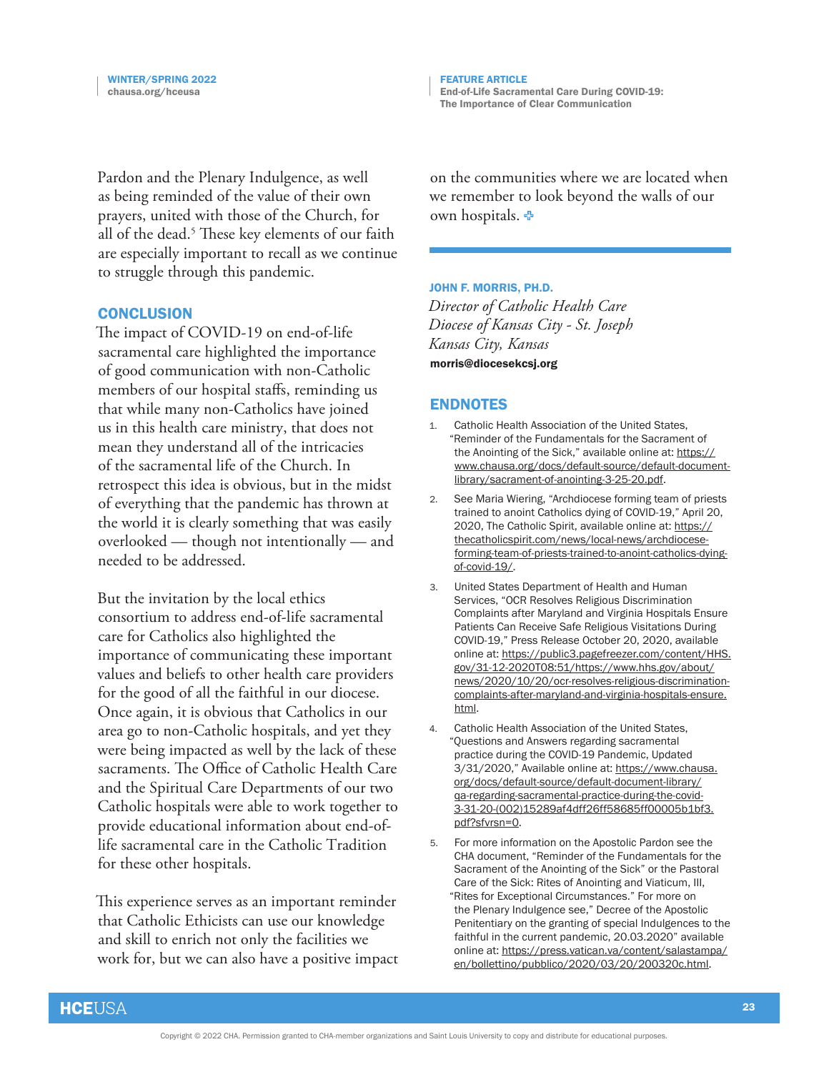Pardon and the Plenary Indulgence, as well as being reminded of the value of their own prayers, united with those of the Church, for all of the dead.[5] These key elements of our faith are especially important to recall as we continue to struggle through this pandemic.

## CONCLUSION

The impact of COVID-19 on end-of-life sacramental care highlighted the importance of good communication with non-Catholic members of our hospital staffs, reminding us that while many non-Catholics have joined us in this health care ministry, that does not mean they understand all of the intricacies of the sacramental life of the Church. In retrospect this idea is obvious, but in the midst of everything that the pandemic has thrown at the world it is clearly something that was easily overlooked — though not intentionally — and needed to be addressed.

But the invitation by the local ethics consortium to address end-of-life sacramental care for Catholics also highlighted the importance of communicating these important values and beliefs to other health care providers for the good of all the faithful in our diocese. Once again, it is obvious that Catholics in our area go to non-Catholic hospitals, and yet they were being impacted as well by the lack of these sacraments. The Office of Catholic Health Care and the Spiritual Care Departments of our two Catholic hospitals were able to work together to provide educational information about end-of-life sacramental care in the Catholic Tradition for these other hospitals.

This experience serves as an important reminder that Catholic Ethicists can use our knowledge and skill to enrich not only the facilities we work for, but we can also have a positive impact on the communities where we are located when we remember to look beyond the walls of our own hospitals.

**JOHN F. MORRIS, PH.D.**
*Director of Catholic Health Care*
*Diocese of Kansas City - St. Joseph*
*Kansas City, Kansas*
**morris@diocesekcsj.org**

## ENDNOTES

1. Catholic Health Association of the United States, "Reminder of the Fundamentals for the Sacrament of the Anointing of the Sick," available online at: https://www.chausa.org/docs/default-source/default-document-library/sacrament-of-anointing-3-25-20.pdf.
2. See Maria Wiering, "Archdiocese forming team of priests trained to anoint Catholics dying of COVID-19," April 20, 2020, The Catholic Spirit, available online at: https://thecatholicspirit.com/news/local-news/archdiocese-forming-team-of-priests-trained-to-anoint-catholics-dying-of-covid-19/.
3. United States Department of Health and Human Services, "OCR Resolves Religious Discrimination Complaints after Maryland and Virginia Hospitals Ensure Patients Can Receive Safe Religious Visitations During COVID-19," Press Release October 20, 2020, available online at: https://public3.pagefreezer.com/content/HHS.gov/31-12-2020T08:51/https://www.hhs.gov/about/news/2020/10/20/ocr-resolves-religious-discrimination-complaints-after-maryland-and-virginia-hospitals-ensure.html.
4. Catholic Health Association of the United States, "Questions and Answers regarding sacramental practice during the COVID-19 Pandemic, Updated 3/31/2020," Available online at: https://www.chausa.org/docs/default-source/default-document-library/qa-regarding-sacramental-practice-during-the-covid-3-31-20-(002)15289af4dff26ff58685ff00005b1bf3.pdf?sfvrsn=0.
5. For more information on the Apostolic Pardon see the CHA document, "Reminder of the Fundamentals for the Sacrament of the Anointing of the Sick" or the Pastoral Care of the Sick: Rites of Anointing and Viaticum, III, "Rites for Exceptional Circumstances." For more on the Plenary Indulgence see," Decree of the Apostolic Penitentiary on the granting of special Indulgences to the faithful in the current pandemic, 20.03.2020" available online at: https://press.vatican.va/content/salastampa/en/bollettino/pubblico/2020/03/20/200320c.html.

Copyright © 2022 CHA. Permission granted to CHA-member organizations and Saint Louis University to copy and distribute for educational purposes.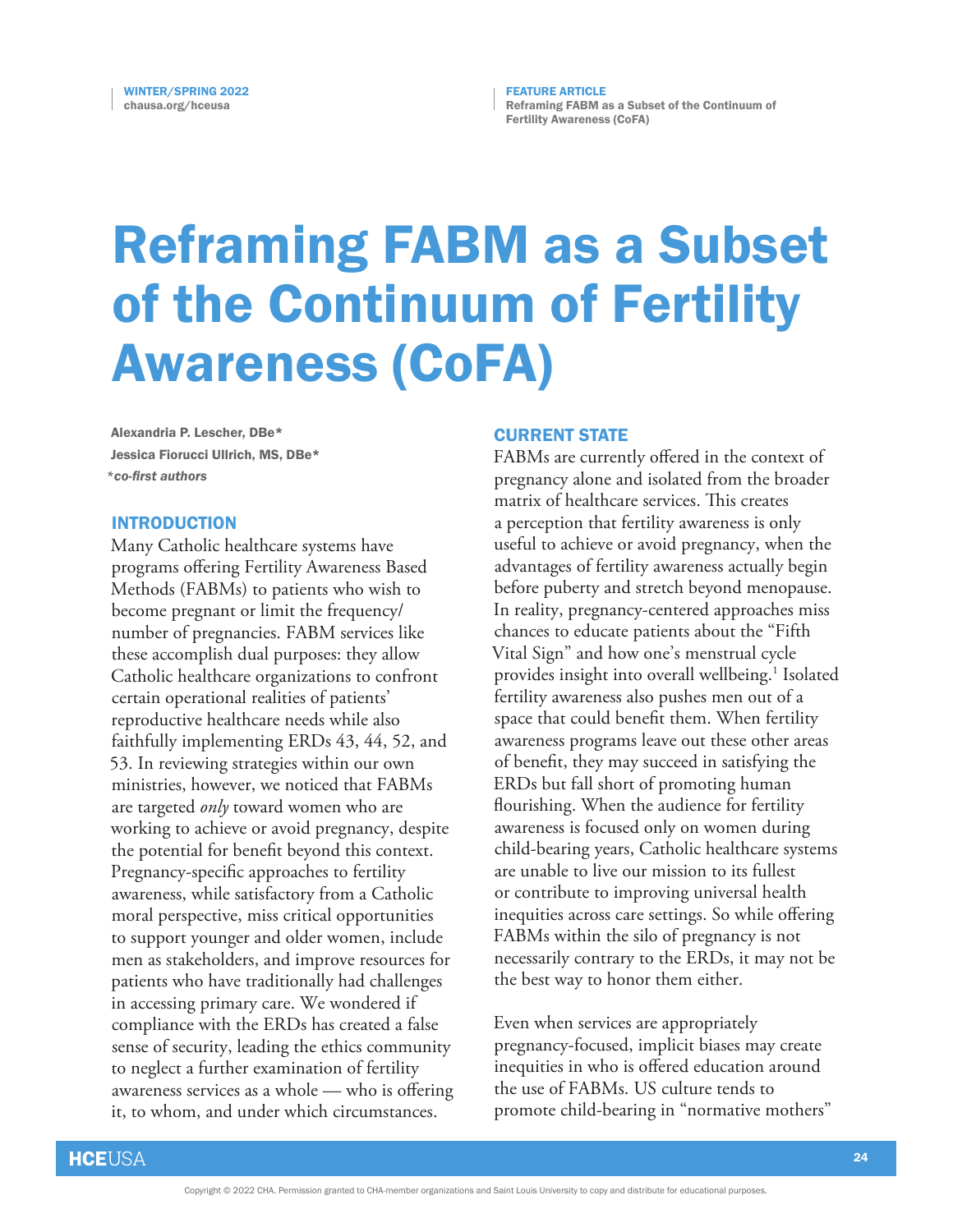# Reframing FABM as a Subset of the Continuum of Fertility Awareness (CoFA)

**Alexandria P. Lescher, DBe***
**Jessica Fiorucci Ullrich, MS, DBe***
***co-first authors***

## INTRODUCTION

Many Catholic healthcare systems have programs offering Fertility Awareness Based Methods (FABMs) to patients who wish to become pregnant or limit the frequency/number of pregnancies. FABM services like these accomplish dual purposes: they allow Catholic healthcare organizations to confront certain operational realities of patients' reproductive healthcare needs while also faithfully implementing ERDs 43, 44, 52, and 53. In reviewing strategies within our own ministries, however, we noticed that FABMs are targeted *only* toward women who are working to achieve or avoid pregnancy, despite the potential for benefit beyond this context. Pregnancy-specific approaches to fertility awareness, while satisfactory from a Catholic moral perspective, miss critical opportunities to support younger and older women, include men as stakeholders, and improve resources for patients who have traditionally had challenges in accessing primary care. We wondered if compliance with the ERDs has created a false sense of security, leading the ethics community to neglect a further examination of fertility awareness services as a whole — who is offering it, to whom, and under which circumstances.

## CURRENT STATE

FABMs are currently offered in the context of pregnancy alone and isolated from the broader matrix of healthcare services. This creates a perception that fertility awareness is only useful to achieve or avoid pregnancy, when the advantages of fertility awareness actually begin before puberty and stretch beyond menopause. In reality, pregnancy-centered approaches miss chances to educate patients about the "Fifth Vital Sign" and how one's menstrual cycle provides insight into overall wellbeing.[1] Isolated fertility awareness also pushes men out of a space that could benefit them. When fertility awareness programs leave out these other areas of benefit, they may succeed in satisfying the ERDs but fall short of promoting human flourishing. When the audience for fertility awareness is focused only on women during child-bearing years, Catholic healthcare systems are unable to live our mission to its fullest or contribute to improving universal health inequities across care settings. So while offering FABMs within the silo of pregnancy is not necessarily contrary to the ERDs, it may not be the best way to honor them either.

Even when services are appropriately pregnancy-focused, implicit biases may create inequities in who is offered education around the use of FABMs. US culture tends to promote child-bearing in "normative mothers"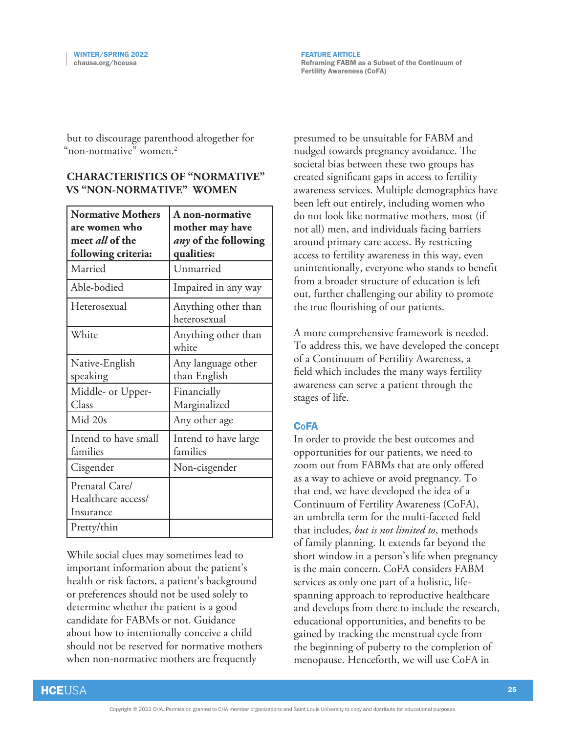but to discourage parenthood altogether for "non-normative" women.[2]

## CHARACTERISTICS OF "NORMATIVE" VS "NON-NORMATIVE" WOMEN

| **Normative Mothers are women who meet *all* of the following criteria:** | **A non-normative mother may have *any* of the following qualities:** |
|---|---|
| Married | Unmarried |
| Able-bodied | Impaired in any way |
| Heterosexual | Anything other than heterosexual |
| White | Anything other than white |
| Native-English speaking | Any language other than English |
| Middle- or Upper-Class | Financially Marginalized |
| Mid 20s | Any other age |
| Intend to have small families | Intend to have large families |
| Cisgender | Non-cisgender |
| Prenatal Care/ Healthcare access/ Insurance | |
| Pretty/thin | |

While social clues may sometimes lead to important information about the patient's health or risk factors, a patient's background or preferences should not be used solely to determine whether the patient is a good candidate for FABMs or not. Guidance about how to intentionally conceive a child should not be reserved for normative mothers when non-normative mothers are frequently presumed to be unsuitable for FABM and nudged towards pregnancy avoidance. The societal bias between these two groups has created significant gaps in access to fertility awareness services. Multiple demographics have been left out entirely, including women who do not look like normative mothers, most (if not all) men, and individuals facing barriers around primary care access. By restricting access to fertility awareness in this way, even unintentionally, everyone who stands to benefit from a broader structure of education is left out, further challenging our ability to promote the true flourishing of our patients.

A more comprehensive framework is needed. To address this, we have developed the concept of a Continuum of Fertility Awareness, a field which includes the many ways fertility awareness can serve a patient through the stages of life.

## CoFA

In order to provide the best outcomes and opportunities for our patients, we need to zoom out from FABMs that are only offered as a way to achieve or avoid pregnancy. To that end, we have developed the idea of a Continuum of Fertility Awareness (CoFA), an umbrella term for the multi-faceted field that includes, *but is not limited to*, methods of family planning. It extends far beyond the short window in a person's life when pregnancy is the main concern. CoFA considers FABM services as only one part of a holistic, life-spanning approach to reproductive healthcare and develops from there to include the research, educational opportunities, and benefits to be gained by tracking the menstrual cycle from the beginning of puberty to the completion of menopause. Henceforth, we will use CoFA in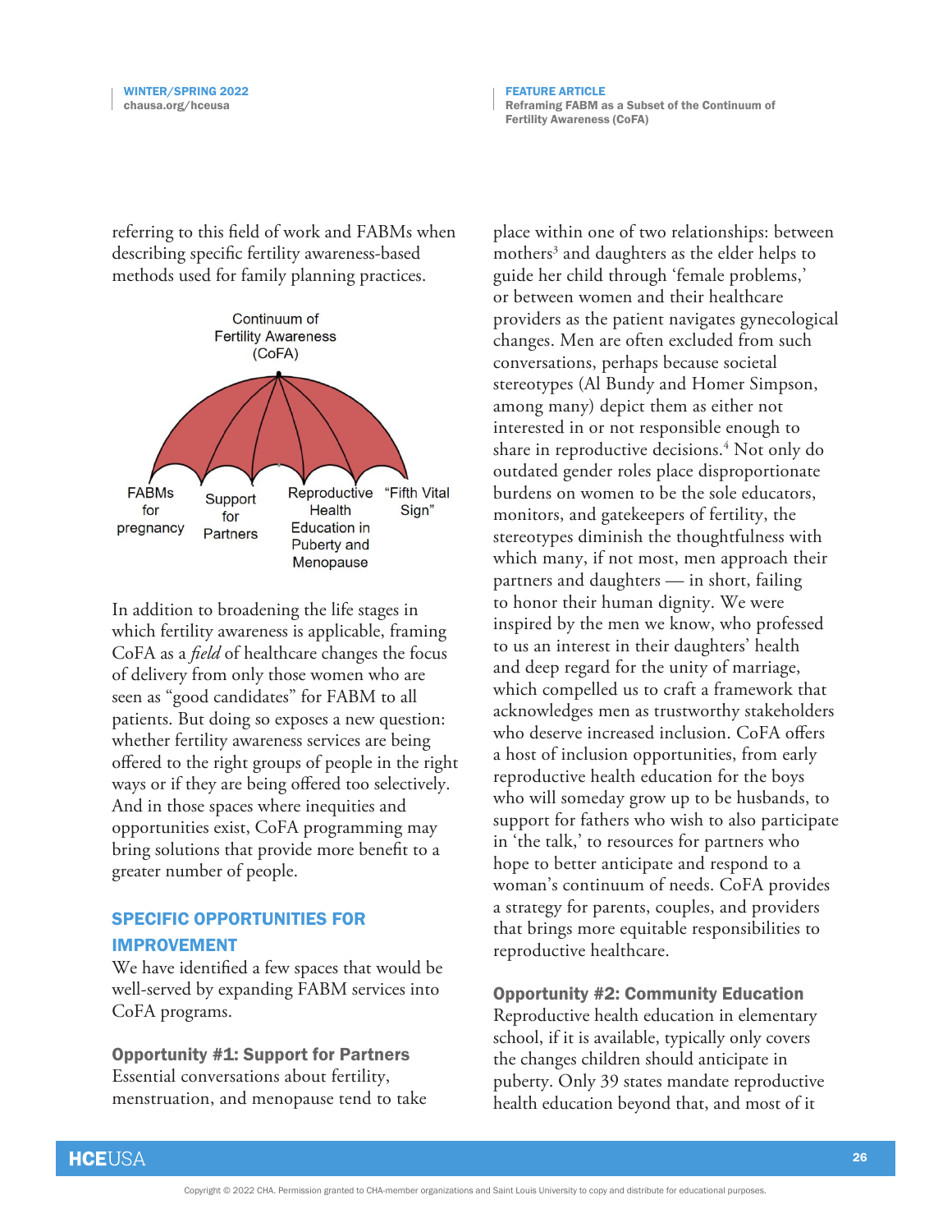referring to this field of work and FABMs when describing specific fertility awareness-based methods used for family planning practices.

Continuum of Fertility Awareness (CoFA)

FABMs for pregnancy | Support for Partners | Reproductive Health Education in Puberty and Menopause | "Fifth Vital Sign"

In addition to broadening the life stages in which fertility awareness is applicable, framing CoFA as a *field* of healthcare changes the focus of delivery from only those women who are seen as "good candidates" for FABM to all patients. But doing so exposes a new question: whether fertility awareness services are being offered to the right groups of people in the right ways or if they are being offered too selectively. And in those spaces where inequities and opportunities exist, CoFA programming may bring solutions that provide more benefit to a greater number of people.

## SPECIFIC OPPORTUNITIES FOR IMPROVEMENT

We have identified a few spaces that would be well-served by expanding FABM services into CoFA programs.

### Opportunity #1: Support for Partners

Essential conversations about fertility, menstruation, and menopause tend to take place within one of two relationships: between mothers[3] and daughters as the elder helps to guide her child through 'female problems,' or between women and their healthcare providers as the patient navigates gynecological changes. Men are often excluded from such conversations, perhaps because societal stereotypes (Al Bundy and Homer Simpson, among many) depict them as either not interested in or not responsible enough to share in reproductive decisions.[4] Not only do outdated gender roles place disproportionate burdens on women to be the sole educators, monitors, and gatekeepers of fertility, the stereotypes diminish the thoughtfulness with which many, if not most, men approach their partners and daughters — in short, failing to honor their human dignity. We were inspired by the men we know, who professed to us an interest in their daughters' health and deep regard for the unity of marriage, which compelled us to craft a framework that acknowledges men as trustworthy stakeholders who deserve increased inclusion. CoFA offers a host of inclusion opportunities, from early reproductive health education for the boys who will someday grow up to be husbands, to support for fathers who wish to also participate in 'the talk,' to resources for partners who hope to better anticipate and respond to a woman's continuum of needs. CoFA provides a strategy for parents, couples, and providers that brings more equitable responsibilities to reproductive healthcare.

### Opportunity #2: Community Education

Reproductive health education in elementary school, if it is available, typically only covers the changes children should anticipate in puberty. Only 39 states mandate reproductive health education beyond that, and most of it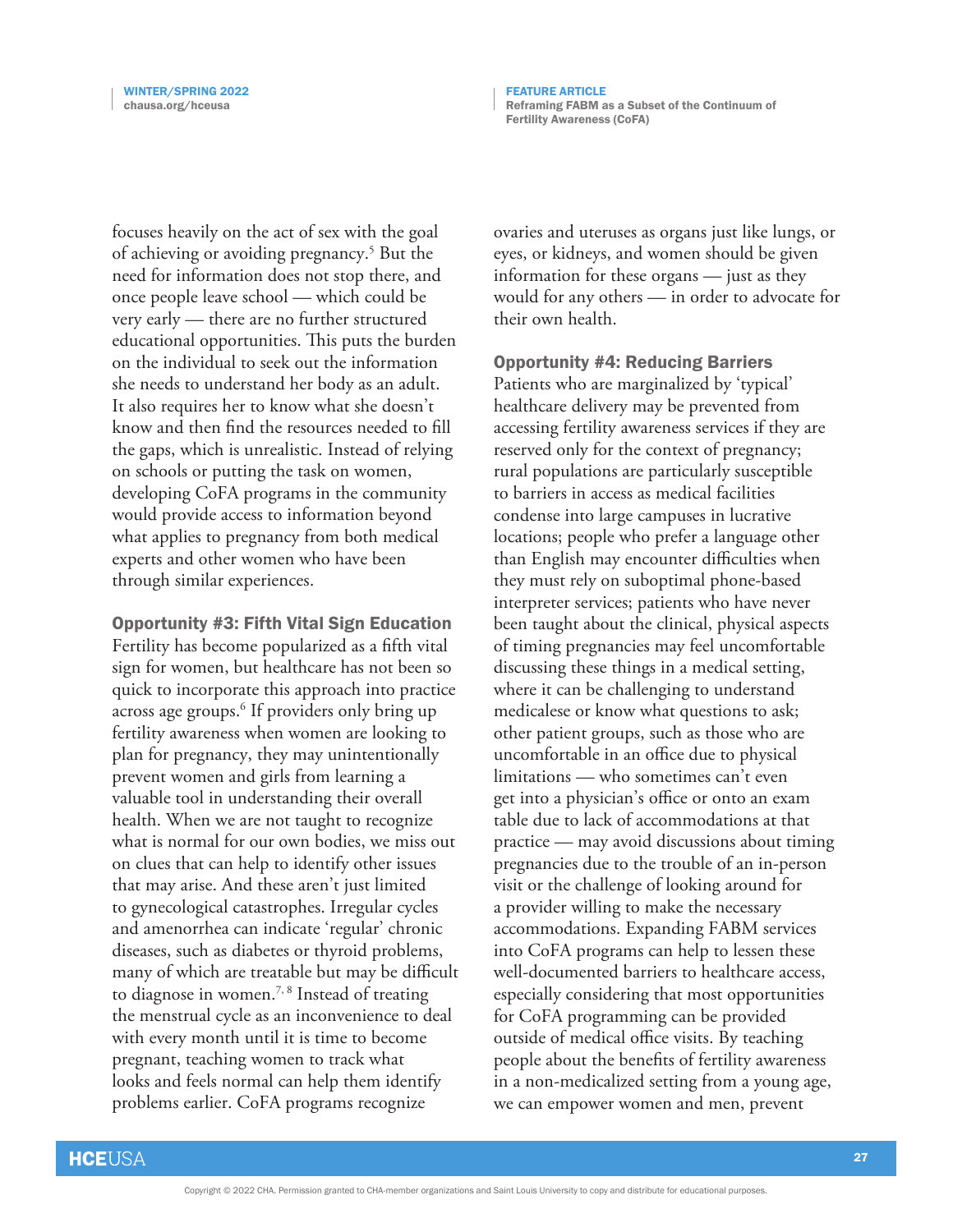focuses heavily on the act of sex with the goal of achieving or avoiding pregnancy.[5] But the need for information does not stop there, and once people leave school — which could be very early — there are no further structured educational opportunities. This puts the burden on the individual to seek out the information she needs to understand her body as an adult. It also requires her to know what she doesn't know and then find the resources needed to fill the gaps, which is unrealistic. Instead of relying on schools or putting the task on women, developing CoFA programs in the community would provide access to information beyond what applies to pregnancy from both medical experts and other women who have been through similar experiences.

### Opportunity #3: Fifth Vital Sign Education

Fertility has become popularized as a fifth vital sign for women, but healthcare has not been so quick to incorporate this approach into practice across age groups.[6] If providers only bring up fertility awareness when women are looking to plan for pregnancy, they may unintentionally prevent women and girls from learning a valuable tool in understanding their overall health. When we are not taught to recognize what is normal for our own bodies, we miss out on clues that can help to identify other issues that may arise. And these aren't just limited to gynecological catastrophes. Irregular cycles and amenorrhea can indicate 'regular' chronic diseases, such as diabetes or thyroid problems, many of which are treatable but may be difficult to diagnose in women.[7, 8] Instead of treating the menstrual cycle as an inconvenience to deal with every month until it is time to become pregnant, teaching women to track what looks and feels normal can help them identify problems earlier. CoFA programs recognize ovaries and uteruses as organs just like lungs, or eyes, or kidneys, and women should be given information for these organs — just as they would for any others — in order to advocate for their own health.

### Opportunity #4: Reducing Barriers

Patients who are marginalized by 'typical' healthcare delivery may be prevented from accessing fertility awareness services if they are reserved only for the context of pregnancy; rural populations are particularly susceptible to barriers in access as medical facilities condense into large campuses in lucrative locations; people who prefer a language other than English may encounter difficulties when they must rely on suboptimal phone-based interpreter services; patients who have never been taught about the clinical, physical aspects of timing pregnancies may feel uncomfortable discussing these things in a medical setting, where it can be challenging to understand medicalese or know what questions to ask; other patient groups, such as those who are uncomfortable in an office due to physical limitations — who sometimes can't even get into a physician's office or onto an exam table due to lack of accommodations at that practice — may avoid discussions about timing pregnancies due to the trouble of an in-person visit or the challenge of looking around for a provider willing to make the necessary accommodations. Expanding FABM services into CoFA programs can help to lessen these well-documented barriers to healthcare access, especially considering that most opportunities for CoFA programming can be provided outside of medical office visits. By teaching people about the benefits of fertility awareness in a non-medicalized setting from a young age, we can empower women and men, prevent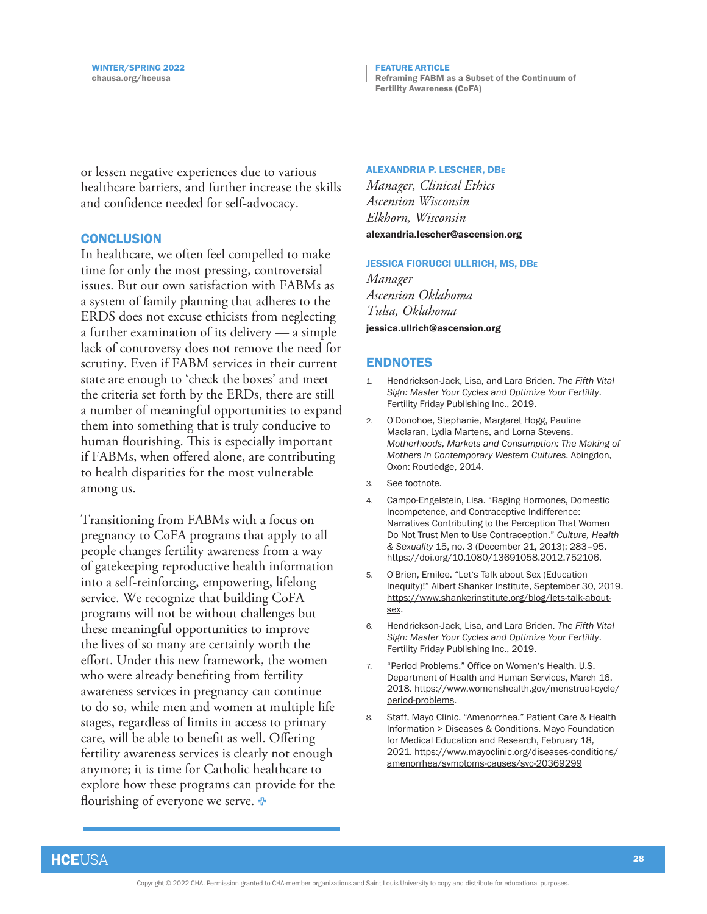or lessen negative experiences due to various healthcare barriers, and further increase the skills and confidence needed for self-advocacy.

## CONCLUSION

In healthcare, we often feel compelled to make time for only the most pressing, controversial issues. But our own satisfaction with FABMs as a system of family planning that adheres to the ERDS does not excuse ethicists from neglecting a further examination of its delivery — a simple lack of controversy does not remove the need for scrutiny. Even if FABM services in their current state are enough to 'check the boxes' and meet the criteria set forth by the ERDs, there are still a number of meaningful opportunities to expand them into something that is truly conducive to human flourishing. This is especially important if FABMs, when offered alone, are contributing to health disparities for the most vulnerable among us.

Transitioning from FABMs with a focus on pregnancy to CoFA programs that apply to all people changes fertility awareness from a way of gatekeeping reproductive health information into a self-reinforcing, empowering, lifelong service. We recognize that building CoFA programs will not be without challenges but these meaningful opportunities to improve the lives of so many are certainly worth the effort. Under this new framework, the women who were already benefiting from fertility awareness services in pregnancy can continue to do so, while men and women at multiple life stages, regardless of limits in access to primary care, will be able to benefit as well. Offering fertility awareness services is clearly not enough anymore; it is time for Catholic healthcare to explore how these programs can provide for the flourishing of everyone we serve.

**ALEXANDRIA P. LESCHER, DBe**
*Manager, Clinical Ethics*
*Ascension Wisconsin*
*Elkhorn, Wisconsin*
**alexandria.lescher@ascension.org**

**JESSICA FIORUCCI ULLRICH, MS, DBe**
*Manager*
*Ascension Oklahoma*
*Tulsa, Oklahoma*
**jessica.ullrich@ascension.org**

## ENDNOTES

1. Hendrickson-Jack, Lisa, and Lara Briden. *The Fifth Vital Sign: Master Your Cycles and Optimize Your Fertility*. Fertility Friday Publishing Inc., 2019.
2. O'Donohoe, Stephanie, Margaret Hogg, Pauline Maclaran, Lydia Martens, and Lorna Stevens. *Motherhoods, Markets and Consumption: The Making of Mothers in Contemporary Western Cultures*. Abingdon, Oxon: Routledge, 2014.
3. See footnote.
4. Campo-Engelstein, Lisa. "Raging Hormones, Domestic Incompetence, and Contraceptive Indifference: Narratives Contributing to the Perception That Women Do Not Trust Men to Use Contraception." *Culture, Health & Sexuality* 15, no. 3 (December 21, 2013): 283–95. https://doi.org/10.1080/13691058.2012.752106.
5. O'Brien, Emilee. "Let's Talk about Sex (Education Inequity)!" Albert Shanker Institute, September 30, 2019. https://www.shankerinstitute.org/blog/lets-talk-about-sex.
6. Hendrickson-Jack, Lisa, and Lara Briden. *The Fifth Vital Sign: Master Your Cycles and Optimize Your Fertility*. Fertility Friday Publishing Inc., 2019.
7. "Period Problems." Office on Women's Health. U.S. Department of Health and Human Services, March 16, 2018. https://www.womenshealth.gov/menstrual-cycle/period-problems.
8. Staff, Mayo Clinic. "Amenorrhea." Patient Care & Health Information > Diseases & Conditions. Mayo Foundation for Medical Education and Research, February 18, 2021. https://www.mayoclinic.org/diseases-conditions/amenorrhea/symptoms-causes/syc-20369299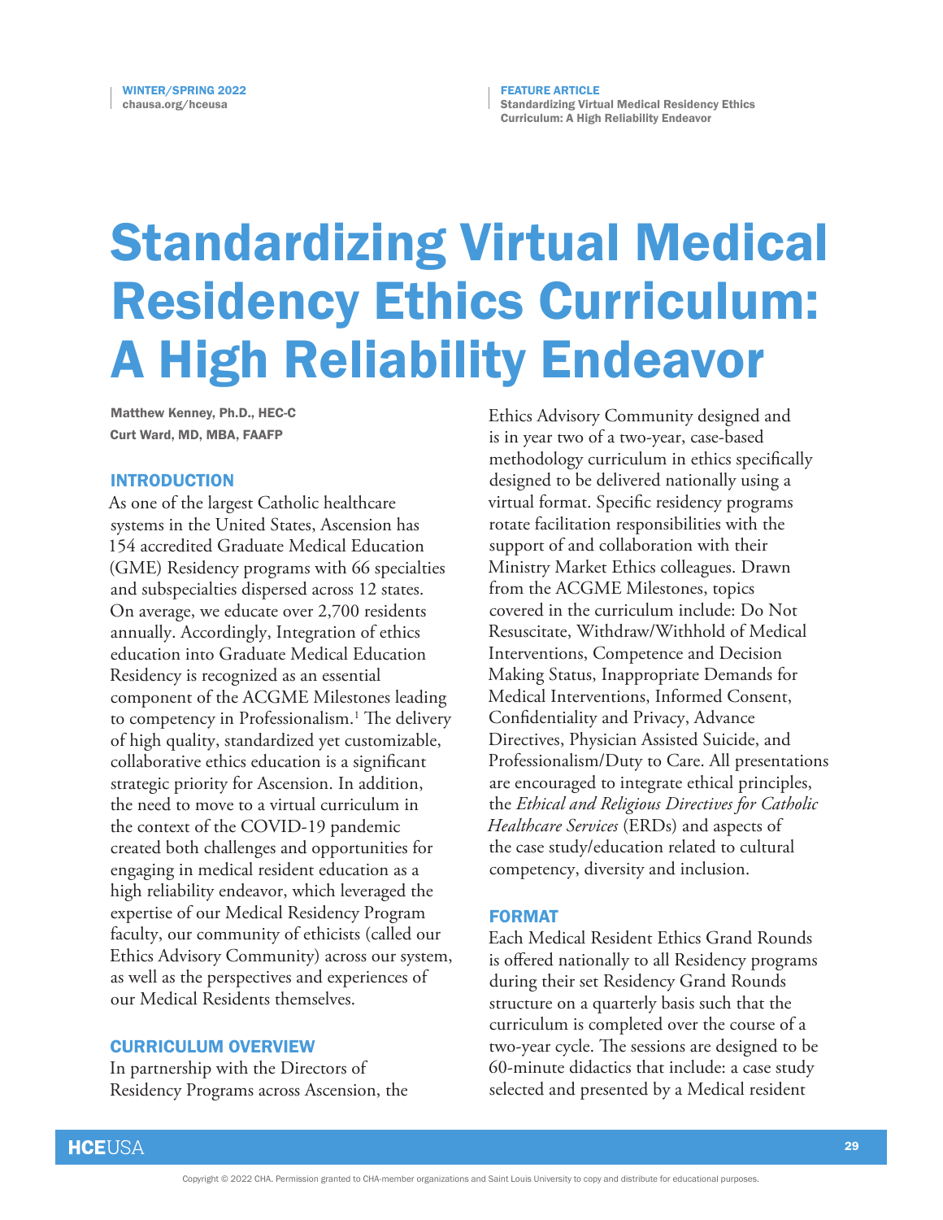# Standardizing Virtual Medical Residency Ethics Curriculum: A High Reliability Endeavor

**Matthew Kenney, Ph.D., HEC-C**
**Curt Ward, MD, MBA, FAAFP**

## INTRODUCTION

As one of the largest Catholic healthcare systems in the United States, Ascension has 154 accredited Graduate Medical Education (GME) Residency programs with 66 specialties and subspecialties dispersed across 12 states. On average, we educate over 2,700 residents annually. Accordingly, Integration of ethics education into Graduate Medical Education Residency is recognized as an essential component of the ACGME Milestones leading to competency in Professionalism.[1] The delivery of high quality, standardized yet customizable, collaborative ethics education is a significant strategic priority for Ascension. In addition, the need to move to a virtual curriculum in the context of the COVID-19 pandemic created both challenges and opportunities for engaging in medical resident education as a high reliability endeavor, which leveraged the expertise of our Medical Residency Program faculty, our community of ethicists (called our Ethics Advisory Community) across our system, as well as the perspectives and experiences of our Medical Residents themselves.

## CURRICULUM OVERVIEW

In partnership with the Directors of Residency Programs across Ascension, the Ethics Advisory Community designed and is in year two of a two-year, case-based methodology curriculum in ethics specifically designed to be delivered nationally using a virtual format. Specific residency programs rotate facilitation responsibilities with the support of and collaboration with their Ministry Market Ethics colleagues. Drawn from the ACGME Milestones, topics covered in the curriculum include: Do Not Resuscitate, Withdraw/Withhold of Medical Interventions, Competence and Decision Making Status, Inappropriate Demands for Medical Interventions, Informed Consent, Confidentiality and Privacy, Advance Directives, Physician Assisted Suicide, and Professionalism/Duty to Care. All presentations are encouraged to integrate ethical principles, the *Ethical and Religious Directives for Catholic Healthcare Services* (ERDs) and aspects of the case study/education related to cultural competency, diversity and inclusion.

## FORMAT

Each Medical Resident Ethics Grand Rounds is offered nationally to all Residency programs during their set Residency Grand Rounds structure on a quarterly basis such that the curriculum is completed over the course of a two-year cycle. The sessions are designed to be 60-minute didactics that include: a case study selected and presented by a Medical resident

Copyright © 2022 CHA. Permission granted to CHA-member organizations and Saint Louis University to copy and distribute for educational purposes.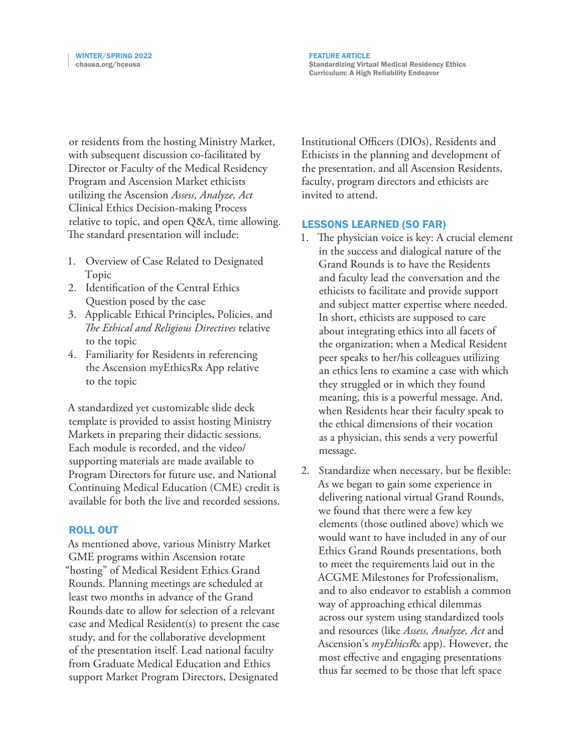or residents from the hosting Ministry Market, with subsequent discussion co-facilitated by Director or Faculty of the Medical Residency Program and Ascension Market ethicists utilizing the Ascension *Assess, Analyze, Act* Clinical Ethics Decision-making Process relative to topic, and open Q&A, time allowing. The standard presentation will include:

1. Overview of Case Related to Designated Topic
2. Identification of the Central Ethics Question posed by the case
3. Applicable Ethical Principles, Policies, and *The Ethical and Religious Directives* relative to the topic
4. Familiarity for Residents in referencing the Ascension myEthicsRx App relative to the topic

A standardized yet customizable slide deck template is provided to assist hosting Ministry Markets in preparing their didactic sessions. Each module is recorded, and the video/supporting materials are made available to Program Directors for future use, and National Continuing Medical Education (CME) credit is available for both the live and recorded sessions.

## ROLL OUT

As mentioned above, various Ministry Market GME programs within Ascension rotate "hosting" of Medical Resident Ethics Grand Rounds. Planning meetings are scheduled at least two months in advance of the Grand Rounds date to allow for selection of a relevant case and Medical Resident(s) to present the case study, and for the collaborative development of the presentation itself. Lead national faculty from Graduate Medical Education and Ethics support Market Program Directors, Designated Institutional Officers (DIOs), Residents and Ethicists in the planning and development of the presentation, and all Ascension Residents, faculty, program directors and ethicists are invited to attend.

## LESSONS LEARNED (SO FAR)

1. The physician voice is key: A crucial element in the success and dialogical nature of the Grand Rounds is to have the Residents and faculty lead the conversation and the ethicists to facilitate and provide support and subject matter expertise where needed. In short, ethicists are supposed to care about integrating ethics into all facets of the organization; when a Medical Resident peer speaks to her/his colleagues utilizing an ethics lens to examine a case with which they struggled or in which they found meaning, this is a powerful message. And, when Residents hear their faculty speak to the ethical dimensions of their vocation as a physician, this sends a very powerful message.

2. Standardize when necessary, but be flexible: As we began to gain some experience in delivering national virtual Grand Rounds, we found that there were a few key elements (those outlined above) which we would want to have included in any of our Ethics Grand Rounds presentations, both to meet the requirements laid out in the ACGME Milestones for Professionalism, and to also endeavor to establish a common way of approaching ethical dilemmas across our system using standardized tools and resources (like *Assess, Analyze, Act* and Ascension's *myEthicsRx* app). However, the most effective and engaging presentations thus far seemed to be those that left space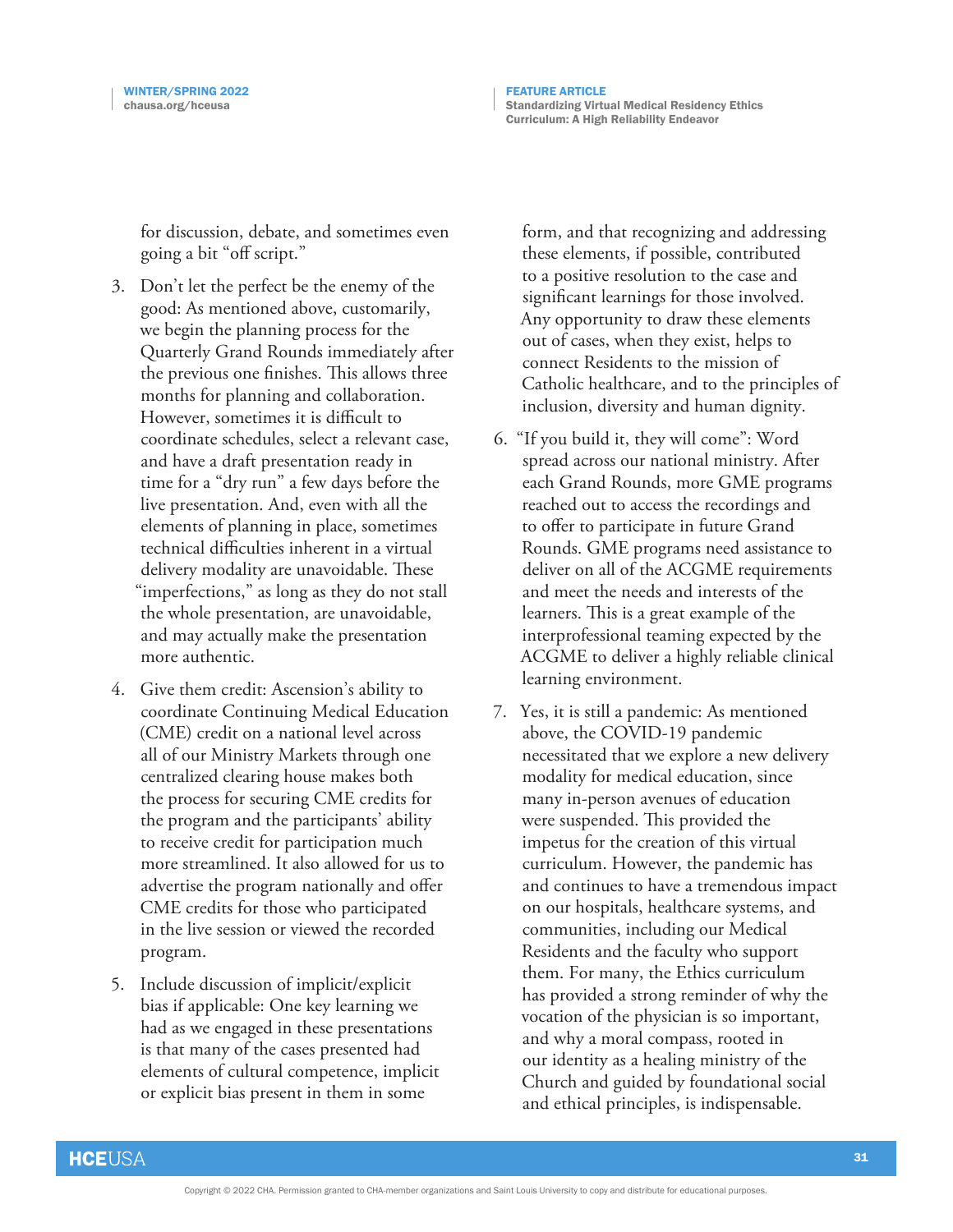for discussion, debate, and sometimes even going a bit "off script."

3. Don't let the perfect be the enemy of the good: As mentioned above, customarily, we begin the planning process for the Quarterly Grand Rounds immediately after the previous one finishes. This allows three months for planning and collaboration. However, sometimes it is difficult to coordinate schedules, select a relevant case, and have a draft presentation ready in time for a "dry run" a few days before the live presentation. And, even with all the elements of planning in place, sometimes technical difficulties inherent in a virtual delivery modality are unavoidable. These "imperfections," as long as they do not stall the whole presentation, are unavoidable, and may actually make the presentation more authentic.

4. Give them credit: Ascension's ability to coordinate Continuing Medical Education (CME) credit on a national level across all of our Ministry Markets through one centralized clearing house makes both the process for securing CME credits for the program and the participants' ability to receive credit for participation much more streamlined. It also allowed for us to advertise the program nationally and offer CME credits for those who participated in the live session or viewed the recorded program.

5. Include discussion of implicit/explicit bias if applicable: One key learning we had as we engaged in these presentations is that many of the cases presented had elements of cultural competence, implicit or explicit bias present in them in some form, and that recognizing and addressing these elements, if possible, contributed to a positive resolution to the case and significant learnings for those involved. Any opportunity to draw these elements out of cases, when they exist, helps to connect Residents to the mission of Catholic healthcare, and to the principles of inclusion, diversity and human dignity.

6. "If you build it, they will come": Word spread across our national ministry. After each Grand Rounds, more GME programs reached out to access the recordings and to offer to participate in future Grand Rounds. GME programs need assistance to deliver on all of the ACGME requirements and meet the needs and interests of the learners. This is a great example of the interprofessional teaming expected by the ACGME to deliver a highly reliable clinical learning environment.

7. Yes, it is still a pandemic: As mentioned above, the COVID-19 pandemic necessitated that we explore a new delivery modality for medical education, since many in-person avenues of education were suspended. This provided the impetus for the creation of this virtual curriculum. However, the pandemic has and continues to have a tremendous impact on our hospitals, healthcare systems, and communities, including our Medical Residents and the faculty who support them. For many, the Ethics curriculum has provided a strong reminder of why the vocation of the physician is so important, and why a moral compass, rooted in our identity as a healing ministry of the Church and guided by foundational social and ethical principles, is indispensable.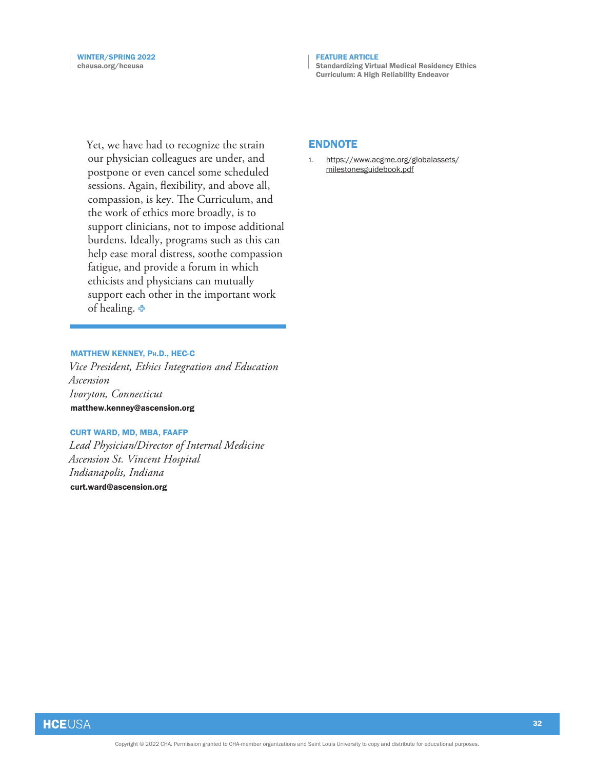Yet, we have had to recognize the strain our physician colleagues are under, and postpone or even cancel some scheduled sessions. Again, flexibility, and above all, compassion, is key. The Curriculum, and the work of ethics more broadly, is to support clinicians, not to impose additional burdens. Ideally, programs such as this can help ease moral distress, soothe compassion fatigue, and provide a forum in which ethicists and physicians can mutually support each other in the important work of healing. ✣

**MATTHEW KENNEY, Ph.D., HEC-C**
*Vice President, Ethics Integration and Education*
*Ascension*
*Ivoryton, Connecticut*
**matthew.kenney@ascension.org**

**CURT WARD, MD, MBA, FAAFP**
*Lead Physician/Director of Internal Medicine*
*Ascension St. Vincent Hospital*
*Indianapolis, Indiana*
**curt.ward@ascension.org**

## ENDNOTE

1. https://www.acgme.org/globalassets/milestonesguidebook.pdf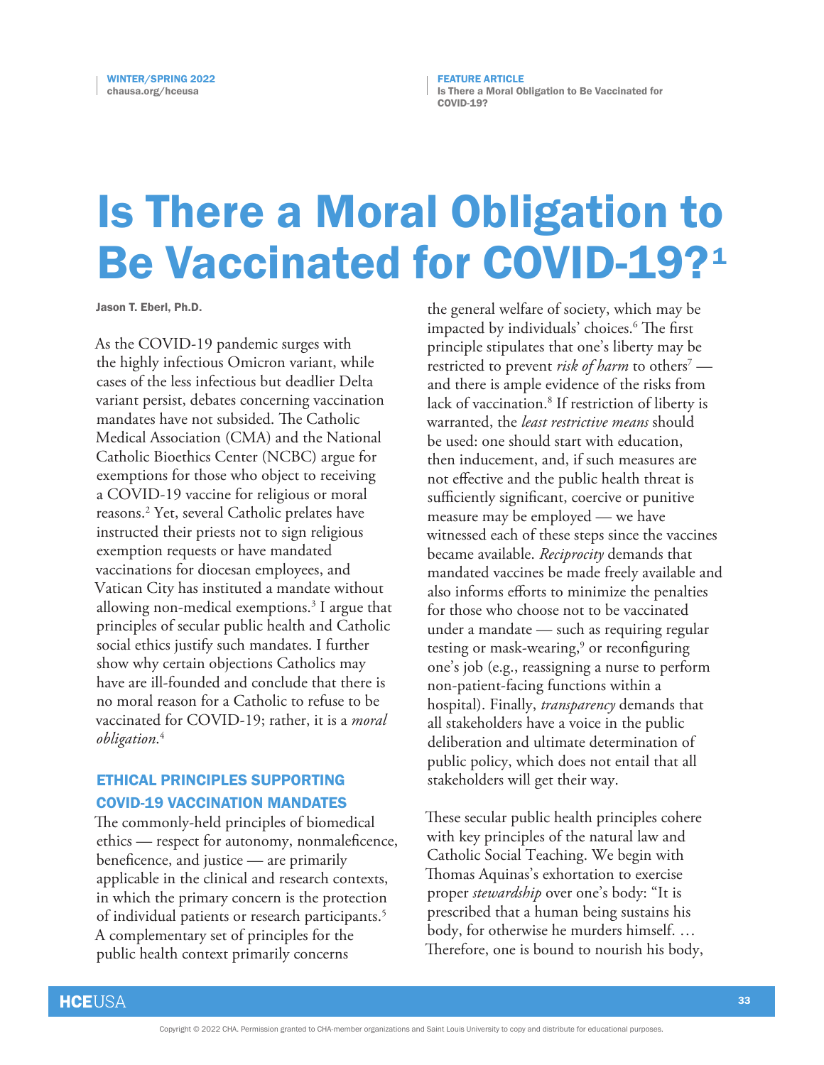# Is There a Moral Obligation to Be Vaccinated for COVID-19?[1]

Jason T. Eberl, Ph.D.

As the COVID-19 pandemic surges with the highly infectious Omicron variant, while cases of the less infectious but deadlier Delta variant persist, debates concerning vaccination mandates have not subsided. The Catholic Medical Association (CMA) and the National Catholic Bioethics Center (NCBC) argue for exemptions for those who object to receiving a COVID-19 vaccine for religious or moral reasons.[2] Yet, several Catholic prelates have instructed their priests not to sign religious exemption requests or have mandated vaccinations for diocesan employees, and Vatican City has instituted a mandate without allowing non-medical exemptions.[3] I argue that principles of secular public health and Catholic social ethics justify such mandates. I further show why certain objections Catholics may have are ill-founded and conclude that there is no moral reason for a Catholic to refuse to be vaccinated for COVID-19; rather, it is a *moral obligation*.[4]

## ETHICAL PRINCIPLES SUPPORTING COVID-19 VACCINATION MANDATES

The commonly-held principles of biomedical ethics — respect for autonomy, nonmaleficence, beneficence, and justice — are primarily applicable in the clinical and research contexts, in which the primary concern is the protection of individual patients or research participants.[5] A complementary set of principles for the public health context primarily concerns the general welfare of society, which may be impacted by individuals' choices.[6] The first principle stipulates that one's liberty may be restricted to prevent *risk of harm* to others[7] — and there is ample evidence of the risks from lack of vaccination.[8] If restriction of liberty is warranted, the *least restrictive means* should be used: one should start with education, then inducement, and, if such measures are not effective and the public health threat is sufficiently significant, coercive or punitive measure may be employed — we have witnessed each of these steps since the vaccines became available. *Reciprocity* demands that mandated vaccines be made freely available and also informs efforts to minimize the penalties for those who choose not to be vaccinated under a mandate — such as requiring regular testing or mask-wearing,[9] or reconfiguring one's job (e.g., reassigning a nurse to perform non-patient-facing functions within a hospital). Finally, *transparency* demands that all stakeholders have a voice in the public deliberation and ultimate determination of public policy, which does not entail that all stakeholders will get their way.

These secular public health principles cohere with key principles of the natural law and Catholic Social Teaching. We begin with Thomas Aquinas's exhortation to exercise proper *stewardship* over one's body: "It is prescribed that a human being sustains his body, for otherwise he murders himself. … Therefore, one is bound to nourish his body,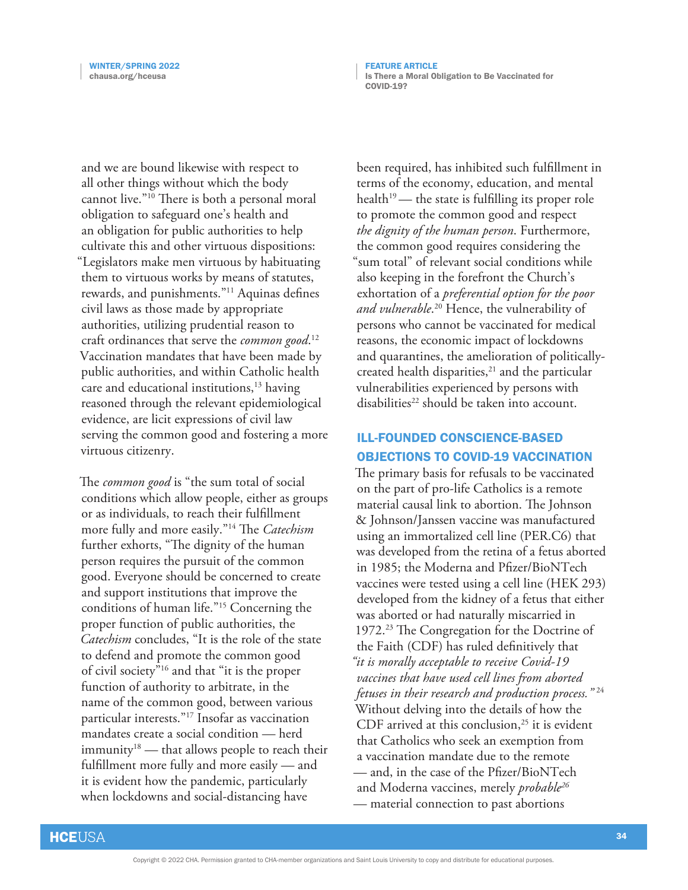and we are bound likewise with respect to all other things without which the body cannot live."[10] There is both a personal moral obligation to safeguard one's health and an obligation for public authorities to help cultivate this and other virtuous dispositions: "Legislators make men virtuous by habituating them to virtuous works by means of statutes, rewards, and punishments."[11] Aquinas defines civil laws as those made by appropriate authorities, utilizing prudential reason to craft ordinances that serve the *common good*.[12] Vaccination mandates that have been made by public authorities, and within Catholic health care and educational institutions,[13] having reasoned through the relevant epidemiological evidence, are licit expressions of civil law serving the common good and fostering a more virtuous citizenry.

The *common good* is "the sum total of social conditions which allow people, either as groups or as individuals, to reach their fulfillment more fully and more easily."[14] The *Catechism* further exhorts, "The dignity of the human person requires the pursuit of the common good. Everyone should be concerned to create and support institutions that improve the conditions of human life."[15] Concerning the proper function of public authorities, the *Catechism* concludes, "It is the role of the state to defend and promote the common good of civil society"[16] and that "it is the proper function of authority to arbitrate, in the name of the common good, between various particular interests."[17] Insofar as vaccination mandates create a social condition — herd immunity[18] — that allows people to reach their fulfillment more fully and more easily — and it is evident how the pandemic, particularly when lockdowns and social-distancing have been required, has inhibited such fulfillment in terms of the economy, education, and mental health[19] — the state is fulfilling its proper role to promote the common good and respect *the dignity of the human person*. Furthermore, the common good requires considering the "sum total" of relevant social conditions while also keeping in the forefront the Church's exhortation of a *preferential option for the poor and vulnerable*.[20] Hence, the vulnerability of persons who cannot be vaccinated for medical reasons, the economic impact of lockdowns and quarantines, the amelioration of politically-created health disparities,[21] and the particular vulnerabilities experienced by persons with disabilities[22] should be taken into account.

## ILL-FOUNDED CONSCIENCE-BASED OBJECTIONS TO COVID-19 VACCINATION

The primary basis for refusals to be vaccinated on the part of pro-life Catholics is a remote material causal link to abortion. The Johnson & Johnson/Janssen vaccine was manufactured using an immortalized cell line (PER.C6) that was developed from the retina of a fetus aborted in 1985; the Moderna and Pfizer/BioNTech vaccines were tested using a cell line (HEK 293) developed from the kidney of a fetus that either was aborted or had naturally miscarried in 1972.[23] The Congregation for the Doctrine of the Faith (CDF) has ruled definitively that *"it is morally acceptable to receive Covid-19 vaccines that have used cell lines from aborted fetuses in their research and production process."*[24] Without delving into the details of how the CDF arrived at this conclusion,[25] it is evident that Catholics who seek an exemption from a vaccination mandate due to the remote — and, in the case of the Pfizer/BioNTech and Moderna vaccines, merely *probable*[26] — material connection to past abortions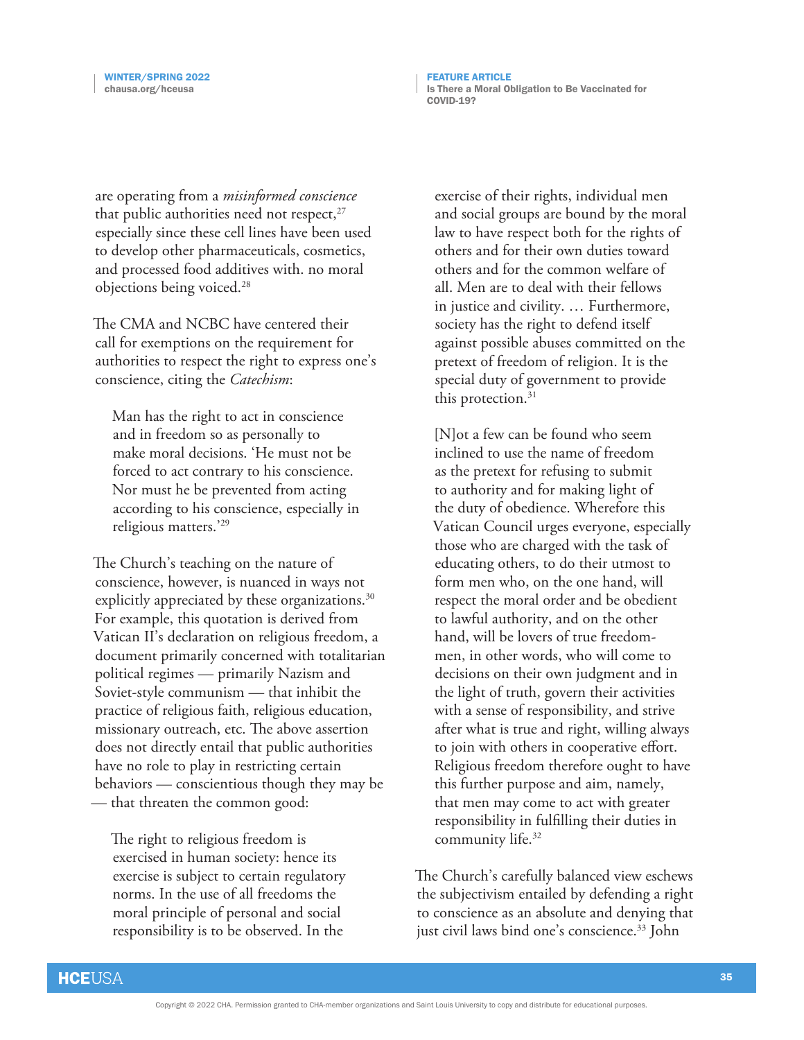are operating from a *misinformed conscience* that public authorities need not respect,[27] especially since these cell lines have been used to develop other pharmaceuticals, cosmetics, and processed food additives with. no moral objections being voiced.[28]

The CMA and NCBC have centered their call for exemptions on the requirement for authorities to respect the right to express one's conscience, citing the *Catechism*:

> Man has the right to act in conscience and in freedom so as personally to make moral decisions. 'He must not be forced to act contrary to his conscience. Nor must he be prevented from acting according to his conscience, especially in religious matters.'[29]

The Church's teaching on the nature of conscience, however, is nuanced in ways not explicitly appreciated by these organizations.[30] For example, this quotation is derived from Vatican II's declaration on religious freedom, a document primarily concerned with totalitarian political regimes — primarily Nazism and Soviet-style communism — that inhibit the practice of religious faith, religious education, missionary outreach, etc. The above assertion does not directly entail that public authorities have no role to play in restricting certain behaviors — conscientious though they may be — that threaten the common good:

> The right to religious freedom is exercised in human society: hence its exercise is subject to certain regulatory norms. In the use of all freedoms the moral principle of personal and social responsibility is to be observed. In the exercise of their rights, individual men and social groups are bound by the moral law to have respect both for the rights of others and for their own duties toward others and for the common welfare of all. Men are to deal with their fellows in justice and civility. … Furthermore, society has the right to defend itself against possible abuses committed on the pretext of freedom of religion. It is the special duty of government to provide this protection.[31]

> [N]ot a few can be found who seem inclined to use the name of freedom as the pretext for refusing to submit to authority and for making light of the duty of obedience. Wherefore this Vatican Council urges everyone, especially those who are charged with the task of educating others, to do their utmost to form men who, on the one hand, will respect the moral order and be obedient to lawful authority, and on the other hand, will be lovers of true freedom-men, in other words, who will come to decisions on their own judgment and in the light of truth, govern their activities with a sense of responsibility, and strive after what is true and right, willing always to join with others in cooperative effort. Religious freedom therefore ought to have this further purpose and aim, namely, that men may come to act with greater responsibility in fulfilling their duties in community life.[32]

The Church's carefully balanced view eschews the subjectivism entailed by defending a right to conscience as an absolute and denying that just civil laws bind one's conscience.[33] John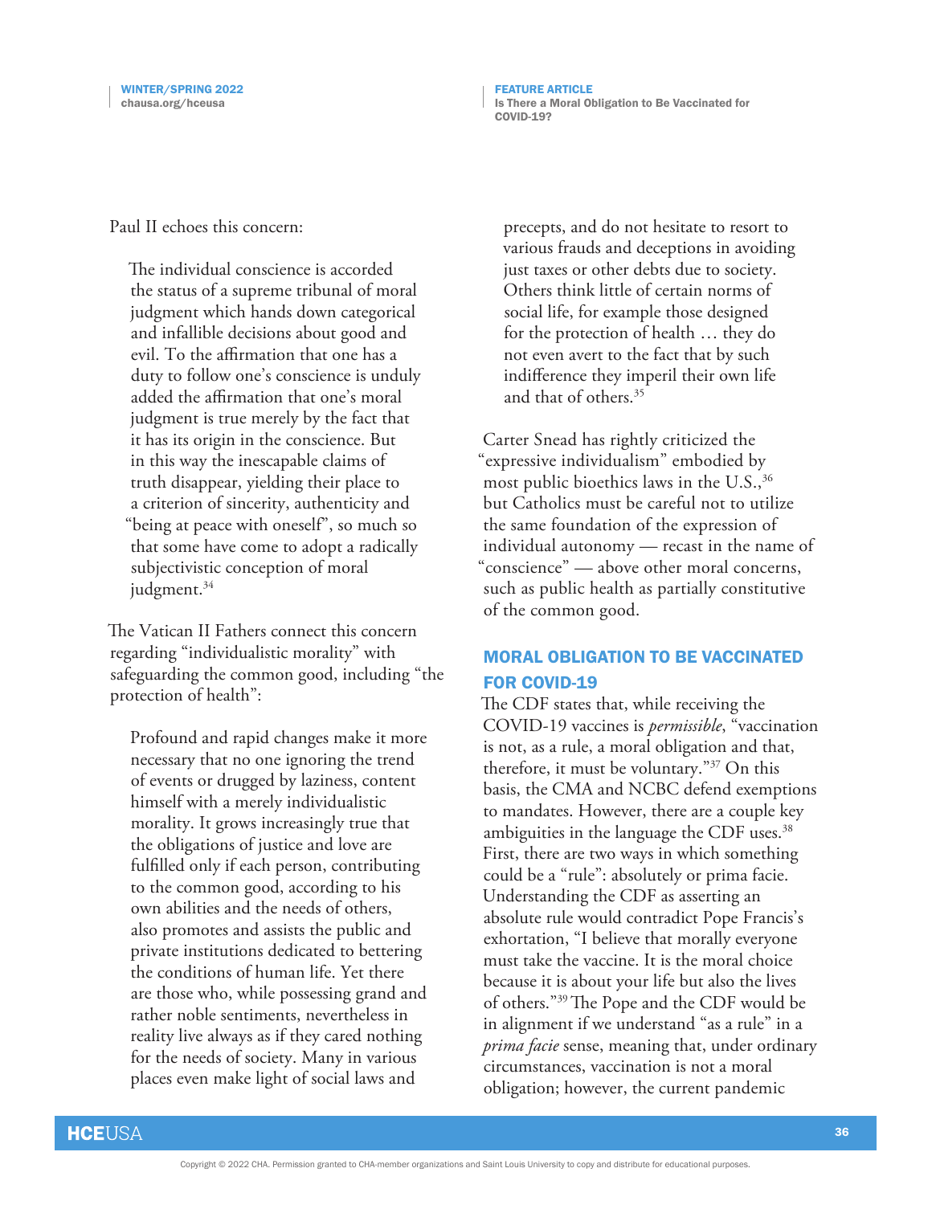Paul II echoes this concern:

> The individual conscience is accorded the status of a supreme tribunal of moral judgment which hands down categorical and infallible decisions about good and evil. To the affirmation that one has a duty to follow one's conscience is unduly added the affirmation that one's moral judgment is true merely by the fact that it has its origin in the conscience. But in this way the inescapable claims of truth disappear, yielding their place to a criterion of sincerity, authenticity and "being at peace with oneself", so much so that some have come to adopt a radically subjectivistic conception of moral judgment.[34]

The Vatican II Fathers connect this concern regarding "individualistic morality" with safeguarding the common good, including "the protection of health":

> Profound and rapid changes make it more necessary that no one ignoring the trend of events or drugged by laziness, content himself with a merely individualistic morality. It grows increasingly true that the obligations of justice and love are fulfilled only if each person, contributing to the common good, according to his own abilities and the needs of others, also promotes and assists the public and private institutions dedicated to bettering the conditions of human life. Yet there are those who, while possessing grand and rather noble sentiments, nevertheless in reality live always as if they cared nothing for the needs of society. Many in various places even make light of social laws and precepts, and do not hesitate to resort to various frauds and deceptions in avoiding just taxes or other debts due to society. Others think little of certain norms of social life, for example those designed for the protection of health … they do not even avert to the fact that by such indifference they imperil their own life and that of others.[35]

Carter Snead has rightly criticized the "expressive individualism" embodied by most public bioethics laws in the U.S.,[36] but Catholics must be careful not to utilize the same foundation of the expression of individual autonomy — recast in the name of "conscience" — above other moral concerns, such as public health as partially constitutive of the common good.

## MORAL OBLIGATION TO BE VACCINATED FOR COVID-19

The CDF states that, while receiving the COVID-19 vaccines is *permissible*, "vaccination is not, as a rule, a moral obligation and that, therefore, it must be voluntary."[37] On this basis, the CMA and NCBC defend exemptions to mandates. However, there are a couple key ambiguities in the language the CDF uses.[38] First, there are two ways in which something could be a "rule": absolutely or prima facie. Understanding the CDF as asserting an absolute rule would contradict Pope Francis's exhortation, "I believe that morally everyone must take the vaccine. It is the moral choice because it is about your life but also the lives of others."[39] The Pope and the CDF would be in alignment if we understand "as a rule" in a *prima facie* sense, meaning that, under ordinary circumstances, vaccination is not a moral obligation; however, the current pandemic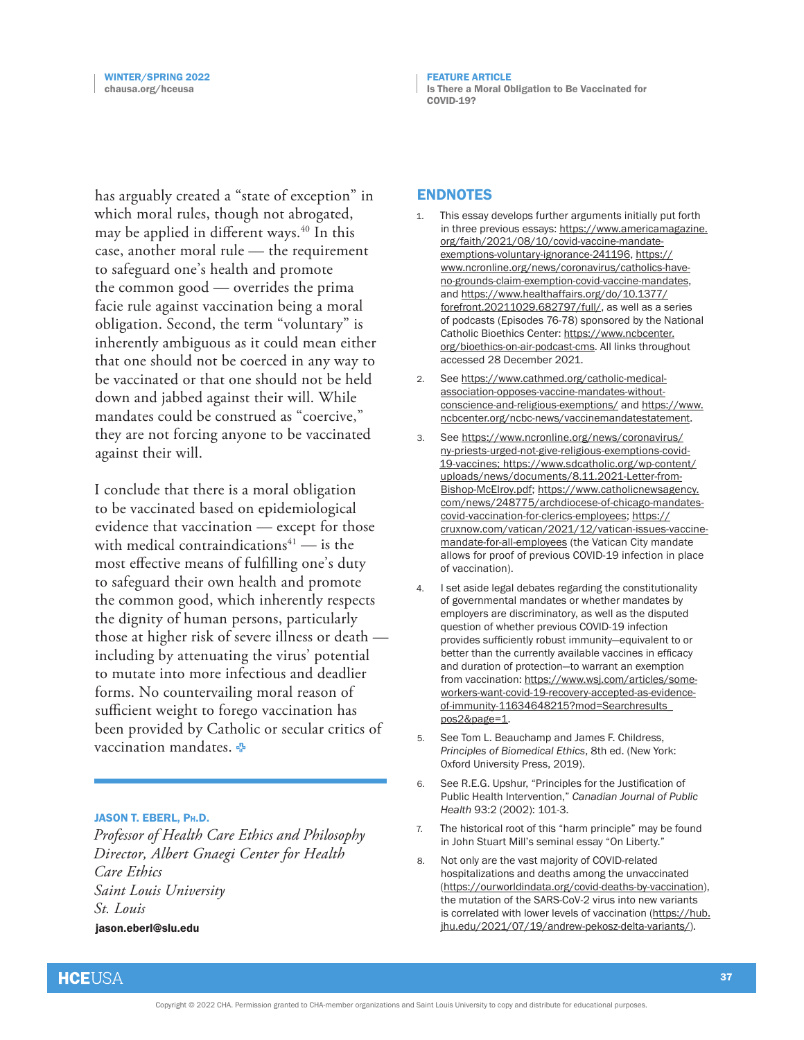has arguably created a "state of exception" in which moral rules, though not abrogated, may be applied in different ways.[40] In this case, another moral rule — the requirement to safeguard one's health and promote the common good — overrides the prima facie rule against vaccination being a moral obligation. Second, the term "voluntary" is inherently ambiguous as it could mean either that one should not be coerced in any way to be vaccinated or that one should not be held down and jabbed against their will. While mandates could be construed as "coercive," they are not forcing anyone to be vaccinated against their will.

I conclude that there is a moral obligation to be vaccinated based on epidemiological evidence that vaccination — except for those with medical contraindications[41] — is the most effective means of fulfilling one's duty to safeguard their own health and promote the common good, which inherently respects the dignity of human persons, particularly those at higher risk of severe illness or death — including by attenuating the virus' potential to mutate into more infectious and deadlier forms. No countervailing moral reason of sufficient weight to forego vaccination has been provided by Catholic or secular critics of vaccination mandates.

---

**JASON T. EBERL, PH.D.**
*Professor of Health Care Ethics and Philosophy*
*Director, Albert Gnaegi Center for Health Care Ethics*
*Saint Louis University*
*St. Louis*
**jason.eberl@slu.edu**

## ENDNOTES

1. This essay develops further arguments initially put forth in three previous essays: https://www.americamagazine.org/faith/2021/08/10/covid-vaccine-mandate-exemptions-voluntary-ignorance-241196, https://www.ncronline.org/news/coronavirus/catholics-have-no-grounds-claim-exemption-covid-vaccine-mandates, and https://www.healthaffairs.org/do/10.1377/forefront.20211029.682797/full/, as well as a series of podcasts (Episodes 76-78) sponsored by the National Catholic Bioethics Center: https://www.ncbcenter.org/bioethics-on-air-podcast-cms. All links throughout accessed 28 December 2021.

2. See https://www.cathmed.org/catholic-medical-association-opposes-vaccine-mandates-without-conscience-and-religious-exemptions/ and https://www.ncbcenter.org/ncbc-news/vaccinemandatestatement.

3. See https://www.ncronline.org/news/coronavirus/ny-priests-urged-not-give-religious-exemptions-covid-19-vaccines; https://www.sdcatholic.org/wp-content/uploads/news/documents/8.11.2021-Letter-from-Bishop-McElroy.pdf; https://www.catholicnewsagency.com/news/248775/archdiocese-of-chicago-mandates-covid-vaccination-for-clerics-employees; https://cruxnow.com/vatican/2021/12/vatican-issues-vaccine-mandate-for-all-employees (the Vatican City mandate allows for proof of previous COVID-19 infection in place of vaccination).

4. I set aside legal debates regarding the constitutionality of governmental mandates or whether mandates by employers are discriminatory, as well as the disputed question of whether previous COVID-19 infection provides sufficiently robust immunity—equivalent to or better than the currently available vaccines in efficacy and duration of protection—to warrant an exemption from vaccination: https://www.wsj.com/articles/some-workers-want-covid-19-recovery-accepted-as-evidence-of-immunity-11634648215?mod=Searchresults_pos2&page=1.

5. See Tom L. Beauchamp and James F. Childress, *Principles of Biomedical Ethics*, 8th ed. (New York: Oxford University Press, 2019).

6. See R.E.G. Upshur, "Principles for the Justification of Public Health Intervention," *Canadian Journal of Public Health* 93:2 (2002): 101-3.

7. The historical root of this "harm principle" may be found in John Stuart Mill's seminal essay "On Liberty."

8. Not only are the vast majority of COVID-related hospitalizations and deaths among the unvaccinated (https://ourworldindata.org/covid-deaths-by-vaccination), the mutation of the SARS-CoV-2 virus into new variants is correlated with lower levels of vaccination (https://hub.jhu.edu/2021/07/19/andrew-pekosz-delta-variants/).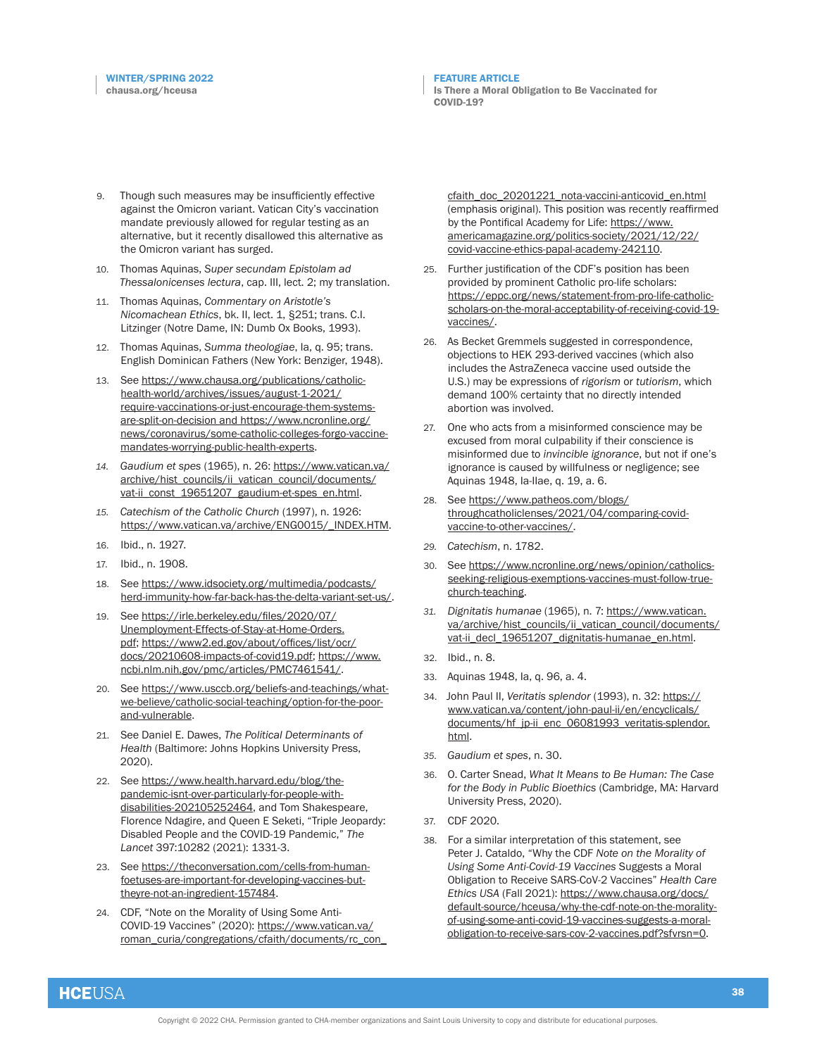9. Though such measures may be insufficiently effective against the Omicron variant. Vatican City's vaccination mandate previously allowed for regular testing as an alternative, but it recently disallowed this alternative as the Omicron variant has surged.

10. Thomas Aquinas, *Super secundam Epistolam ad Thessalonicenses lectura*, cap. III, lect. 2; my translation.

11. Thomas Aquinas, *Commentary on Aristotle's Nicomachean Ethics*, bk. II, lect. 1, §251; trans. C.I. Litzinger (Notre Dame, IN: Dumb Ox Books, 1993).

12. Thomas Aquinas, *Summa theologiae*, Ia, q. 95; trans. English Dominican Fathers (New York: Benziger, 1948).

13. See https://www.chausa.org/publications/catholic-health-world/archives/issues/august-1-2021/require-vaccinations-or-just-encourage-them-systems-are-split-on-decision and https://www.ncronline.org/news/coronavirus/some-catholic-colleges-forgo-vaccine-mandates-worrying-public-health-experts.

14. *Gaudium et spes* (1965), n. 26: https://www.vatican.va/archive/hist_councils/ii_vatican_council/documents/vat-ii_const_19651207_gaudium-et-spes_en.html.

15. *Catechism of the Catholic Church* (1997), n. 1926: https://www.vatican.va/archive/ENG0015/_INDEX.HTM.

16. Ibid., n. 1927.

17. Ibid., n. 1908.

18. See https://www.idsociety.org/multimedia/podcasts/herd-immunity-how-far-back-has-the-delta-variant-set-us/.

19. See https://irle.berkeley.edu/files/2020/07/Unemployment-Effects-of-Stay-at-Home-Orders.pdf; https://www2.ed.gov/about/offices/list/ocr/docs/20210608-impacts-of-covid19.pdf; https://www.ncbi.nlm.nih.gov/pmc/articles/PMC7461541/.

20. See https://www.usccb.org/beliefs-and-teachings/what-we-believe/catholic-social-teaching/option-for-the-poor-and-vulnerable.

21. See Daniel E. Dawes, *The Political Determinants of Health* (Baltimore: Johns Hopkins University Press, 2020).

22. See https://www.health.harvard.edu/blog/the-pandemic-isnt-over-particularly-for-people-with-disabilities-202105252464, and Tom Shakespeare, Florence Ndagire, and Queen E Seketi, "Triple Jeopardy: Disabled People and the COVID-19 Pandemic," *The Lancet* 397:10282 (2021): 1331-3.

23. See https://theconversation.com/cells-from-human-foetuses-are-important-for-developing-vaccines-but-theyre-not-an-ingredient-157484.

24. CDF, "Note on the Morality of Using Some Anti-COVID-19 Vaccines" (2020): https://www.vatican.va/roman_curia/congregations/cfaith/documents/rc_con_cfaith_doc_20201221_nota-vaccini-anticovid_en.html (emphasis original). This position was recently reaffirmed by the Pontifical Academy for Life: https://www.americamagazine.org/politics-society/2021/12/22/covid-vaccine-ethics-papal-academy-242110.

25. Further justification of the CDF's position has been provided by prominent Catholic pro-life scholars: https://eppc.org/news/statement-from-pro-life-catholic-scholars-on-the-moral-acceptability-of-receiving-covid-19-vaccines/.

26. As Becket Gremmels suggested in correspondence, objections to HEK 293-derived vaccines (which also includes the AstraZeneca vaccine used outside the U.S.) may be expressions of *rigorism* or *tutiorism*, which demand 100% certainty that no directly intended abortion was involved.

27. One who acts from a misinformed conscience may be excused from moral culpability if their conscience is misinformed due to *invincible ignorance*, but not if one's ignorance is caused by willfulness or negligence; see Aquinas 1948, Ia-IIae, q. 19, a. 6.

28. See https://www.patheos.com/blogs/throughcatholiclenses/2021/04/comparing-covid-vaccine-to-other-vaccines/.

29. *Catechism*, n. 1782.

30. See https://www.ncronline.org/news/opinion/catholics-seeking-religious-exemptions-vaccines-must-follow-true-church-teaching.

31. *Dignitatis humanae* (1965), n. 7: https://www.vatican.va/archive/hist_councils/ii_vatican_council/documents/vat-ii_decl_19651207_dignitatis-humanae_en.html.

32. Ibid., n. 8.

33. Aquinas 1948, Ia, q. 96, a. 4.

34. John Paul II, *Veritatis splendor* (1993), n. 32: https://www.vatican.va/content/john-paul-ii/en/encyclicals/documents/hf_jp-ii_enc_06081993_veritatis-splendor.html.

35. *Gaudium et spes*, n. 30.

36. O. Carter Snead, *What It Means to Be Human: The Case for the Body in Public Bioethics* (Cambridge, MA: Harvard University Press, 2020).

37. CDF 2020.

38. For a similar interpretation of this statement, see Peter J. Cataldo, "Why the CDF *Note on the Morality of Using Some Anti-Covid-19 Vaccines* Suggests a Moral Obligation to Receive SARS-CoV-2 Vaccines" *Health Care Ethics USA* (Fall 2021): https://www.chausa.org/docs/default-source/hceusa/why-the-cdf-note-on-the-morality-of-using-some-anti-covid-19-vaccines-suggests-a-moral-obligation-to-receive-sars-cov-2-vaccines.pdf?sfvrsn=0.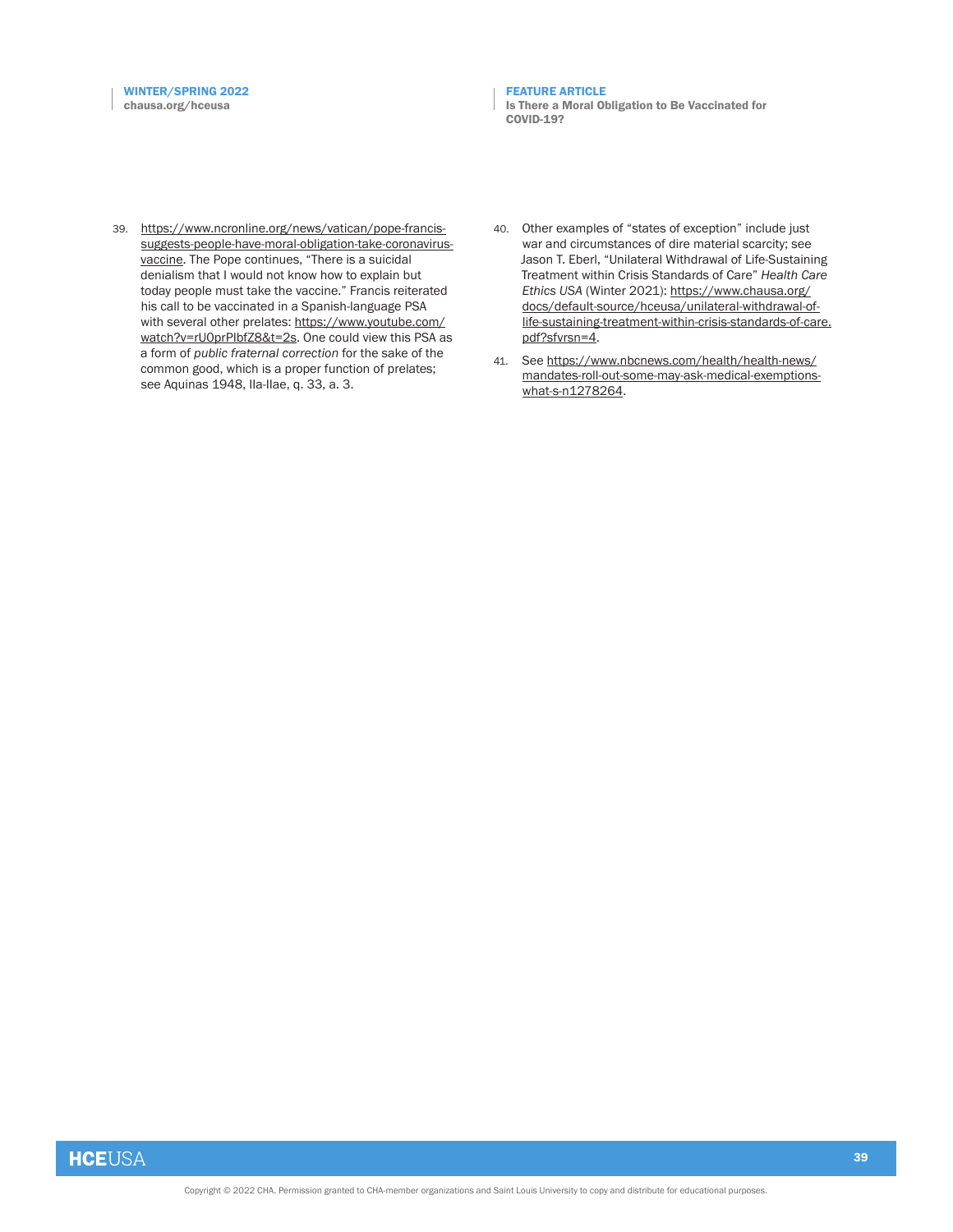39. https://www.ncronline.org/news/vatican/pope-francis-suggests-people-have-moral-obligation-take-coronavirus-vaccine. The Pope continues, "There is a suicidal denialism that I would not know how to explain but today people must take the vaccine." Francis reiterated his call to be vaccinated in a Spanish-language PSA with several other prelates: https://www.youtube.com/watch?v=rU0prPlbfZ8&t=2s. One could view this PSA as a form of *public fraternal correction* for the sake of the common good, which is a proper function of prelates; see Aquinas 1948, IIa-IIae, q. 33, a. 3.

40. Other examples of "states of exception" include just war and circumstances of dire material scarcity; see Jason T. Eberl, "Unilateral Withdrawal of Life-Sustaining Treatment within Crisis Standards of Care" *Health Care Ethics USA* (Winter 2021): https://www.chausa.org/docs/default-source/hceusa/unilateral-withdrawal-of-life-sustaining-treatment-within-crisis-standards-of-care.pdf?sfvrsn=4.

41. See https://www.nbcnews.com/health/health-news/mandates-roll-out-some-may-ask-medical-exemptions-what-s-n1278264.

Copyright © 2022 CHA. Permission granted to CHA-member organizations and Saint Louis University to copy and distribute for educational purposes.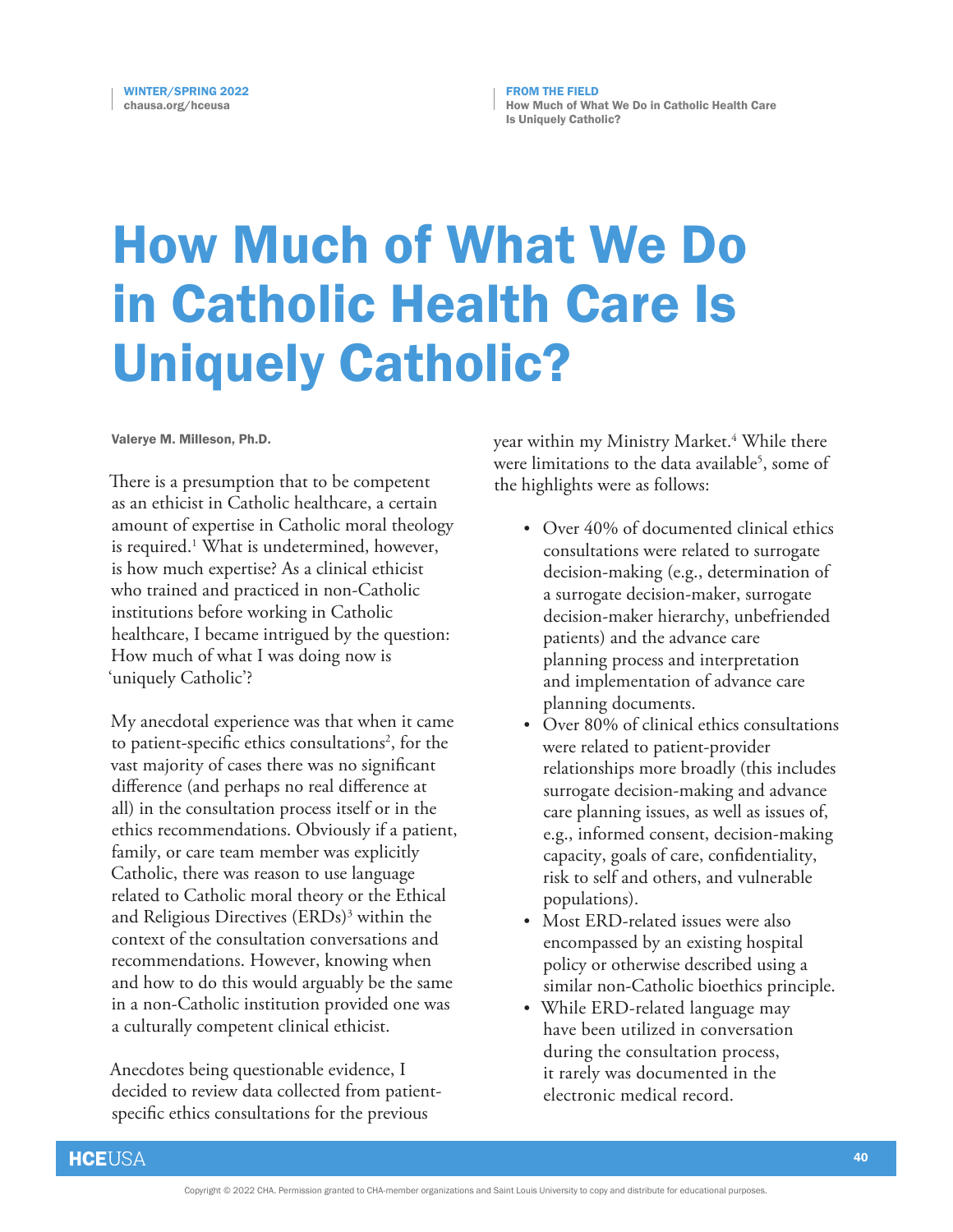# How Much of What We Do in Catholic Health Care Is Uniquely Catholic?

**Valerye M. Milleson, Ph.D.**

There is a presumption that to be competent as an ethicist in Catholic healthcare, a certain amount of expertise in Catholic moral theology is required.[1] What is undetermined, however, is how much expertise? As a clinical ethicist who trained and practiced in non-Catholic institutions before working in Catholic healthcare, I became intrigued by the question: How much of what I was doing now is 'uniquely Catholic'?

My anecdotal experience was that when it came to patient-specific ethics consultations[2], for the vast majority of cases there was no significant difference (and perhaps no real difference at all) in the consultation process itself or in the ethics recommendations. Obviously if a patient, family, or care team member was explicitly Catholic, there was reason to use language related to Catholic moral theory or the Ethical and Religious Directives (ERDs)[3] within the context of the consultation conversations and recommendations. However, knowing when and how to do this would arguably be the same in a non-Catholic institution provided one was a culturally competent clinical ethicist.

Anecdotes being questionable evidence, I decided to review data collected from patient-specific ethics consultations for the previous year within my Ministry Market.[4] While there were limitations to the data available[5], some of the highlights were as follows:

- Over 40% of documented clinical ethics consultations were related to surrogate decision-making (e.g., determination of a surrogate decision-maker, surrogate decision-maker hierarchy, unbefriended patients) and the advance care planning process and interpretation and implementation of advance care planning documents.
- Over 80% of clinical ethics consultations were related to patient-provider relationships more broadly (this includes surrogate decision-making and advance care planning issues, as well as issues of, e.g., informed consent, decision-making capacity, goals of care, confidentiality, risk to self and others, and vulnerable populations).
- Most ERD-related issues were also encompassed by an existing hospital policy or otherwise described using a similar non-Catholic bioethics principle.
- While ERD-related language may have been utilized in conversation during the consultation process, it rarely was documented in the electronic medical record.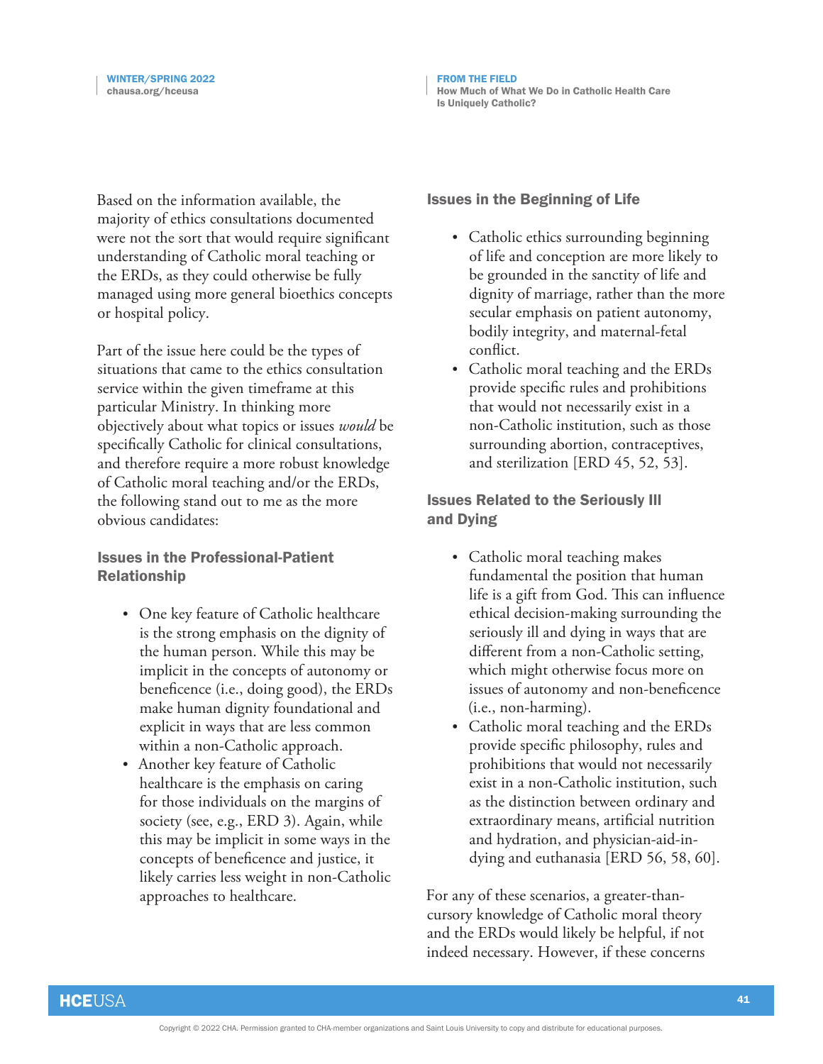Based on the information available, the majority of ethics consultations documented were not the sort that would require significant understanding of Catholic moral teaching or the ERDs, as they could otherwise be fully managed using more general bioethics concepts or hospital policy.

Part of the issue here could be the types of situations that came to the ethics consultation service within the given timeframe at this particular Ministry. In thinking more objectively about what topics or issues *would* be specifically Catholic for clinical consultations, and therefore require a more robust knowledge of Catholic moral teaching and/or the ERDs, the following stand out to me as the more obvious candidates:

### Issues in the Professional-Patient Relationship

- One key feature of Catholic healthcare is the strong emphasis on the dignity of the human person. While this may be implicit in the concepts of autonomy or beneficence (i.e., doing good), the ERDs make human dignity foundational and explicit in ways that are less common within a non-Catholic approach.
- Another key feature of Catholic healthcare is the emphasis on caring for those individuals on the margins of society (see, e.g., ERD 3). Again, while this may be implicit in some ways in the concepts of beneficence and justice, it likely carries less weight in non-Catholic approaches to healthcare.

### Issues in the Beginning of Life

- Catholic ethics surrounding beginning of life and conception are more likely to be grounded in the sanctity of life and dignity of marriage, rather than the more secular emphasis on patient autonomy, bodily integrity, and maternal-fetal conflict.
- Catholic moral teaching and the ERDs provide specific rules and prohibitions that would not necessarily exist in a non-Catholic institution, such as those surrounding abortion, contraceptives, and sterilization [ERD 45, 52, 53].

### Issues Related to the Seriously Ill and Dying

- Catholic moral teaching makes fundamental the position that human life is a gift from God. This can influence ethical decision-making surrounding the seriously ill and dying in ways that are different from a non-Catholic setting, which might otherwise focus more on issues of autonomy and non-beneficence (i.e., non-harming).
- Catholic moral teaching and the ERDs provide specific philosophy, rules and prohibitions that would not necessarily exist in a non-Catholic institution, such as the distinction between ordinary and extraordinary means, artificial nutrition and hydration, and physician-aid-in-dying and euthanasia [ERD 56, 58, 60].

For any of these scenarios, a greater-than-cursory knowledge of Catholic moral theory and the ERDs would likely be helpful, if not indeed necessary. However, if these concerns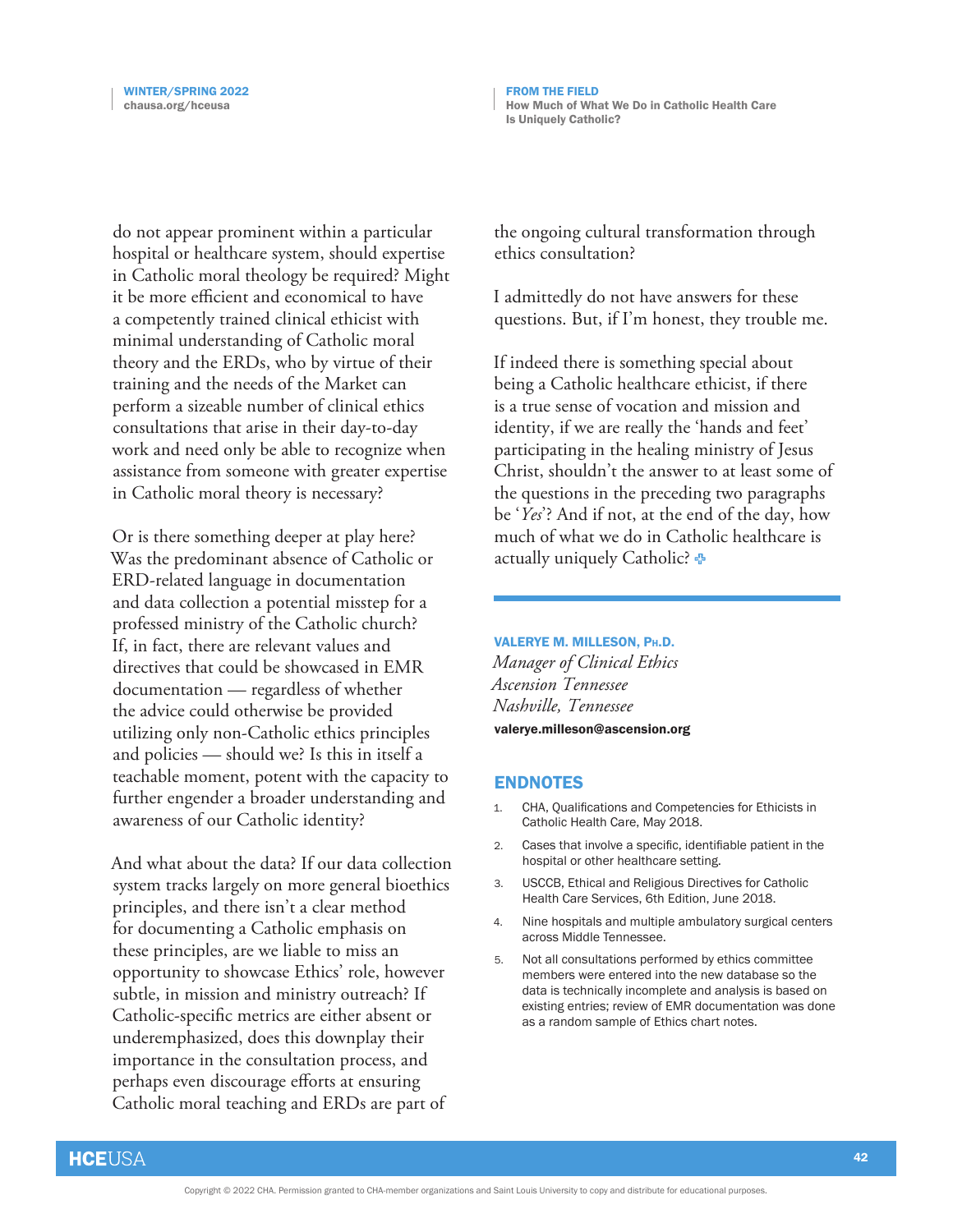do not appear prominent within a particular hospital or healthcare system, should expertise in Catholic moral theology be required? Might it be more efficient and economical to have a competently trained clinical ethicist with minimal understanding of Catholic moral theory and the ERDs, who by virtue of their training and the needs of the Market can perform a sizeable number of clinical ethics consultations that arise in their day-to-day work and need only be able to recognize when assistance from someone with greater expertise in Catholic moral theory is necessary?

Or is there something deeper at play here? Was the predominant absence of Catholic or ERD-related language in documentation and data collection a potential misstep for a professed ministry of the Catholic church? If, in fact, there are relevant values and directives that could be showcased in EMR documentation — regardless of whether the advice could otherwise be provided utilizing only non-Catholic ethics principles and policies — should we? Is this in itself a teachable moment, potent with the capacity to further engender a broader understanding and awareness of our Catholic identity?

And what about the data? If our data collection system tracks largely on more general bioethics principles, and there isn't a clear method for documenting a Catholic emphasis on these principles, are we liable to miss an opportunity to showcase Ethics' role, however subtle, in mission and ministry outreach? If Catholic-specific metrics are either absent or underemphasized, does this downplay their importance in the consultation process, and perhaps even discourage efforts at ensuring Catholic moral teaching and ERDs are part of the ongoing cultural transformation through ethics consultation?

I admittedly do not have answers for these questions. But, if I'm honest, they trouble me.

If indeed there is something special about being a Catholic healthcare ethicist, if there is a true sense of vocation and mission and identity, if we are really the 'hands and feet' participating in the healing ministry of Jesus Christ, shouldn't the answer to at least some of the questions in the preceding two paragraphs be '*Yes*'? And if not, at the end of the day, how much of what we do in Catholic healthcare is actually uniquely Catholic?

---

**VALERYE M. MILLESON, PH.D.**
*Manager of Clinical Ethics*
*Ascension Tennessee*
*Nashville, Tennessee*
**valerye.milleson@ascension.org**

## ENDNOTES

1. CHA, Qualifications and Competencies for Ethicists in Catholic Health Care, May 2018.
2. Cases that involve a specific, identifiable patient in the hospital or other healthcare setting.
3. USCCB, Ethical and Religious Directives for Catholic Health Care Services, 6th Edition, June 2018.
4. Nine hospitals and multiple ambulatory surgical centers across Middle Tennessee.
5. Not all consultations performed by ethics committee members were entered into the new database so the data is technically incomplete and analysis is based on existing entries; review of EMR documentation was done as a random sample of Ethics chart notes.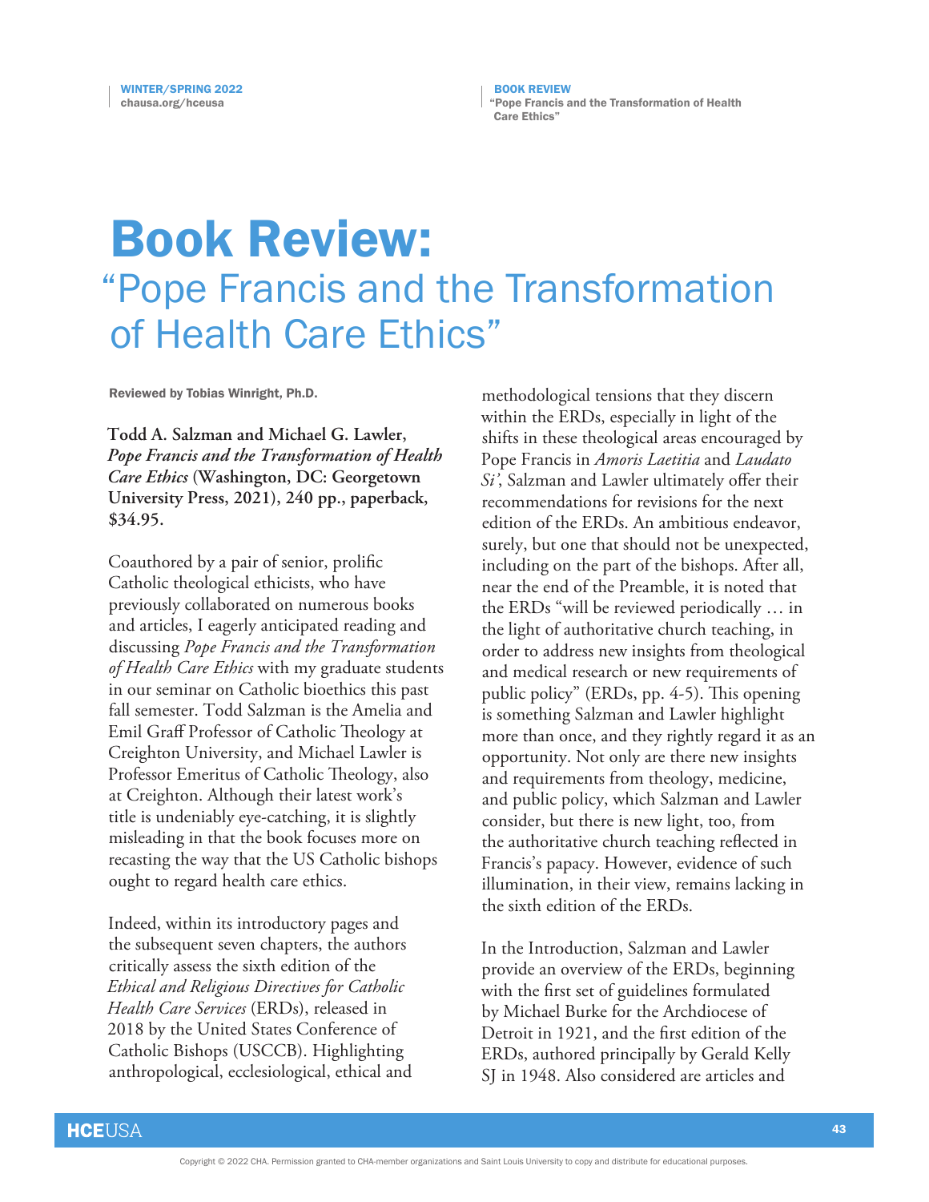# Book Review:

## "Pope Francis and the Transformation of Health Care Ethics"

**Reviewed by Tobias Winright, Ph.D.**

**Todd A. Salzman and Michael G. Lawler, *Pope Francis and the Transformation of Health Care Ethics* (Washington, DC: Georgetown University Press, 2021), 240 pp., paperback, $34.95.**

Coauthored by a pair of senior, prolific Catholic theological ethicists, who have previously collaborated on numerous books and articles, I eagerly anticipated reading and discussing *Pope Francis and the Transformation of Health Care Ethics* with my graduate students in our seminar on Catholic bioethics this past fall semester. Todd Salzman is the Amelia and Emil Graff Professor of Catholic Theology at Creighton University, and Michael Lawler is Professor Emeritus of Catholic Theology, also at Creighton. Although their latest work's title is undeniably eye-catching, it is slightly misleading in that the book focuses more on recasting the way that the US Catholic bishops ought to regard health care ethics.

Indeed, within its introductory pages and the subsequent seven chapters, the authors critically assess the sixth edition of the *Ethical and Religious Directives for Catholic Health Care Services* (ERDs), released in 2018 by the United States Conference of Catholic Bishops (USCCB). Highlighting anthropological, ecclesiological, ethical and methodological tensions that they discern within the ERDs, especially in light of the shifts in these theological areas encouraged by Pope Francis in *Amoris Laetitia* and *Laudato Si'*, Salzman and Lawler ultimately offer their recommendations for revisions for the next edition of the ERDs. An ambitious endeavor, surely, but one that should not be unexpected, including on the part of the bishops. After all, near the end of the Preamble, it is noted that the ERDs "will be reviewed periodically … in the light of authoritative church teaching, in order to address new insights from theological and medical research or new requirements of public policy" (ERDs, pp. 4-5). This opening is something Salzman and Lawler highlight more than once, and they rightly regard it as an opportunity. Not only are there new insights and requirements from theology, medicine, and public policy, which Salzman and Lawler consider, but there is new light, too, from the authoritative church teaching reflected in Francis's papacy. However, evidence of such illumination, in their view, remains lacking in the sixth edition of the ERDs.

In the Introduction, Salzman and Lawler provide an overview of the ERDs, beginning with the first set of guidelines formulated by Michael Burke for the Archdiocese of Detroit in 1921, and the first edition of the ERDs, authored principally by Gerald Kelly SJ in 1948. Also considered are articles and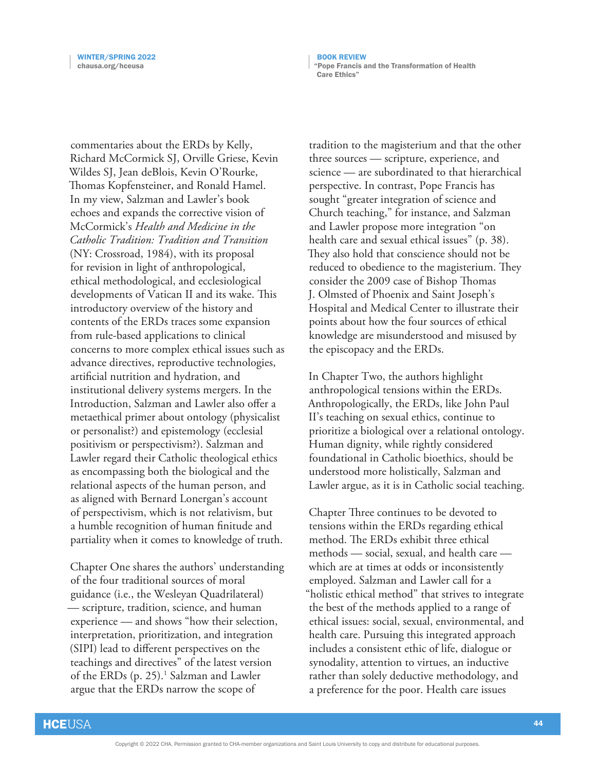commentaries about the ERDs by Kelly, Richard McCormick SJ, Orville Griese, Kevin Wildes SJ, Jean deBlois, Kevin O'Rourke, Thomas Kopfensteiner, and Ronald Hamel. In my view, Salzman and Lawler's book echoes and expands the corrective vision of McCormick's *Health and Medicine in the Catholic Tradition: Tradition and Transition* (NY: Crossroad, 1984), with its proposal for revision in light of anthropological, ethical methodological, and ecclesiological developments of Vatican II and its wake. This introductory overview of the history and contents of the ERDs traces some expansion from rule-based applications to clinical concerns to more complex ethical issues such as advance directives, reproductive technologies, artificial nutrition and hydration, and institutional delivery systems mergers. In the Introduction, Salzman and Lawler also offer a metaethical primer about ontology (physicalist or personalist?) and epistemology (ecclesial positivism or perspectivism?). Salzman and Lawler regard their Catholic theological ethics as encompassing both the biological and the relational aspects of the human person, and as aligned with Bernard Lonergan's account of perspectivism, which is not relativism, but a humble recognition of human finitude and partiality when it comes to knowledge of truth.

Chapter One shares the authors' understanding of the four traditional sources of moral guidance (i.e., the Wesleyan Quadrilateral) — scripture, tradition, science, and human experience — and shows "how their selection, interpretation, prioritization, and integration (SIPI) lead to different perspectives on the teachings and directives" of the latest version of the ERDs (p. 25).[1] Salzman and Lawler argue that the ERDs narrow the scope of tradition to the magisterium and that the other three sources — scripture, experience, and science — are subordinated to that hierarchical perspective. In contrast, Pope Francis has sought "greater integration of science and Church teaching," for instance, and Salzman and Lawler propose more integration "on health care and sexual ethical issues" (p. 38). They also hold that conscience should not be reduced to obedience to the magisterium. They consider the 2009 case of Bishop Thomas J. Olmsted of Phoenix and Saint Joseph's Hospital and Medical Center to illustrate their points about how the four sources of ethical knowledge are misunderstood and misused by the episcopacy and the ERDs.

In Chapter Two, the authors highlight anthropological tensions within the ERDs. Anthropologically, the ERDs, like John Paul II's teaching on sexual ethics, continue to prioritize a biological over a relational ontology. Human dignity, while rightly considered foundational in Catholic bioethics, should be understood more holistically, Salzman and Lawler argue, as it is in Catholic social teaching.

Chapter Three continues to be devoted to tensions within the ERDs regarding ethical method. The ERDs exhibit three ethical methods — social, sexual, and health care — which are at times at odds or inconsistently employed. Salzman and Lawler call for a "holistic ethical method" that strives to integrate the best of the methods applied to a range of ethical issues: social, sexual, environmental, and health care. Pursuing this integrated approach includes a consistent ethic of life, dialogue or synodality, attention to virtues, an inductive rather than solely deductive methodology, and a preference for the poor. Health care issues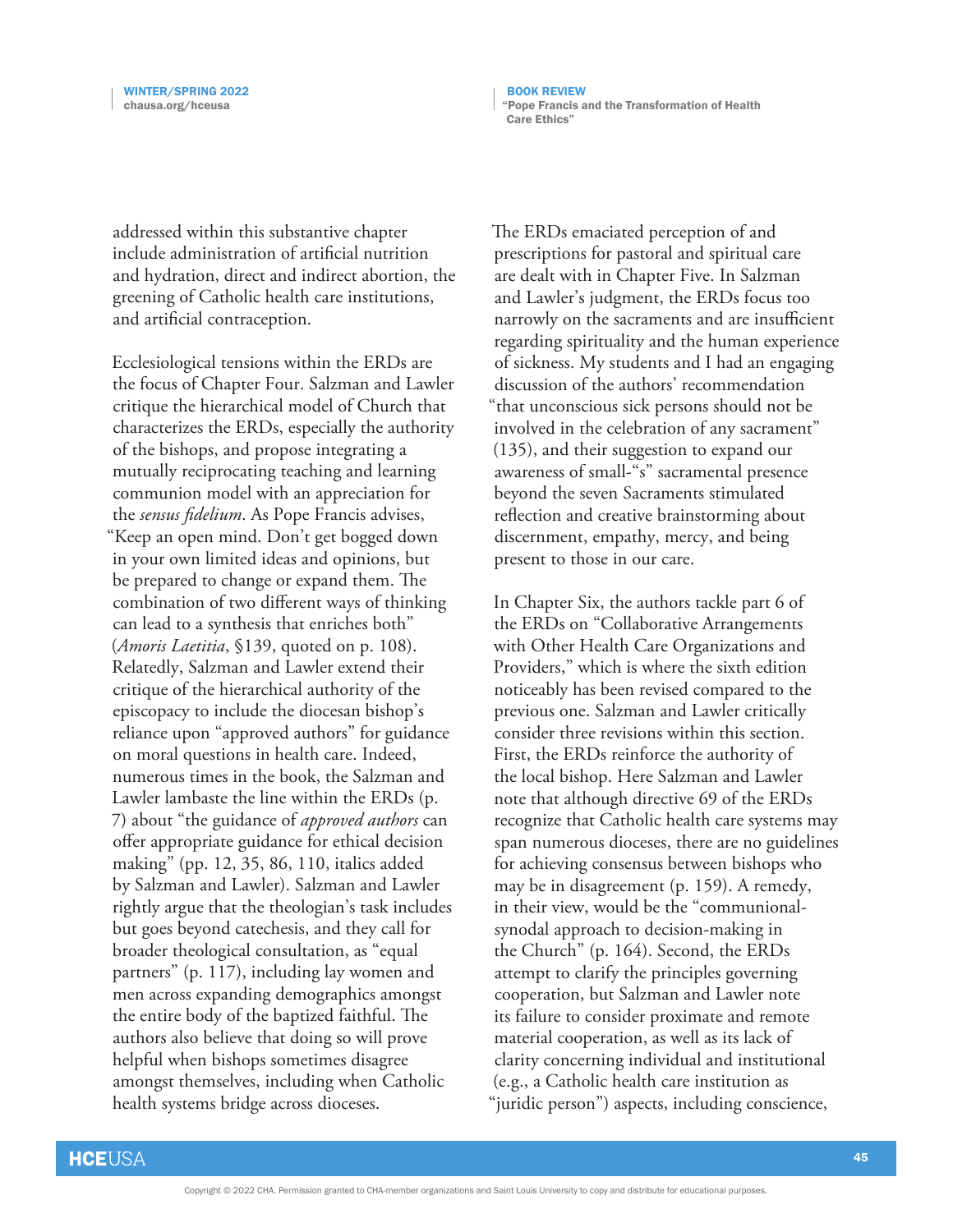addressed within this substantive chapter include administration of artificial nutrition and hydration, direct and indirect abortion, the greening of Catholic health care institutions, and artificial contraception.

Ecclesiological tensions within the ERDs are the focus of Chapter Four. Salzman and Lawler critique the hierarchical model of Church that characterizes the ERDs, especially the authority of the bishops, and propose integrating a mutually reciprocating teaching and learning communion model with an appreciation for the *sensus fidelium*. As Pope Francis advises, "Keep an open mind. Don't get bogged down in your own limited ideas and opinions, but be prepared to change or expand them. The combination of two different ways of thinking can lead to a synthesis that enriches both" (*Amoris Laetitia*, §139, quoted on p. 108). Relatedly, Salzman and Lawler extend their critique of the hierarchical authority of the episcopacy to include the diocesan bishop's reliance upon "approved authors" for guidance on moral questions in health care. Indeed, numerous times in the book, the Salzman and Lawler lambaste the line within the ERDs (p. 7) about "the guidance of *approved authors* can offer appropriate guidance for ethical decision making" (pp. 12, 35, 86, 110, italics added by Salzman and Lawler). Salzman and Lawler rightly argue that the theologian's task includes but goes beyond catechesis, and they call for broader theological consultation, as "equal partners" (p. 117), including lay women and men across expanding demographics amongst the entire body of the baptized faithful. The authors also believe that doing so will prove helpful when bishops sometimes disagree amongst themselves, including when Catholic health systems bridge across dioceses.

The ERDs emaciated perception of and prescriptions for pastoral and spiritual care are dealt with in Chapter Five. In Salzman and Lawler's judgment, the ERDs focus too narrowly on the sacraments and are insufficient regarding spirituality and the human experience of sickness. My students and I had an engaging discussion of the authors' recommendation "that unconscious sick persons should not be involved in the celebration of any sacrament" (135), and their suggestion to expand our awareness of small-"s" sacramental presence beyond the seven Sacraments stimulated reflection and creative brainstorming about discernment, empathy, mercy, and being present to those in our care.

In Chapter Six, the authors tackle part 6 of the ERDs on "Collaborative Arrangements with Other Health Care Organizations and Providers," which is where the sixth edition noticeably has been revised compared to the previous one. Salzman and Lawler critically consider three revisions within this section. First, the ERDs reinforce the authority of the local bishop. Here Salzman and Lawler note that although directive 69 of the ERDs recognize that Catholic health care systems may span numerous dioceses, there are no guidelines for achieving consensus between bishops who may be in disagreement (p. 159). A remedy, in their view, would be the "communional-synodal approach to decision-making in the Church" (p. 164). Second, the ERDs attempt to clarify the principles governing cooperation, but Salzman and Lawler note its failure to consider proximate and remote material cooperation, as well as its lack of clarity concerning individual and institutional (e.g., a Catholic health care institution as "juridic person") aspects, including conscience,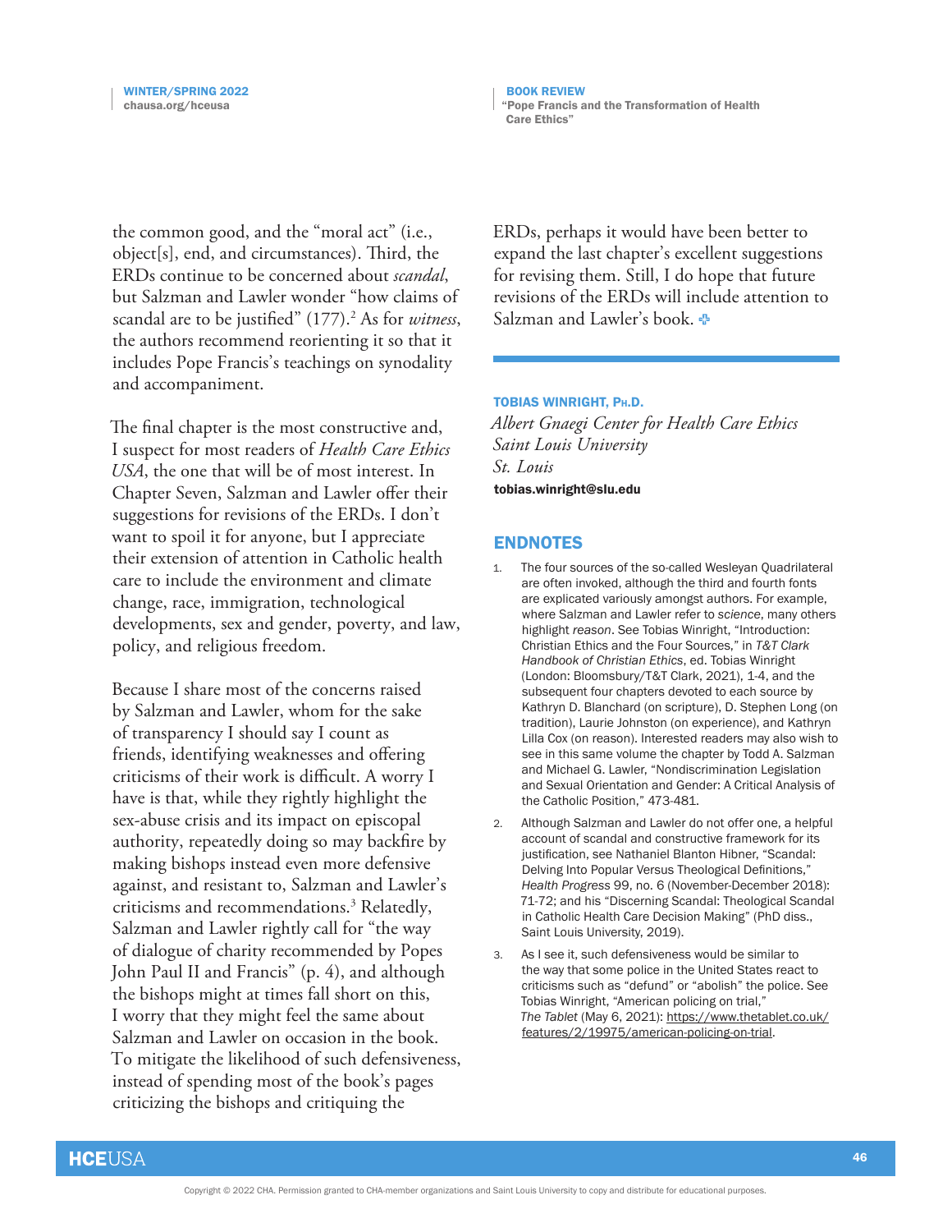the common good, and the "moral act" (i.e., object[s], end, and circumstances). Third, the ERDs continue to be concerned about *scandal*, but Salzman and Lawler wonder "how claims of scandal are to be justified" (177).[2] As for *witness*, the authors recommend reorienting it so that it includes Pope Francis's teachings on synodality and accompaniment.

The final chapter is the most constructive and, I suspect for most readers of *Health Care Ethics USA*, the one that will be of most interest. In Chapter Seven, Salzman and Lawler offer their suggestions for revisions of the ERDs. I don't want to spoil it for anyone, but I appreciate their extension of attention in Catholic health care to include the environment and climate change, race, immigration, technological developments, sex and gender, poverty, and law, policy, and religious freedom.

Because I share most of the concerns raised by Salzman and Lawler, whom for the sake of transparency I should say I count as friends, identifying weaknesses and offering criticisms of their work is difficult. A worry I have is that, while they rightly highlight the sex-abuse crisis and its impact on episcopal authority, repeatedly doing so may backfire by making bishops instead even more defensive against, and resistant to, Salzman and Lawler's criticisms and recommendations.[3] Relatedly, Salzman and Lawler rightly call for "the way of dialogue of charity recommended by Popes John Paul II and Francis" (p. 4), and although the bishops might at times fall short on this, I worry that they might feel the same about Salzman and Lawler on occasion in the book. To mitigate the likelihood of such defensiveness, instead of spending most of the book's pages criticizing the bishops and critiquing the ERDs, perhaps it would have been better to expand the last chapter's excellent suggestions for revising them. Still, I do hope that future revisions of the ERDs will include attention to Salzman and Lawler's book.

**TOBIAS WINRIGHT, PH.D.**
*Albert Gnaegi Center for Health Care Ethics*
*Saint Louis University*
*St. Louis*
**tobias.winright@slu.edu**

## ENDNOTES

1. The four sources of the so-called Wesleyan Quadrilateral are often invoked, although the third and fourth fonts are explicated variously amongst authors. For example, where Salzman and Lawler refer to *science*, many others highlight *reason*. See Tobias Winright, "Introduction: Christian Ethics and the Four Sources," in *T&T Clark Handbook of Christian Ethics*, ed. Tobias Winright (London: Bloomsbury/T&T Clark, 2021), 1-4, and the subsequent four chapters devoted to each source by Kathryn D. Blanchard (on scripture), D. Stephen Long (on tradition), Laurie Johnston (on experience), and Kathryn Lilla Cox (on reason). Interested readers may also wish to see in this same volume the chapter by Todd A. Salzman and Michael G. Lawler, "Nondiscrimination Legislation and Sexual Orientation and Gender: A Critical Analysis of the Catholic Position," 473-481.
2. Although Salzman and Lawler do not offer one, a helpful account of scandal and constructive framework for its justification, see Nathaniel Blanton Hibner, "Scandal: Delving Into Popular Versus Theological Definitions," *Health Progress* 99, no. 6 (November-December 2018): 71-72; and his "Discerning Scandal: Theological Scandal in Catholic Health Care Decision Making" (PhD diss., Saint Louis University, 2019).
3. As I see it, such defensiveness would be similar to the way that some police in the United States react to criticisms such as "defund" or "abolish" the police. See Tobias Winright, "American policing on trial," *The Tablet* (May 6, 2021): https://www.thetablet.co.uk/features/2/19975/american-policing-on-trial.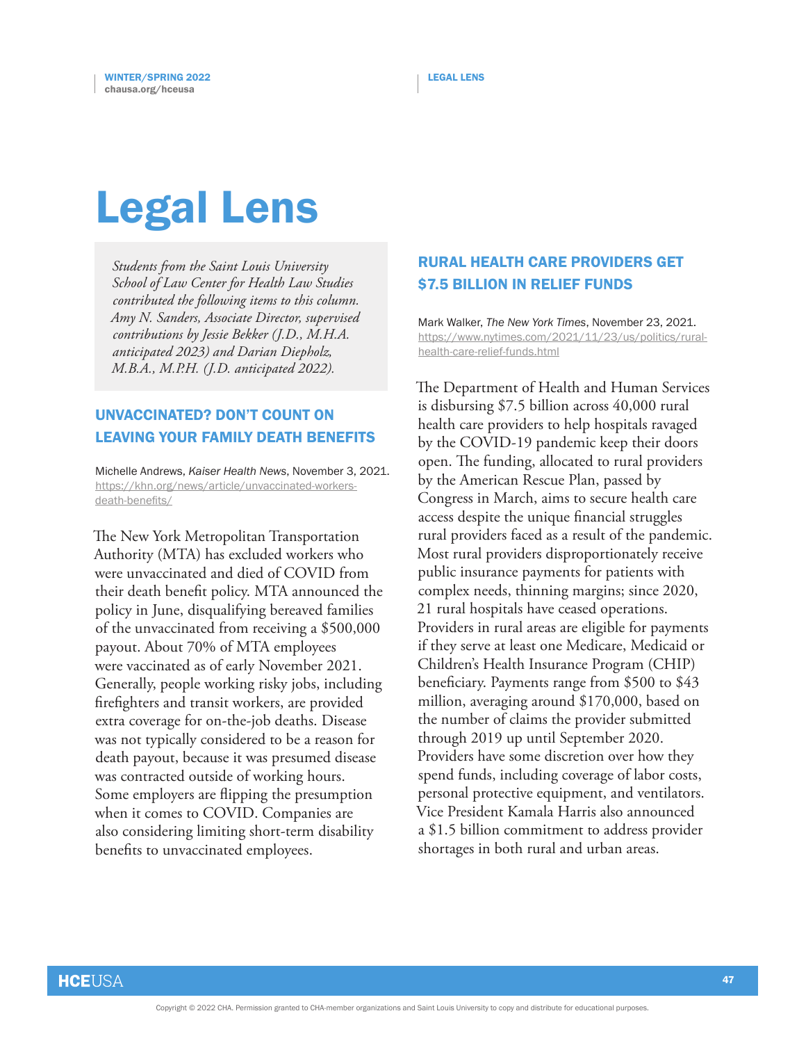# Legal Lens

*Students from the Saint Louis University School of Law Center for Health Law Studies contributed the following items to this column. Amy N. Sanders, Associate Director, supervised contributions by Jessie Bekker (J.D., M.H.A. anticipated 2023) and Darian Diepholz, M.B.A., M.P.H. (J.D. anticipated 2022).*

## UNVACCINATED? DON'T COUNT ON LEAVING YOUR FAMILY DEATH BENEFITS

Michelle Andrews, *Kaiser Health News*, November 3, 2021. https://khn.org/news/article/unvaccinated-workers-death-benefits/

The New York Metropolitan Transportation Authority (MTA) has excluded workers who were unvaccinated and died of COVID from their death benefit policy. MTA announced the policy in June, disqualifying bereaved families of the unvaccinated from receiving a $500,000 payout. About 70% of MTA employees were vaccinated as of early November 2021. Generally, people working risky jobs, including firefighters and transit workers, are provided extra coverage for on-the-job deaths. Disease was not typically considered to be a reason for death payout, because it was presumed disease was contracted outside of working hours. Some employers are flipping the presumption when it comes to COVID. Companies are also considering limiting short-term disability benefits to unvaccinated employees.

## RURAL HEALTH CARE PROVIDERS GET $7.5 BILLION IN RELIEF FUNDS

Mark Walker, *The New York Times*, November 23, 2021. https://www.nytimes.com/2021/11/23/us/politics/rural-health-care-relief-funds.html

The Department of Health and Human Services is disbursing $7.5 billion across 40,000 rural health care providers to help hospitals ravaged by the COVID-19 pandemic keep their doors open. The funding, allocated to rural providers by the American Rescue Plan, passed by Congress in March, aims to secure health care access despite the unique financial struggles rural providers faced as a result of the pandemic. Most rural providers disproportionately receive public insurance payments for patients with complex needs, thinning margins; since 2020, 21 rural hospitals have ceased operations. Providers in rural areas are eligible for payments if they serve at least one Medicare, Medicaid or Children's Health Insurance Program (CHIP) beneficiary. Payments range from $500 to $43 million, averaging around $170,000, based on the number of claims the provider submitted through 2019 up until September 2020. Providers have some discretion over how they spend funds, including coverage of labor costs, personal protective equipment, and ventilators. Vice President Kamala Harris also announced a $1.5 billion commitment to address provider shortages in both rural and urban areas.

Copyright © 2022 CHA. Permission granted to CHA-member organizations and Saint Louis University to copy and distribute for educational purposes.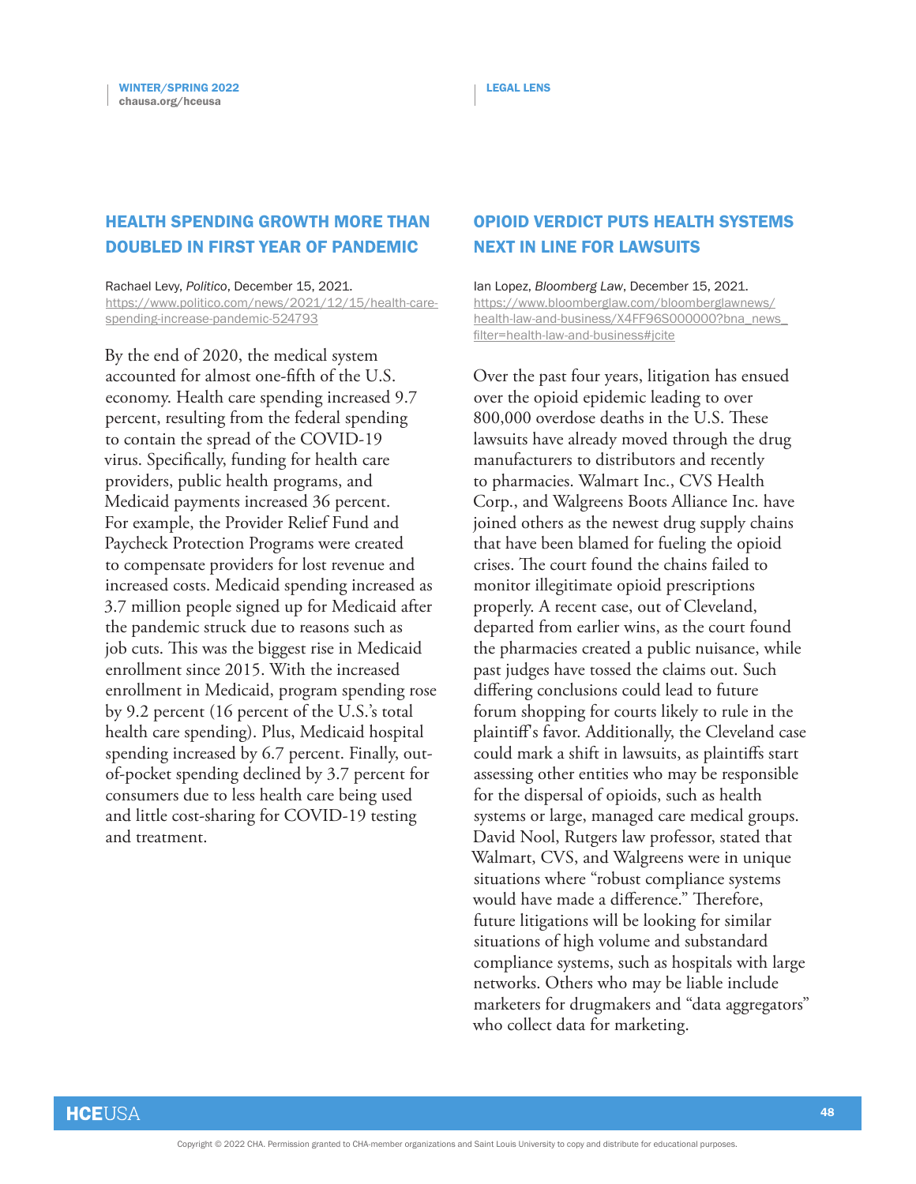## HEALTH SPENDING GROWTH MORE THAN DOUBLED IN FIRST YEAR OF PANDEMIC

Rachael Levy, *Politico*, December 15, 2021.
https://www.politico.com/news/2021/12/15/health-care-spending-increase-pandemic-524793

By the end of 2020, the medical system accounted for almost one-fifth of the U.S. economy. Health care spending increased 9.7 percent, resulting from the federal spending to contain the spread of the COVID-19 virus. Specifically, funding for health care providers, public health programs, and Medicaid payments increased 36 percent. For example, the Provider Relief Fund and Paycheck Protection Programs were created to compensate providers for lost revenue and increased costs. Medicaid spending increased as 3.7 million people signed up for Medicaid after the pandemic struck due to reasons such as job cuts. This was the biggest rise in Medicaid enrollment since 2015. With the increased enrollment in Medicaid, program spending rose by 9.2 percent (16 percent of the U.S.'s total health care spending). Plus, Medicaid hospital spending increased by 6.7 percent. Finally, out-of-pocket spending declined by 3.7 percent for consumers due to less health care being used and little cost-sharing for COVID-19 testing and treatment.

## OPIOID VERDICT PUTS HEALTH SYSTEMS NEXT IN LINE FOR LAWSUITS

Ian Lopez, *Bloomberg Law*, December 15, 2021.
https://www.bloomberglaw.com/bloomberglawnews/health-law-and-business/X4FF96S000000?bna_news_filter=health-law-and-business#jcite

Over the past four years, litigation has ensued over the opioid epidemic leading to over 800,000 overdose deaths in the U.S. These lawsuits have already moved through the drug manufacturers to distributors and recently to pharmacies. Walmart Inc., CVS Health Corp., and Walgreens Boots Alliance Inc. have joined others as the newest drug supply chains that have been blamed for fueling the opioid crises. The court found the chains failed to monitor illegitimate opioid prescriptions properly. A recent case, out of Cleveland, departed from earlier wins, as the court found the pharmacies created a public nuisance, while past judges have tossed the claims out. Such differing conclusions could lead to future forum shopping for courts likely to rule in the plaintiff's favor. Additionally, the Cleveland case could mark a shift in lawsuits, as plaintiffs start assessing other entities who may be responsible for the dispersal of opioids, such as health systems or large, managed care medical groups. David Nool, Rutgers law professor, stated that Walmart, CVS, and Walgreens were in unique situations where "robust compliance systems would have made a difference." Therefore, future litigations will be looking for similar situations of high volume and substandard compliance systems, such as hospitals with large networks. Others who may be liable include marketers for drugmakers and "data aggregators" who collect data for marketing.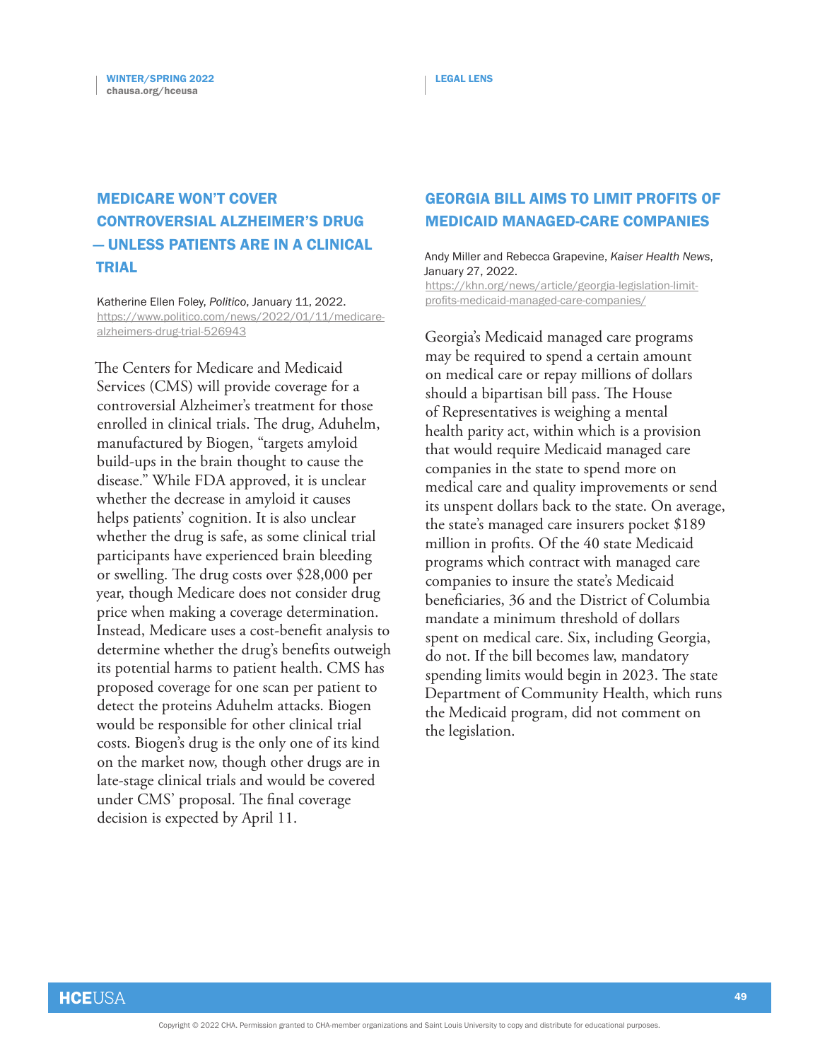## MEDICARE WON'T COVER CONTROVERSIAL ALZHEIMER'S DRUG — UNLESS PATIENTS ARE IN A CLINICAL TRIAL

Katherine Ellen Foley, *Politico*, January 11, 2022.
https://www.politico.com/news/2022/01/11/medicare-alzheimers-drug-trial-526943

The Centers for Medicare and Medicaid Services (CMS) will provide coverage for a controversial Alzheimer's treatment for those enrolled in clinical trials. The drug, Aduhelm, manufactured by Biogen, "targets amyloid build-ups in the brain thought to cause the disease." While FDA approved, it is unclear whether the decrease in amyloid it causes helps patients' cognition. It is also unclear whether the drug is safe, as some clinical trial participants have experienced brain bleeding or swelling. The drug costs over $28,000 per year, though Medicare does not consider drug price when making a coverage determination. Instead, Medicare uses a cost-benefit analysis to determine whether the drug's benefits outweigh its potential harms to patient health. CMS has proposed coverage for one scan per patient to detect the proteins Aduhelm attacks. Biogen would be responsible for other clinical trial costs. Biogen's drug is the only one of its kind on the market now, though other drugs are in late-stage clinical trials and would be covered under CMS' proposal. The final coverage decision is expected by April 11.

## GEORGIA BILL AIMS TO LIMIT PROFITS OF MEDICAID MANAGED-CARE COMPANIES

Andy Miller and Rebecca Grapevine, *Kaiser Health News*, January 27, 2022.
https://khn.org/news/article/georgia-legislation-limit-profits-medicaid-managed-care-companies/

Georgia's Medicaid managed care programs may be required to spend a certain amount on medical care or repay millions of dollars should a bipartisan bill pass. The House of Representatives is weighing a mental health parity act, within which is a provision that would require Medicaid managed care companies in the state to spend more on medical care and quality improvements or send its unspent dollars back to the state. On average, the state's managed care insurers pocket $189 million in profits. Of the 40 state Medicaid programs which contract with managed care companies to insure the state's Medicaid beneficiaries, 36 and the District of Columbia mandate a minimum threshold of dollars spent on medical care. Six, including Georgia, do not. If the bill becomes law, mandatory spending limits would begin in 2023. The state Department of Community Health, which runs the Medicaid program, did not comment on the legislation.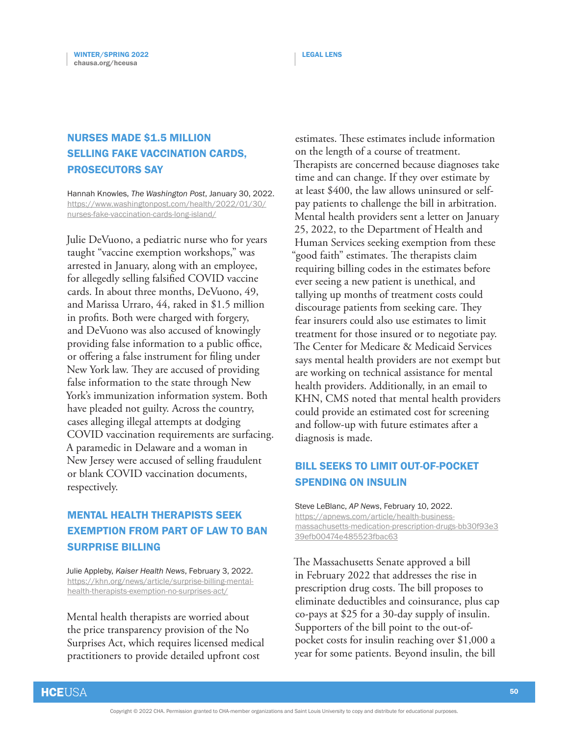## NURSES MADE $1.5 MILLION SELLING FAKE VACCINATION CARDS, PROSECUTORS SAY

Hannah Knowles, *The Washington Post*, January 30, 2022.
https://www.washingtonpost.com/health/2022/01/30/nurses-fake-vaccination-cards-long-island/

Julie DeVuono, a pediatric nurse who for years taught "vaccine exemption workshops," was arrested in January, along with an employee, for allegedly selling falsified COVID vaccine cards. In about three months, DeVuono, 49, and Marissa Urraro, 44, raked in $1.5 million in profits. Both were charged with forgery, and DeVuono was also accused of knowingly providing false information to a public office, or offering a false instrument for filing under New York law. They are accused of providing false information to the state through New York's immunization information system. Both have pleaded not guilty. Across the country, cases alleging illegal attempts at dodging COVID vaccination requirements are surfacing. A paramedic in Delaware and a woman in New Jersey were accused of selling fraudulent or blank COVID vaccination documents, respectively.

## MENTAL HEALTH THERAPISTS SEEK EXEMPTION FROM PART OF LAW TO BAN SURPRISE BILLING

Julie Appleby, *Kaiser Health News*, February 3, 2022.
https://khn.org/news/article/surprise-billing-mental-health-therapists-exemption-no-surprises-act/

Mental health therapists are worried about the price transparency provision of the No Surprises Act, which requires licensed medical practitioners to provide detailed upfront cost estimates. These estimates include information on the length of a course of treatment. Therapists are concerned because diagnoses take time and can change. If they over estimate by at least $400, the law allows uninsured or self-pay patients to challenge the bill in arbitration. Mental health providers sent a letter on January 25, 2022, to the Department of Health and Human Services seeking exemption from these "good faith" estimates. The therapists claim requiring billing codes in the estimates before ever seeing a new patient is unethical, and tallying up months of treatment costs could discourage patients from seeking care. They fear insurers could also use estimates to limit treatment for those insured or to negotiate pay. The Center for Medicare & Medicaid Services says mental health providers are not exempt but are working on technical assistance for mental health providers. Additionally, in an email to KHN, CMS noted that mental health providers could provide an estimated cost for screening and follow-up with future estimates after a diagnosis is made.

## BILL SEEKS TO LIMIT OUT-OF-POCKET SPENDING ON INSULIN

Steve LeBlanc, *AP News*, February 10, 2022.
https://apnews.com/article/health-business-massachusetts-medication-prescription-drugs-bb30f93e339efb00474e485523fbac63

The Massachusetts Senate approved a bill in February 2022 that addresses the rise in prescription drug costs. The bill proposes to eliminate deductibles and coinsurance, plus cap co-pays at $25 for a 30-day supply of insulin. Supporters of the bill point to the out-of-pocket costs for insulin reaching over $1,000 a year for some patients. Beyond insulin, the bill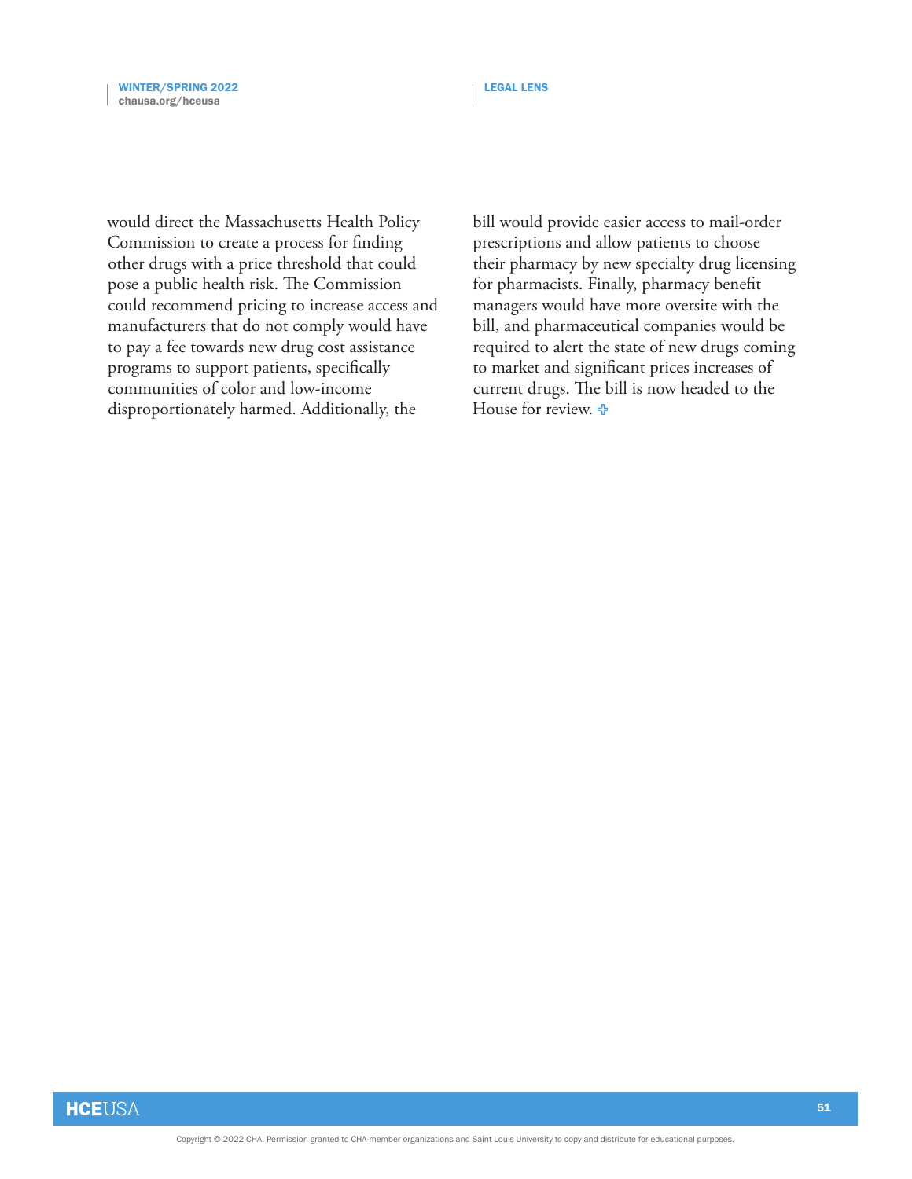would direct the Massachusetts Health Policy Commission to create a process for finding other drugs with a price threshold that could pose a public health risk. The Commission could recommend pricing to increase access and manufacturers that do not comply would have to pay a fee towards new drug cost assistance programs to support patients, specifically communities of color and low-income disproportionately harmed. Additionally, the bill would provide easier access to mail-order prescriptions and allow patients to choose their pharmacy by new specialty drug licensing for pharmacists. Finally, pharmacy benefit managers would have more oversite with the bill, and pharmaceutical companies would be required to alert the state of new drugs coming to market and significant prices increases of current drugs. The bill is now headed to the House for review.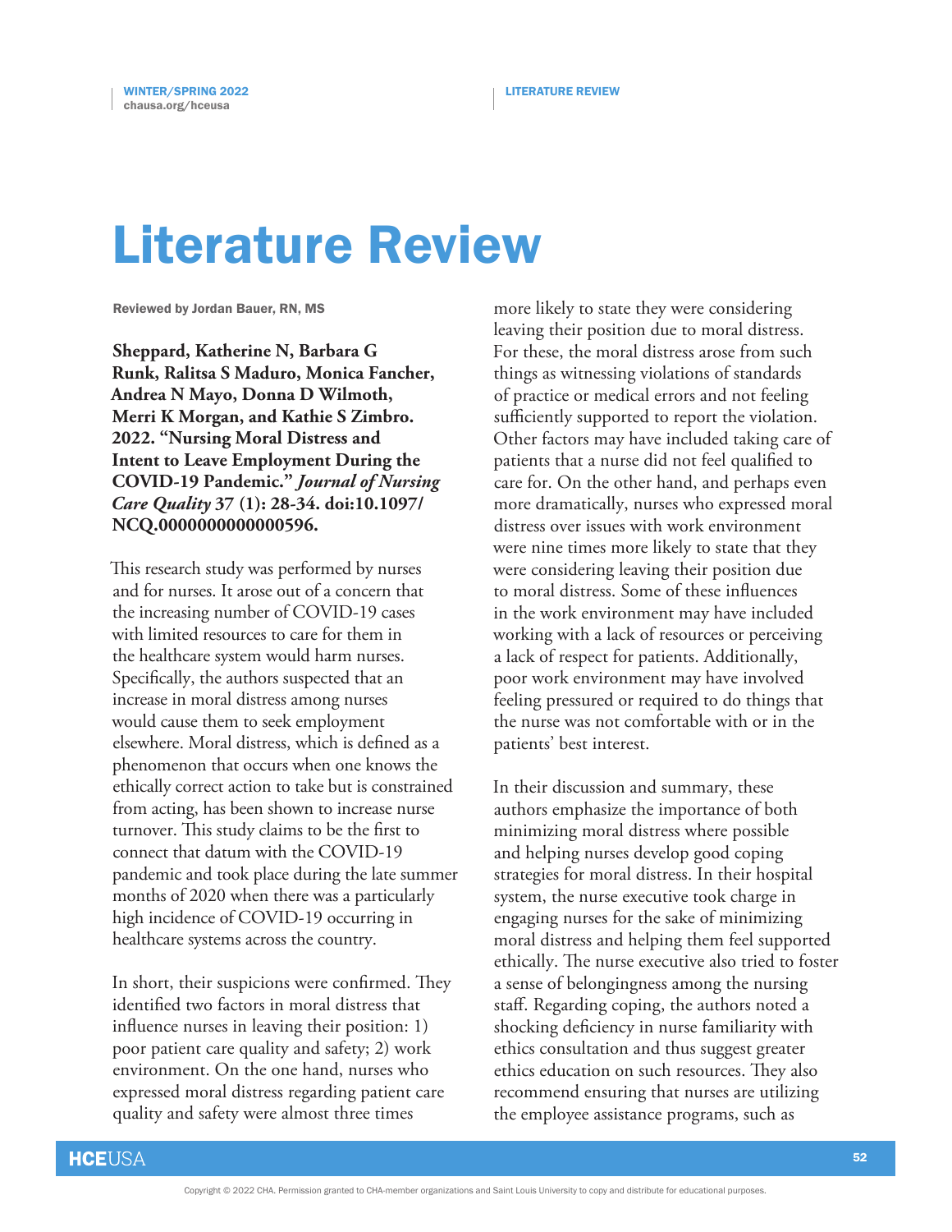# Literature Review

Reviewed by Jordan Bauer, RN, MS

**Sheppard, Katherine N, Barbara G Runk, Ralitsa S Maduro, Monica Fancher, Andrea N Mayo, Donna D Wilmoth, Merri K Morgan, and Kathie S Zimbro. 2022. "Nursing Moral Distress and Intent to Leave Employment During the COVID-19 Pandemic."** ***Journal of Nursing Care Quality*** **37 (1): 28-34. doi:10.1097/NCQ.0000000000000596.**

This research study was performed by nurses and for nurses. It arose out of a concern that the increasing number of COVID-19 cases with limited resources to care for them in the healthcare system would harm nurses. Specifically, the authors suspected that an increase in moral distress among nurses would cause them to seek employment elsewhere. Moral distress, which is defined as a phenomenon that occurs when one knows the ethically correct action to take but is constrained from acting, has been shown to increase nurse turnover. This study claims to be the first to connect that datum with the COVID-19 pandemic and took place during the late summer months of 2020 when there was a particularly high incidence of COVID-19 occurring in healthcare systems across the country.

In short, their suspicions were confirmed. They identified two factors in moral distress that influence nurses in leaving their position: 1) poor patient care quality and safety; 2) work environment. On the one hand, nurses who expressed moral distress regarding patient care quality and safety were almost three times more likely to state they were considering leaving their position due to moral distress. For these, the moral distress arose from such things as witnessing violations of standards of practice or medical errors and not feeling sufficiently supported to report the violation. Other factors may have included taking care of patients that a nurse did not feel qualified to care for. On the other hand, and perhaps even more dramatically, nurses who expressed moral distress over issues with work environment were nine times more likely to state that they were considering leaving their position due to moral distress. Some of these influences in the work environment may have included working with a lack of resources or perceiving a lack of respect for patients. Additionally, poor work environment may have involved feeling pressured or required to do things that the nurse was not comfortable with or in the patients' best interest.

In their discussion and summary, these authors emphasize the importance of both minimizing moral distress where possible and helping nurses develop good coping strategies for moral distress. In their hospital system, the nurse executive took charge in engaging nurses for the sake of minimizing moral distress and helping them feel supported ethically. The nurse executive also tried to foster a sense of belongingness among the nursing staff. Regarding coping, the authors noted a shocking deficiency in nurse familiarity with ethics consultation and thus suggest greater ethics education on such resources. They also recommend ensuring that nurses are utilizing the employee assistance programs, such as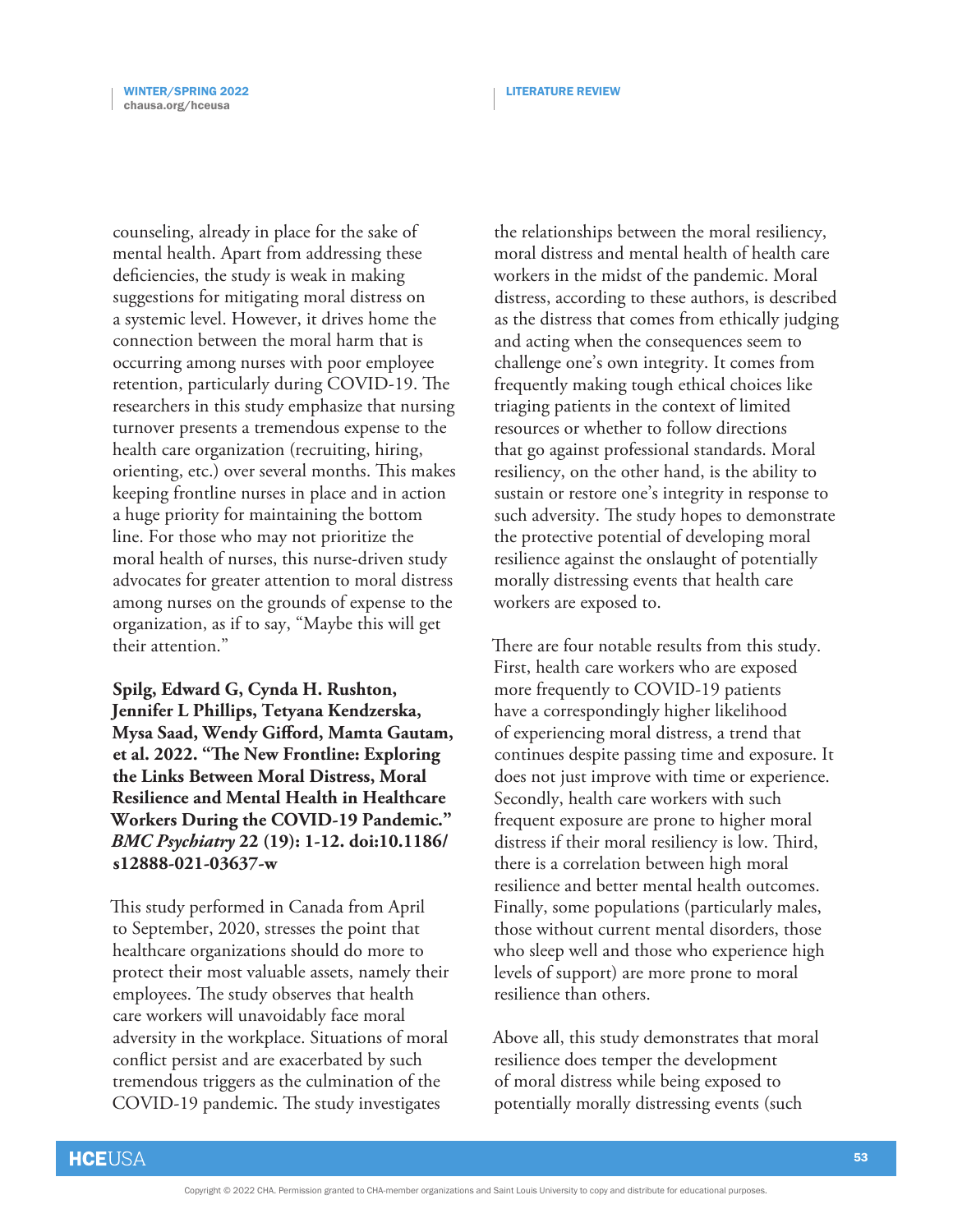counseling, already in place for the sake of mental health. Apart from addressing these deficiencies, the study is weak in making suggestions for mitigating moral distress on a systemic level. However, it drives home the connection between the moral harm that is occurring among nurses with poor employee retention, particularly during COVID-19. The researchers in this study emphasize that nursing turnover presents a tremendous expense to the health care organization (recruiting, hiring, orienting, etc.) over several months. This makes keeping frontline nurses in place and in action a huge priority for maintaining the bottom line. For those who may not prioritize the moral health of nurses, this nurse-driven study advocates for greater attention to moral distress among nurses on the grounds of expense to the organization, as if to say, "Maybe this will get their attention."

**Spilg, Edward G, Cynda H. Rushton, Jennifer L Phillips, Tetyana Kendzerska, Mysa Saad, Wendy Gifford, Mamta Gautam, et al. 2022. "The New Frontline: Exploring the Links Between Moral Distress, Moral Resilience and Mental Health in Healthcare Workers During the COVID-19 Pandemic."** ***BMC Psychiatry*** **22 (19): 1-12. doi:10.1186/s12888-021-03637-w**

This study performed in Canada from April to September, 2020, stresses the point that healthcare organizations should do more to protect their most valuable assets, namely their employees. The study observes that health care workers will unavoidably face moral adversity in the workplace. Situations of moral conflict persist and are exacerbated by such tremendous triggers as the culmination of the COVID-19 pandemic. The study investigates the relationships between the moral resiliency, moral distress and mental health of health care workers in the midst of the pandemic. Moral distress, according to these authors, is described as the distress that comes from ethically judging and acting when the consequences seem to challenge one's own integrity. It comes from frequently making tough ethical choices like triaging patients in the context of limited resources or whether to follow directions that go against professional standards. Moral resiliency, on the other hand, is the ability to sustain or restore one's integrity in response to such adversity. The study hopes to demonstrate the protective potential of developing moral resilience against the onslaught of potentially morally distressing events that health care workers are exposed to.

There are four notable results from this study. First, health care workers who are exposed more frequently to COVID-19 patients have a correspondingly higher likelihood of experiencing moral distress, a trend that continues despite passing time and exposure. It does not just improve with time or experience. Secondly, health care workers with such frequent exposure are prone to higher moral distress if their moral resiliency is low. Third, there is a correlation between high moral resilience and better mental health outcomes. Finally, some populations (particularly males, those without current mental disorders, those who sleep well and those who experience high levels of support) are more prone to moral resilience than others.

Above all, this study demonstrates that moral resilience does temper the development of moral distress while being exposed to potentially morally distressing events (such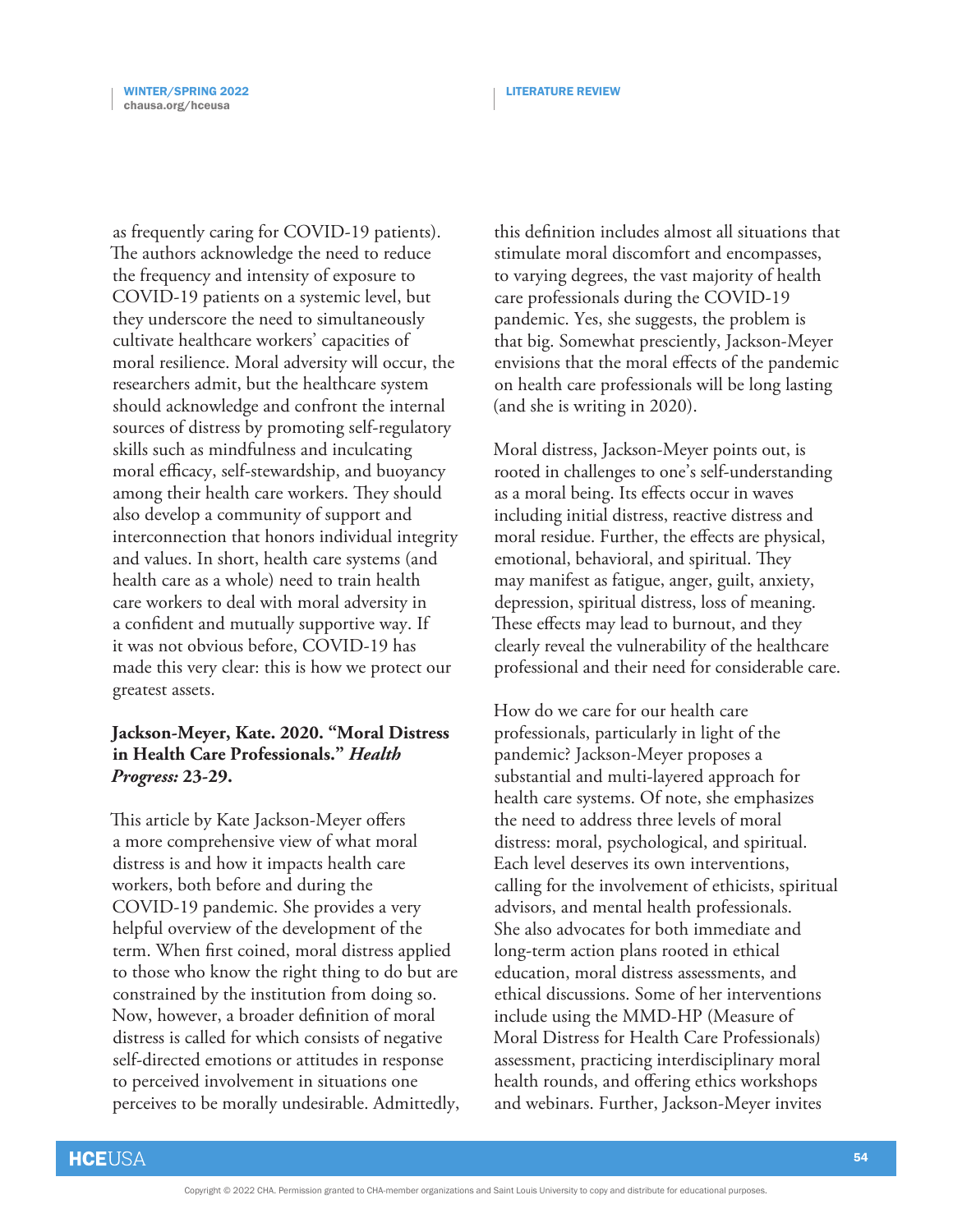as frequently caring for COVID-19 patients). The authors acknowledge the need to reduce the frequency and intensity of exposure to COVID-19 patients on a systemic level, but they underscore the need to simultaneously cultivate healthcare workers' capacities of moral resilience. Moral adversity will occur, the researchers admit, but the healthcare system should acknowledge and confront the internal sources of distress by promoting self-regulatory skills such as mindfulness and inculcating moral efficacy, self-stewardship, and buoyancy among their health care workers. They should also develop a community of support and interconnection that honors individual integrity and values. In short, health care systems (and health care as a whole) need to train health care workers to deal with moral adversity in a confident and mutually supportive way. If it was not obvious before, COVID-19 has made this very clear: this is how we protect our greatest assets.

**Jackson-Meyer, Kate. 2020. "Moral Distress in Health Care Professionals."** ***Health Progress:*** **23-29.**

This article by Kate Jackson-Meyer offers a more comprehensive view of what moral distress is and how it impacts health care workers, both before and during the COVID-19 pandemic. She provides a very helpful overview of the development of the term. When first coined, moral distress applied to those who know the right thing to do but are constrained by the institution from doing so. Now, however, a broader definition of moral distress is called for which consists of negative self-directed emotions or attitudes in response to perceived involvement in situations one perceives to be morally undesirable. Admittedly, this definition includes almost all situations that stimulate moral discomfort and encompasses, to varying degrees, the vast majority of health care professionals during the COVID-19 pandemic. Yes, she suggests, the problem is that big. Somewhat presciently, Jackson-Meyer envisions that the moral effects of the pandemic on health care professionals will be long lasting (and she is writing in 2020).

Moral distress, Jackson-Meyer points out, is rooted in challenges to one's self-understanding as a moral being. Its effects occur in waves including initial distress, reactive distress and moral residue. Further, the effects are physical, emotional, behavioral, and spiritual. They may manifest as fatigue, anger, guilt, anxiety, depression, spiritual distress, loss of meaning. These effects may lead to burnout, and they clearly reveal the vulnerability of the healthcare professional and their need for considerable care.

How do we care for our health care professionals, particularly in light of the pandemic? Jackson-Meyer proposes a substantial and multi-layered approach for health care systems. Of note, she emphasizes the need to address three levels of moral distress: moral, psychological, and spiritual. Each level deserves its own interventions, calling for the involvement of ethicists, spiritual advisors, and mental health professionals. She also advocates for both immediate and long-term action plans rooted in ethical education, moral distress assessments, and ethical discussions. Some of her interventions include using the MMD-HP (Measure of Moral Distress for Health Care Professionals) assessment, practicing interdisciplinary moral health rounds, and offering ethics workshops and webinars. Further, Jackson-Meyer invites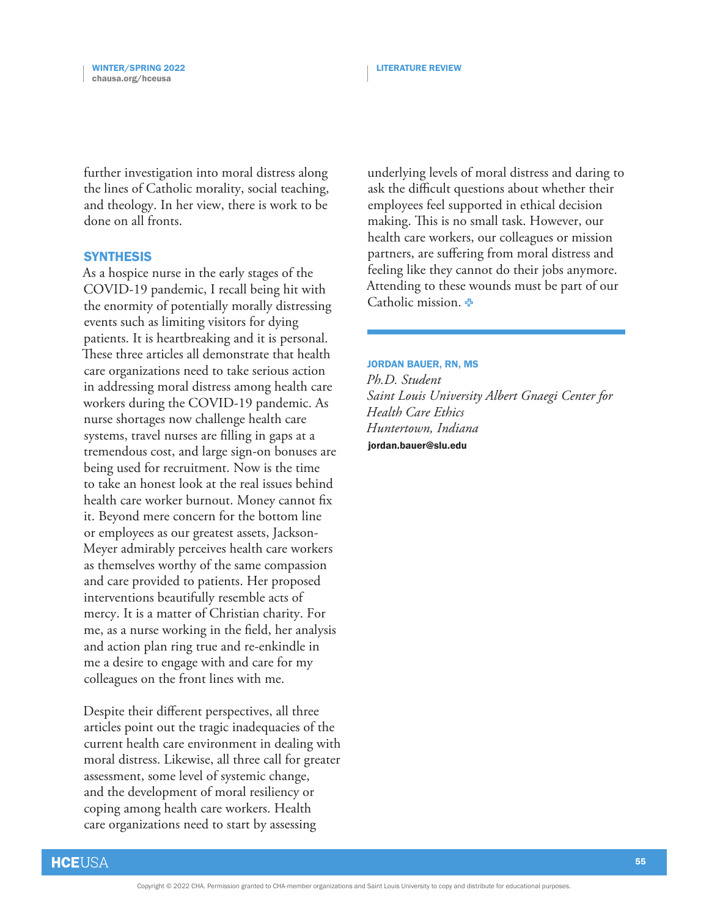further investigation into moral distress along the lines of Catholic morality, social teaching, and theology. In her view, there is work to be done on all fronts.

## SYNTHESIS

As a hospice nurse in the early stages of the COVID-19 pandemic, I recall being hit with the enormity of potentially morally distressing events such as limiting visitors for dying patients. It is heartbreaking and it is personal. These three articles all demonstrate that health care organizations need to take serious action in addressing moral distress among health care workers during the COVID-19 pandemic. As nurse shortages now challenge health care systems, travel nurses are filling in gaps at a tremendous cost, and large sign-on bonuses are being used for recruitment. Now is the time to take an honest look at the real issues behind health care worker burnout. Money cannot fix it. Beyond mere concern for the bottom line or employees as our greatest assets, Jackson-Meyer admirably perceives health care workers as themselves worthy of the same compassion and care provided to patients. Her proposed interventions beautifully resemble acts of mercy. It is a matter of Christian charity. For me, as a nurse working in the field, her analysis and action plan ring true and re-enkindle in me a desire to engage with and care for my colleagues on the front lines with me.

Despite their different perspectives, all three articles point out the tragic inadequacies of the current health care environment in dealing with moral distress. Likewise, all three call for greater assessment, some level of systemic change, and the development of moral resiliency or coping among health care workers. Health care organizations need to start by assessing underlying levels of moral distress and daring to ask the difficult questions about whether their employees feel supported in ethical decision making. This is no small task. However, our health care workers, our colleagues or mission partners, are suffering from moral distress and feeling like they cannot do their jobs anymore. Attending to these wounds must be part of our Catholic mission.

---

**JORDAN BAUER, RN, MS**
*Ph.D. Student*
*Saint Louis University Albert Gnaegi Center for Health Care Ethics*
*Huntertown, Indiana*
jordan.bauer@slu.edu

Copyright © 2022 CHA. Permission granted to CHA-member organizations and Saint Louis University to copy and distribute for educational purposes.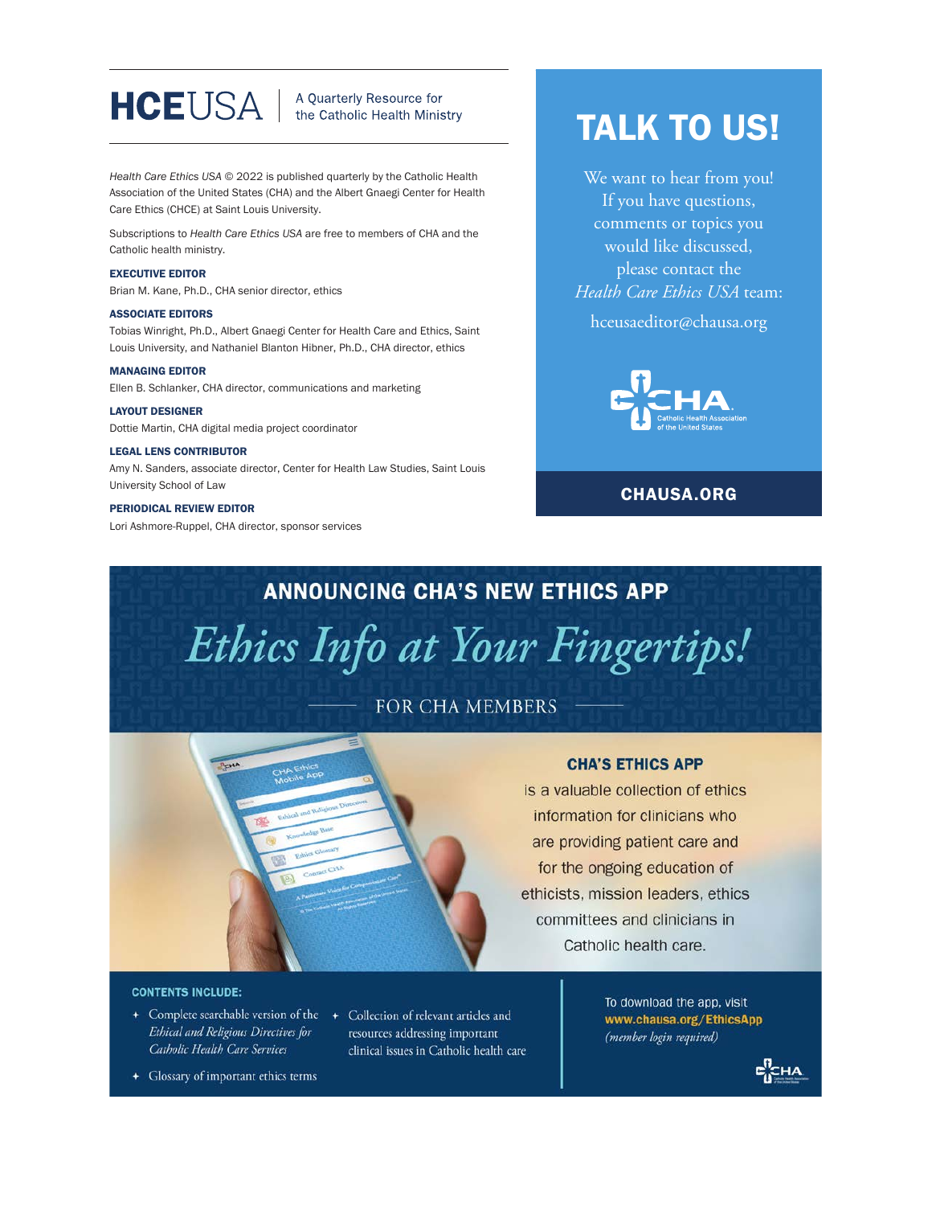# HCEUSA

A Quarterly Resource for the Catholic Health Ministry

*Health Care Ethics USA* © 2022 is published quarterly by the Catholic Health Association of the United States (CHA) and the Albert Gnaegi Center for Health Care Ethics (CHCE) at Saint Louis University.

Subscriptions to *Health Care Ethics USA* are free to members of CHA and the Catholic health ministry.

**EXECUTIVE EDITOR**
Brian M. Kane, Ph.D., CHA senior director, ethics

**ASSOCIATE EDITORS**
Tobias Winright, Ph.D., Albert Gnaegi Center for Health Care and Ethics, Saint Louis University, and Nathaniel Blanton Hibner, Ph.D., CHA director, ethics

**MANAGING EDITOR**
Ellen B. Schlanker, CHA director, communications and marketing

**LAYOUT DESIGNER**
Dottie Martin, CHA digital media project coordinator

**LEGAL LENS CONTRIBUTOR**
Amy N. Sanders, associate director, Center for Health Law Studies, Saint Louis University School of Law

**PERIODICAL REVIEW EDITOR**
Lori Ashmore-Ruppel, CHA director, sponsor services

## TALK TO US!

We want to hear from you! If you have questions, comments or topics you would like discussed, please contact the *Health Care Ethics USA* team:

hceusaeditor@chausa.org

CHA Catholic Health Association of the United States

CHAUSA.ORG

## ANNOUNCING CHA'S NEW ETHICS APP

*Ethics Info at Your Fingertips!*

FOR CHA MEMBERS

**CHA'S ETHICS APP**

is a valuable collection of ethics information for clinicians who are providing patient care and for the ongoing education of ethicists, mission leaders, ethics committees and clinicians in Catholic health care.

**CONTENTS INCLUDE:**

- Complete searchable version of the *Ethical and Religious Directives for Catholic Health Care Services*
- Glossary of important ethics terms
- Collection of relevant articles and resources addressing important clinical issues in Catholic health care

To download the app, visit **www.chausa.org/EthicsApp** *(member login required)*